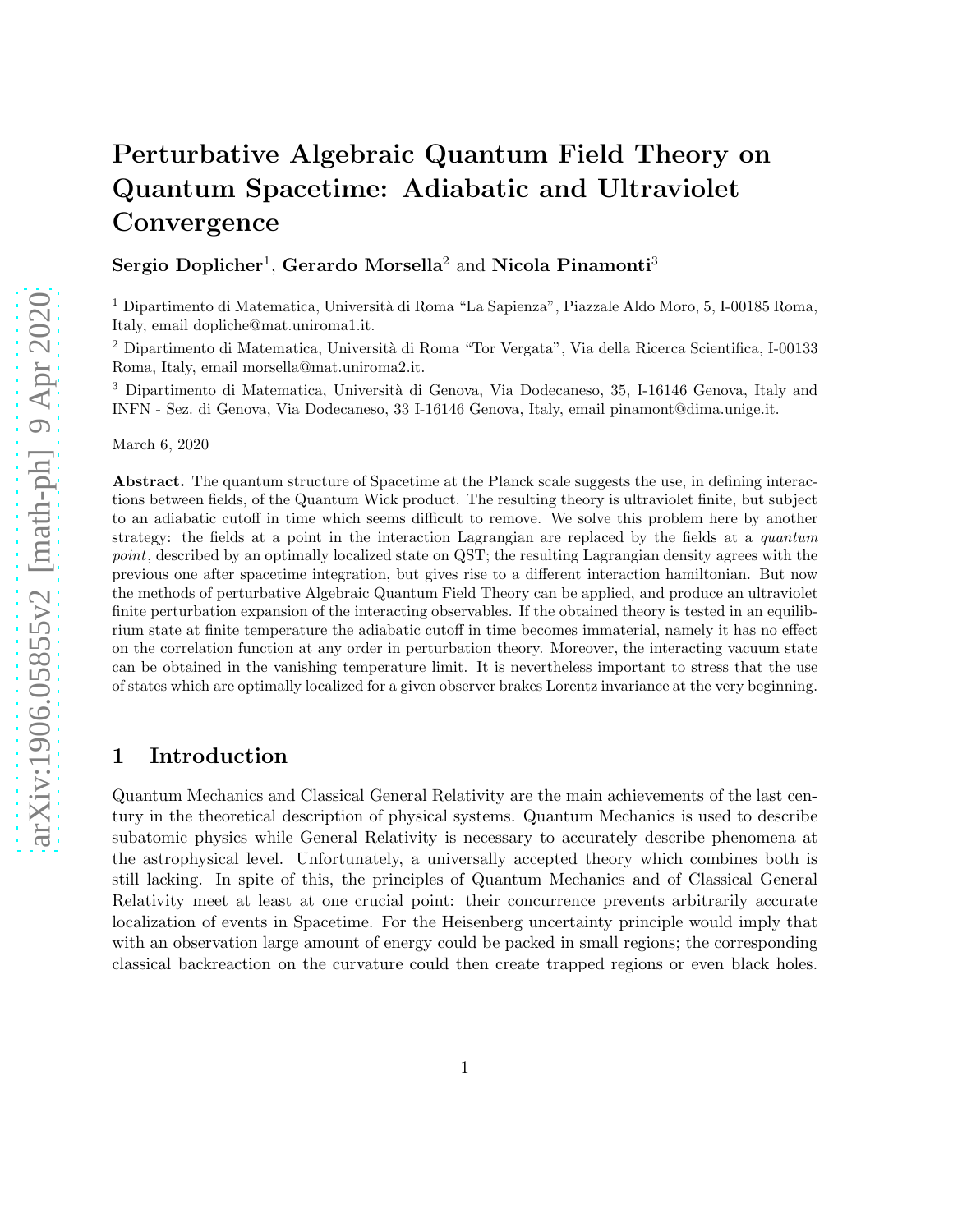# Perturbative Algebraic Quantum Field Theory on Quantum Spacetime: Adiabatic and Ultraviolet Convergence

**Sergio Doplicher**[1], **Gerardo Morsella**[2] and **Nicola Pinamonti**[3]

[1] Dipartimento di Matematica, Università di Roma "La Sapienza", Piazzale Aldo Moro, 5, I-00185 Roma, Italy, email dopliche@mat.uniroma1.it.

[2] Dipartimento di Matematica, Università di Roma "Tor Vergata", Via della Ricerca Scientifica, I-00133 Roma, Italy, email morsella@mat.uniroma2.it.

[3] Dipartimento di Matematica, Università di Genova, Via Dodecaneso, 35, I-16146 Genova, Italy and INFN - Sez. di Genova, Via Dodecaneso, 33 I-16146 Genova, Italy, email pinamont@dima.unige.it.

March 6, 2020

**Abstract.** The quantum structure of Spacetime at the Planck scale suggests the use, in defining interactions between fields, of the Quantum Wick product. The resulting theory is ultraviolet finite, but subject to an adiabatic cutoff in time which seems difficult to remove. We solve this problem here by another strategy: the fields at a point in the interaction Lagrangian are replaced by the fields at a *quantum point*, described by an optimally localized state on QST; the resulting Lagrangian density agrees with the previous one after spacetime integration, but gives rise to a different interaction hamiltonian. But now the methods of perturbative Algebraic Quantum Field Theory can be applied, and produce an ultraviolet finite perturbation expansion of the interacting observables. If the obtained theory is tested in an equilibrium state at finite temperature the adiabatic cutoff in time becomes immaterial, namely it has no effect on the correlation function at any order in perturbation theory. Moreover, the interacting vacuum state can be obtained in the vanishing temperature limit. It is nevertheless important to stress that the use of states which are optimally localized for a given observer brakes Lorentz invariance at the very beginning.

## 1 Introduction

Quantum Mechanics and Classical General Relativity are the main achievements of the last century in the theoretical description of physical systems. Quantum Mechanics is used to describe subatomic physics while General Relativity is necessary to accurately describe phenomena at the astrophysical level. Unfortunately, a universally accepted theory which combines both is still lacking. In spite of this, the principles of Quantum Mechanics and of Classical General Relativity meet at least at one crucial point: their concurrence prevents arbitrarily accurate localization of events in Spacetime. For the Heisenberg uncertainty principle would imply that with an observation large amount of energy could be packed in small regions; the corresponding classical backreaction on the curvature could then create trapped regions or even black holes.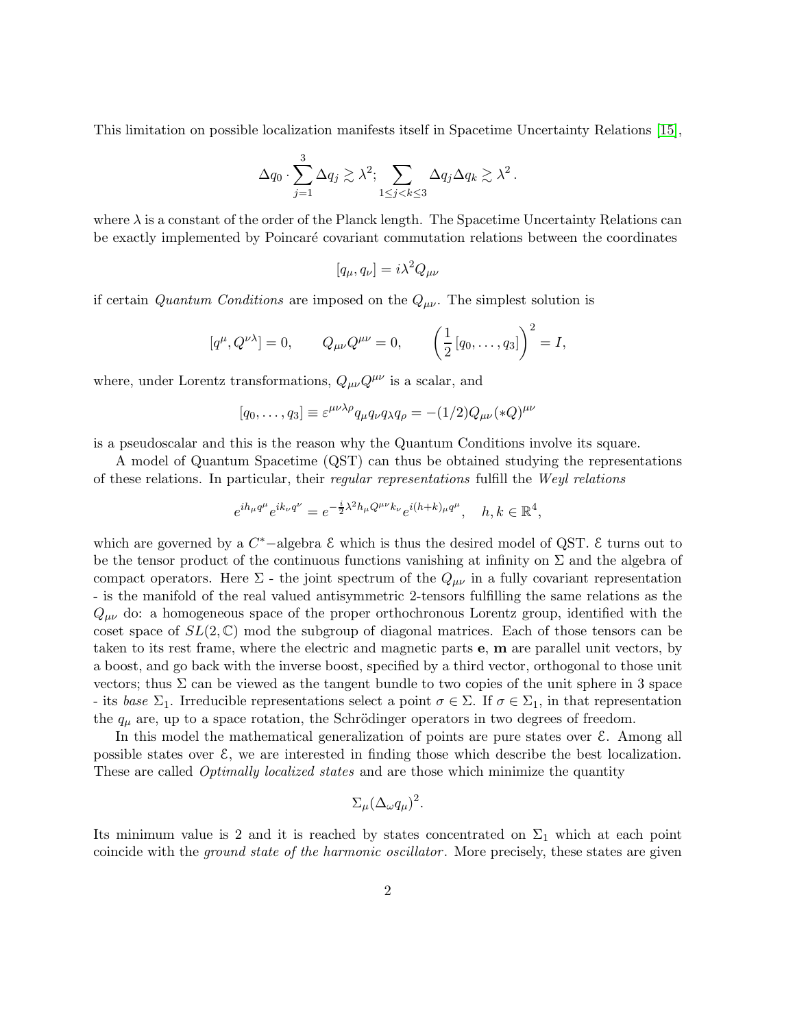This limitation on possible localization manifests itself in Spacetime Uncertainty Relations [15],

$$\Delta q_0 \cdot \sum_{j=1}^{3} \Delta q_j \gtrsim \lambda^2; \sum_{1 \le j < k \le 3} \Delta q_j \Delta q_k \gtrsim \lambda^2 .$$

where $\lambda$ is a constant of the order of the Planck length. The Spacetime Uncertainty Relations can be exactly implemented by Poincaré covariant commutation relations between the coordinates

$$[q_\mu, q_\nu] = i\lambda^2 Q_{\mu\nu}$$

if certain *Quantum Conditions* are imposed on the $Q_{\mu\nu}$. The simplest solution is

$$[q^\mu, Q^{\nu\lambda}] = 0, \qquad Q_{\mu\nu}Q^{\mu\nu} = 0, \qquad \left(\frac{1}{2}[q_0, \ldots, q_3]\right)^2 = I,$$

where, under Lorentz transformations, $Q_{\mu\nu}Q^{\mu\nu}$ is a scalar, and

$$[q_0, \ldots, q_3] \equiv \varepsilon^{\mu\nu\lambda\rho} q_\mu q_\nu q_\lambda q_\rho = -(1/2) Q_{\mu\nu} (*Q)^{\mu\nu}$$

is a pseudoscalar and this is the reason why the Quantum Conditions involve its square.

A model of Quantum Spacetime (QST) can thus be obtained studying the representations of these relations. In particular, their *regular representations* fulfill the *Weyl relations*

$$e^{ih_\mu q^\mu} e^{ik_\nu q^\nu} = e^{-\frac{i}{2}\lambda^2 h_\mu Q^{\mu\nu} k_\nu} e^{i(h+k)_\mu q^\mu}, \quad h, k \in \mathbb{R}^4,$$

which are governed by a $C^*$−algebra $\mathcal{E}$ which is thus the desired model of QST. $\mathcal{E}$ turns out to be the tensor product of the continuous functions vanishing at infinity on $\Sigma$ and the algebra of compact operators. Here $\Sigma$ - the joint spectrum of the $Q_{\mu\nu}$ in a fully covariant representation - is the manifold of the real valued antisymmetric 2-tensors fulfilling the same relations as the $Q_{\mu\nu}$ do: a homogeneous space of the proper orthochronous Lorentz group, identified with the coset space of $SL(2, \mathbb{C})$ mod the subgroup of diagonal matrices. Each of those tensors can be taken to its rest frame, where the electric and magnetic parts $\mathbf{e}, \mathbf{m}$ are parallel unit vectors, by a boost, and go back with the inverse boost, specified by a third vector, orthogonal to those unit vectors; thus $\Sigma$ can be viewed as the tangent bundle to two copies of the unit sphere in 3 space - its *base* $\Sigma_1$. Irreducible representations select a point $\sigma \in \Sigma$. If $\sigma \in \Sigma_1$, in that representation the $q_\mu$ are, up to a space rotation, the Schrödinger operators in two degrees of freedom.

In this model the mathematical generalization of points are pure states over $\mathcal{E}$. Among all possible states over $\mathcal{E}$, we are interested in finding those which describe the best localization. These are called *Optimally localized states* and are those which minimize the quantity

$$\Sigma_\mu (\Delta_\omega q_\mu)^2.$$

Its minimum value is 2 and it is reached by states concentrated on $\Sigma_1$ which at each point coincide with the *ground state of the harmonic oscillator*. More precisely, these states are given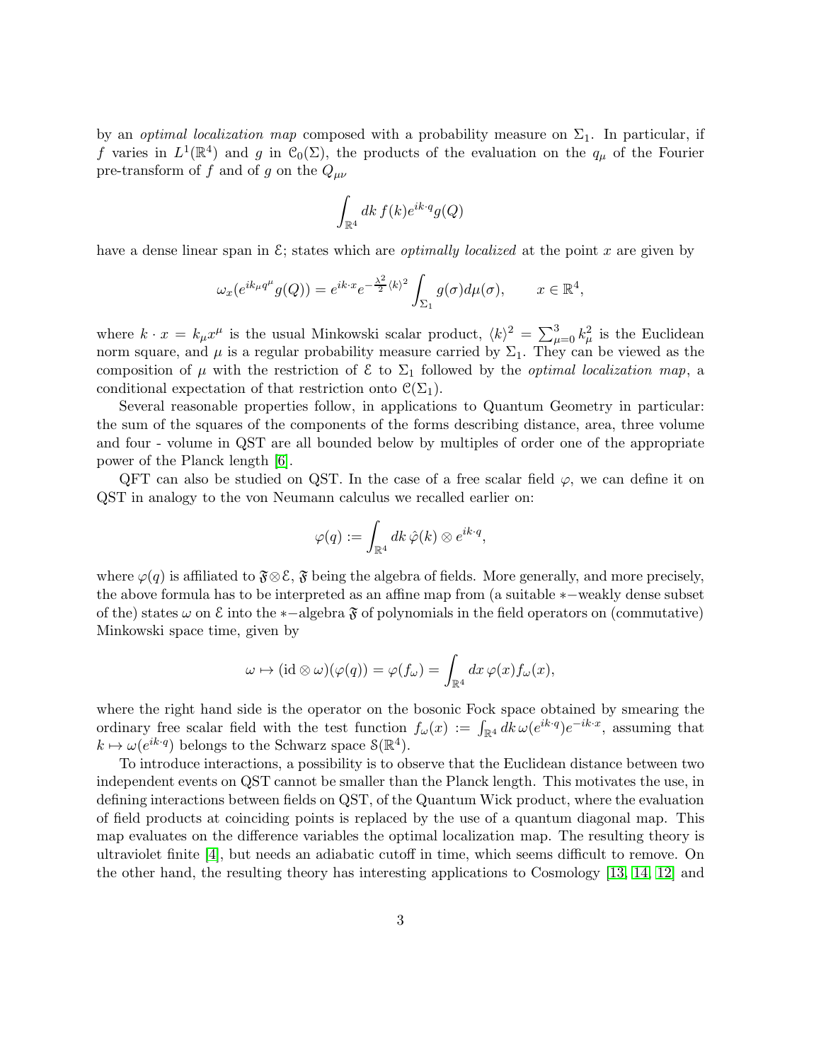by an *optimal localization map* composed with a probability measure on $\Sigma_1$. In particular, if $f$ varies in $L^1(\mathbb{R}^4)$ and $g$ in $\mathcal{C}_0(\Sigma)$, the products of the evaluation on the $q_\mu$ of the Fourier pre-transform of $f$ and of $g$ on the $Q_{\mu\nu}$

$$\int_{\mathbb{R}^4} dk\, f(k) e^{ik\cdot q} g(Q)$$

have a dense linear span in $\mathcal{E}$; states which are *optimally localized* at the point $x$ are given by

$$\omega_x(e^{ik_\mu q^\mu} g(Q)) = e^{ik\cdot x} e^{-\frac{\lambda^2}{2}\langle k\rangle^2} \int_{\Sigma_1} g(\sigma) d\mu(\sigma), \qquad x \in \mathbb{R}^4,$$

where $k \cdot x = k_\mu x^\mu$ is the usual Minkowski scalar product, $\langle k\rangle^2 = \sum_{\mu=0}^{3} k_\mu^2$ is the Euclidean norm square, and $\mu$ is a regular probability measure carried by $\Sigma_1$. They can be viewed as the composition of $\mu$ with the restriction of $\mathcal{E}$ to $\Sigma_1$ followed by the *optimal localization map*, a conditional expectation of that restriction onto $\mathcal{C}(\Sigma_1)$.

Several reasonable properties follow, in applications to Quantum Geometry in particular: the sum of the squares of the components of the forms describing distance, area, three volume and four - volume in QST are all bounded below by multiples of order one of the appropriate power of the Planck length [6].

QFT can also be studied on QST. In the case of a free scalar field $\varphi$, we can define it on QST in analogy to the von Neumann calculus we recalled earlier on:

$$\varphi(q) := \int_{\mathbb{R}^4} dk\, \hat{\varphi}(k) \otimes e^{ik\cdot q},$$

where $\varphi(q)$ is affiliated to $\mathfrak{F} \otimes \mathcal{E}$, $\mathfrak{F}$ being the algebra of fields. More generally, and more precisely, the above formula has to be interpreted as an affine map from (a suitable $*-$weakly dense subset of the) states $\omega$ on $\mathcal{E}$ into the $*-$algebra $\mathfrak{F}$ of polynomials in the field operators on (commutative) Minkowski space time, given by

$$\omega \mapsto (\mathrm{id} \otimes \omega)(\varphi(q)) = \varphi(f_\omega) = \int_{\mathbb{R}^4} dx\, \varphi(x) f_\omega(x),$$

where the right hand side is the operator on the bosonic Fock space obtained by smearing the ordinary free scalar field with the test function $f_\omega(x) := \int_{\mathbb{R}^4} dk\, \omega(e^{ik\cdot q}) e^{-ik\cdot x}$, assuming that $k \mapsto \omega(e^{ik\cdot q})$ belongs to the Schwarz space $\mathcal{S}(\mathbb{R}^4)$.

To introduce interactions, a possibility is to observe that the Euclidean distance between two independent events on QST cannot be smaller than the Planck length. This motivates the use, in defining interactions between fields on QST, of the Quantum Wick product, where the evaluation of field products at coinciding points is replaced by the use of a quantum diagonal map. This map evaluates on the difference variables the optimal localization map. The resulting theory is ultraviolet finite [4], but needs an adiabatic cutoff in time, which seems difficult to remove. On the other hand, the resulting theory has interesting applications to Cosmology [13, 14, 12] and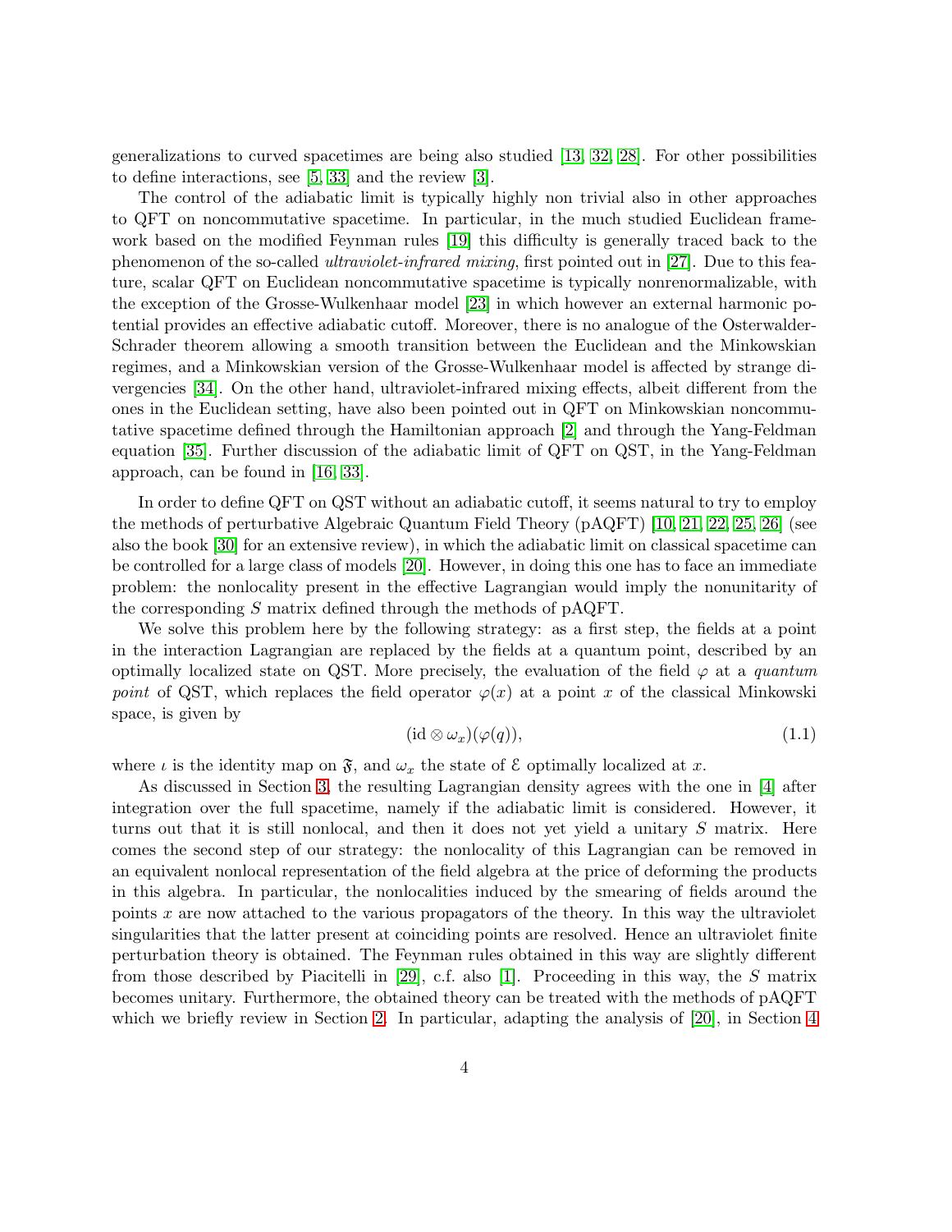generalizations to curved spacetimes are being also studied [13, 32, 28]. For other possibilities to define interactions, see [5, 33] and the review [3].

The control of the adiabatic limit is typically highly non trivial also in other approaches to QFT on noncommutative spacetime. In particular, in the much studied Euclidean framework based on the modified Feynman rules [19] this difficulty is generally traced back to the phenomenon of the so-called *ultraviolet-infrared mixing*, first pointed out in [27]. Due to this feature, scalar QFT on Euclidean noncommutative spacetime is typically nonrenormalizable, with the exception of the Grosse-Wulkenhaar model [23] in which however an external harmonic potential provides an effective adiabatic cutoff. Moreover, there is no analogue of the Osterwalder-Schrader theorem allowing a smooth transition between the Euclidean and the Minkowskian regimes, and a Minkowskian version of the Grosse-Wulkenhaar model is affected by strange divergencies [34]. On the other hand, ultraviolet-infrared mixing effects, albeit different from the ones in the Euclidean setting, have also been pointed out in QFT on Minkowskian noncommutative spacetime defined through the Hamiltonian approach [2] and through the Yang-Feldman equation [35]. Further discussion of the adiabatic limit of QFT on QST, in the Yang-Feldman approach, can be found in [16, 33].

In order to define QFT on QST without an adiabatic cutoff, it seems natural to try to employ the methods of perturbative Algebraic Quantum Field Theory (pAQFT) [10, 21, 22, 25, 26] (see also the book [30] for an extensive review), in which the adiabatic limit on classical spacetime can be controlled for a large class of models [20]. However, in doing this one has to face an immediate problem: the nonlocality present in the effective Lagrangian would imply the nonunitarity of the corresponding $S$ matrix defined through the methods of pAQFT.

We solve this problem here by the following strategy: as a first step, the fields at a point in the interaction Lagrangian are replaced by the fields at a quantum point, described by an optimally localized state on QST. More precisely, the evaluation of the field $\varphi$ at a *quantum point* of QST, which replaces the field operator $\varphi(x)$ at a point $x$ of the classical Minkowski space, is given by

$$(\mathrm{id} \otimes \omega_x)(\varphi(q)), \tag{1.1}$$

where $\iota$ is the identity map on $\mathfrak{F}$, and $\omega_x$ the state of $\mathcal{E}$ optimally localized at $x$.

As discussed in Section 3, the resulting Lagrangian density agrees with the one in [4] after integration over the full spacetime, namely if the adiabatic limit is considered. However, it turns out that it is still nonlocal, and then it does not yet yield a unitary $S$ matrix. Here comes the second step of our strategy: the nonlocality of this Lagrangian can be removed in an equivalent nonlocal representation of the field algebra at the price of deforming the products in this algebra. In particular, the nonlocalities induced by the smearing of fields around the points $x$ are now attached to the various propagators of the theory. In this way the ultraviolet singularities that the latter present at coinciding points are resolved. Hence an ultraviolet finite perturbation theory is obtained. The Feynman rules obtained in this way are slightly different from those described by Piacitelli in [29], c.f. also [1]. Proceeding in this way, the $S$ matrix becomes unitary. Furthermore, the obtained theory can be treated with the methods of pAQFT which we briefly review in Section 2. In particular, adapting the analysis of [20], in Section 4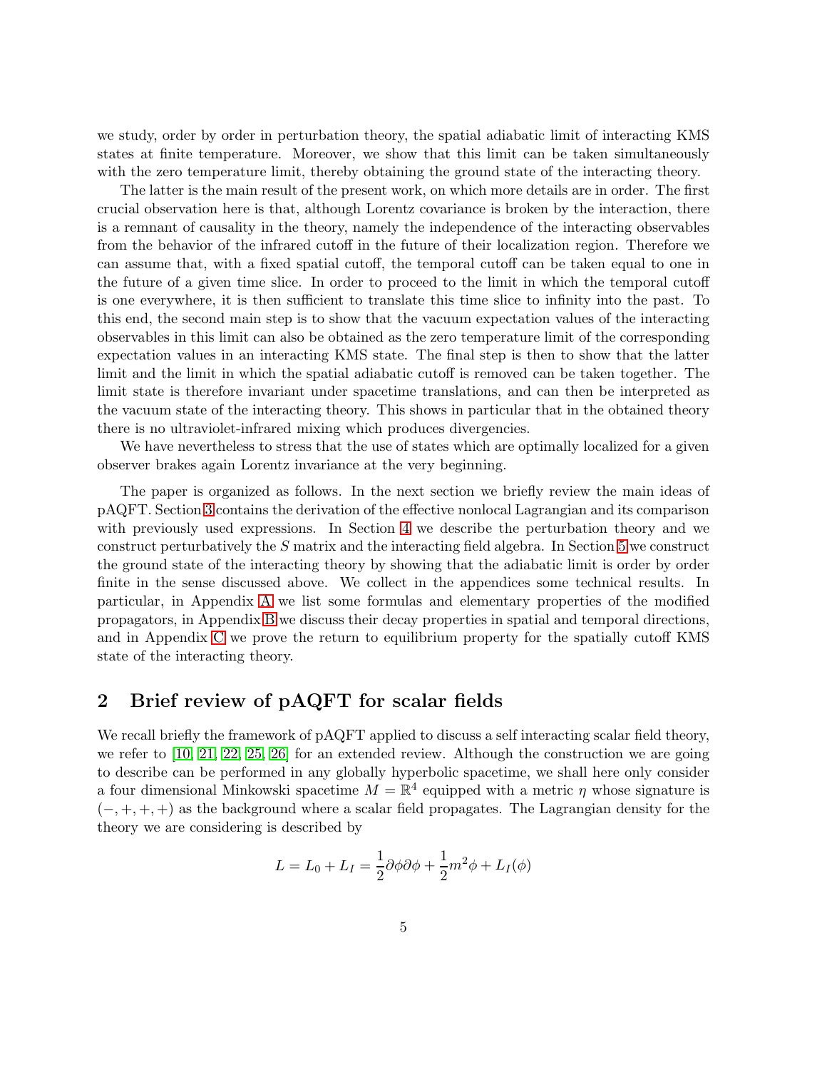we study, order by order in perturbation theory, the spatial adiabatic limit of interacting KMS states at finite temperature. Moreover, we show that this limit can be taken simultaneously with the zero temperature limit, thereby obtaining the ground state of the interacting theory.

The latter is the main result of the present work, on which more details are in order. The first crucial observation here is that, although Lorentz covariance is broken by the interaction, there is a remnant of causality in the theory, namely the independence of the interacting observables from the behavior of the infrared cutoff in the future of their localization region. Therefore we can assume that, with a fixed spatial cutoff, the temporal cutoff can be taken equal to one in the future of a given time slice. In order to proceed to the limit in which the temporal cutoff is one everywhere, it is then sufficient to translate this time slice to infinity into the past. To this end, the second main step is to show that the vacuum expectation values of the interacting observables in this limit can also be obtained as the zero temperature limit of the corresponding expectation values in an interacting KMS state. The final step is then to show that the latter limit and the limit in which the spatial adiabatic cutoff is removed can be taken together. The limit state is therefore invariant under spacetime translations, and can then be interpreted as the vacuum state of the interacting theory. This shows in particular that in the obtained theory there is no ultraviolet-infrared mixing which produces divergencies.

We have nevertheless to stress that the use of states which are optimally localized for a given observer brakes again Lorentz invariance at the very beginning.

The paper is organized as follows. In the next section we briefly review the main ideas of pAQFT. Section 3 contains the derivation of the effective nonlocal Lagrangian and its comparison with previously used expressions. In Section 4 we describe the perturbation theory and we construct perturbatively the $S$ matrix and the interacting field algebra. In Section 5 we construct the ground state of the interacting theory by showing that the adiabatic limit is order by order finite in the sense discussed above. We collect in the appendices some technical results. In particular, in Appendix A we list some formulas and elementary properties of the modified propagators, in Appendix B we discuss their decay properties in spatial and temporal directions, and in Appendix C we prove the return to equilibrium property for the spatially cutoff KMS state of the interacting theory.

## 2 Brief review of pAQFT for scalar fields

We recall briefly the framework of pAQFT applied to discuss a self interacting scalar field theory, we refer to [10, 21, 22, 25, 26] for an extended review. Although the construction we are going to describe can be performed in any globally hyperbolic spacetime, we shall here only consider a four dimensional Minkowski spacetime $M = \mathbb{R}^4$ equipped with a metric $\eta$ whose signature is $(-,+,+,+)$ as the background where a scalar field propagates. The Lagrangian density for the theory we are considering is described by

$$L = L_0 + L_I = \frac{1}{2}\partial\phi\partial\phi + \frac{1}{2}m^2\phi + L_I(\phi)$$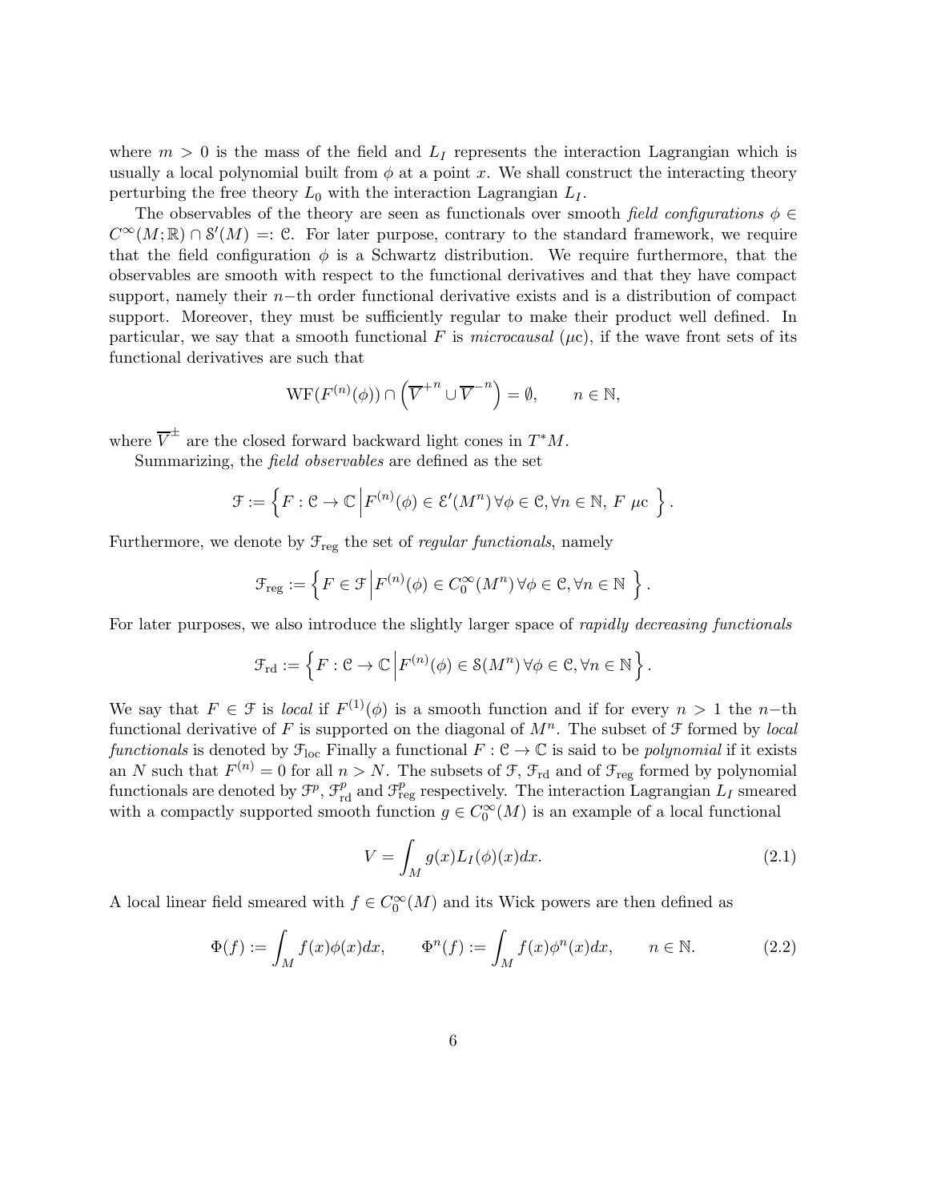where $m > 0$ is the mass of the field and $L_I$ represents the interaction Lagrangian which is usually a local polynomial built from $\phi$ at a point $x$. We shall construct the interacting theory perturbing the free theory $L_0$ with the interaction Lagrangian $L_I$.

The observables of the theory are seen as functionals over smooth *field configurations* $\phi \in C^\infty(M;\mathbb{R}) \cap \mathcal{S}'(M) =: \mathcal{C}$. For later purpose, contrary to the standard framework, we require that the field configuration $\phi$ is a Schwartz distribution. We require furthermore, that the observables are smooth with respect to the functional derivatives and that they have compact support, namely their $n-$th order functional derivative exists and is a distribution of compact support. Moreover, they must be sufficiently regular to make their product well defined. In particular, we say that a smooth functional $F$ is *microcausal* ($\mu$c), if the wave front sets of its functional derivatives are such that

$$\mathrm{WF}(F^{(n)}(\phi)) \cap \left(\overline{V}^{+n} \cup \overline{V}^{-n}\right) = \emptyset, \qquad n \in \mathbb{N},$$

where $\overline{V}^{\pm}$ are the closed forward backward light cones in $T^*M$.

Summarizing, the *field observables* are defined as the set

$$\mathcal{F} := \left\{ F : \mathcal{C} \to \mathbb{C} \,\middle|\, F^{(n)}(\phi) \in \mathcal{E}'(M^n)\, \forall \phi \in \mathcal{C}, \forall n \in \mathbb{N},\ F\ \mu\mathrm{c}\ \right\}.$$

Furthermore, we denote by $\mathcal{F}_{\mathrm{reg}}$ the set of *regular functionals*, namely

$$\mathcal{F}_{\mathrm{reg}} := \left\{ F \in \mathcal{F} \,\middle|\, F^{(n)}(\phi) \in C^\infty_0(M^n)\, \forall \phi \in \mathcal{C}, \forall n \in \mathbb{N}\ \right\}.$$

For later purposes, we also introduce the slightly larger space of *rapidly decreasing functionals*

$$\mathcal{F}_{\mathrm{rd}} := \left\{ F : \mathcal{C} \to \mathbb{C} \,\middle|\, F^{(n)}(\phi) \in \mathcal{S}(M^n)\, \forall \phi \in \mathcal{C}, \forall n \in \mathbb{N} \right\}.$$

We say that $F \in \mathcal{F}$ is *local* if $F^{(1)}(\phi)$ is a smooth function and if for every $n > 1$ the $n-$th functional derivative of $F$ is supported on the diagonal of $M^n$. The subset of $\mathcal{F}$ formed by *local functionals* is denoted by $\mathcal{F}_{\mathrm{loc}}$ Finally a functional $F : \mathcal{C} \to \mathbb{C}$ is said to be *polynomial* if it exists an $N$ such that $F^{(n)} = 0$ for all $n > N$. The subsets of $\mathcal{F}$, $\mathcal{F}_{\mathrm{rd}}$ and of $\mathcal{F}_{\mathrm{reg}}$ formed by polynomial functionals are denoted by $\mathcal{F}^p$, $\mathcal{F}^p_{\mathrm{rd}}$ and $\mathcal{F}^p_{\mathrm{reg}}$ respectively. The interaction Lagrangian $L_I$ smeared with a compactly supported smooth function $g \in C^\infty_0(M)$ is an example of a local functional

$$V = \int_M g(x) L_I(\phi)(x) dx. \tag{2.1}$$

A local linear field smeared with $f \in C^\infty_0(M)$ and its Wick powers are then defined as

$$\Phi(f) := \int_M f(x)\phi(x) dx, \qquad \Phi^n(f) := \int_M f(x)\phi^n(x) dx, \qquad n \in \mathbb{N}. \tag{2.2}$$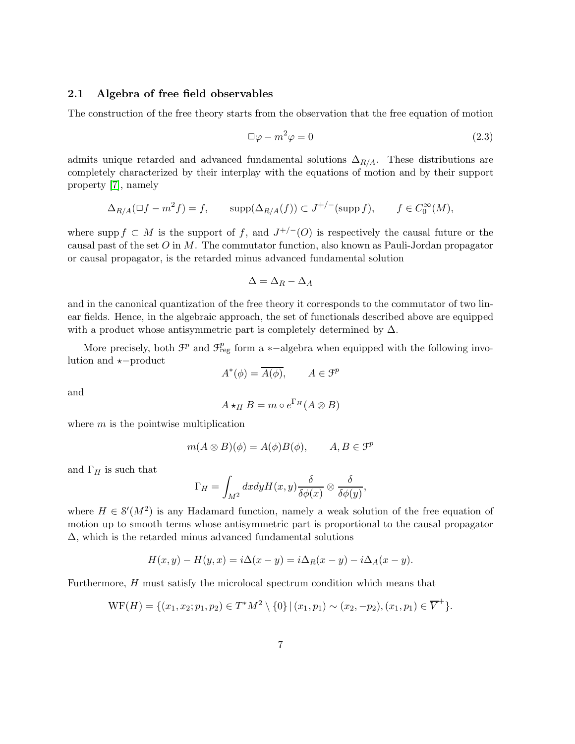### 2.1 Algebra of free field observables

The construction of the free theory starts from the observation that the free equation of motion

$$\Box\varphi - m^2\varphi = 0 \tag{2.3}$$

admits unique retarded and advanced fundamental solutions $\Delta_{R/A}$. These distributions are completely characterized by their interplay with the equations of motion and by their support property [7], namely

$$\Delta_{R/A}(\Box f - m^2 f) = f, \qquad \text{supp}(\Delta_{R/A}(f)) \subset J^{+/-}(\text{supp}\, f), \qquad f \in C_0^\infty(M),$$

where $\text{supp}\, f \subset M$ is the support of $f$, and $J^{+/-}(O)$ is respectively the causal future or the causal past of the set $O$ in $M$. The commutator function, also known as Pauli-Jordan propagator or causal propagator, is the retarded minus advanced fundamental solution

$$\Delta = \Delta_R - \Delta_A$$

and in the canonical quantization of the free theory it corresponds to the commutator of two linear fields. Hence, in the algebraic approach, the set of functionals described above are equipped with a product whose antisymmetric part is completely determined by $\Delta$.

More precisely, both $\mathcal{F}^p$ and $\mathcal{F}^p_{\text{reg}}$ form a $*-$algebra when equipped with the following involution and $\star-$product

$$A^*(\phi) = \overline{A(\phi)}, \qquad A \in \mathcal{F}^p$$

and

$$A \star_H B = m \circ e^{\Gamma_H}(A \otimes B)$$

where $m$ is the pointwise multiplication

$$m(A \otimes B)(\phi) = A(\phi)B(\phi), \qquad A, B \in \mathcal{F}^p$$

and $\Gamma_H$ is such that

$$\Gamma_H = \int_{M^2} dxdy H(x,y) \frac{\delta}{\delta\phi(x)} \otimes \frac{\delta}{\delta\phi(y)},$$

where $H \in \mathcal{S}'(M^2)$ is any Hadamard function, namely a weak solution of the free equation of motion up to smooth terms whose antisymmetric part is proportional to the causal propagator $\Delta$, which is the retarded minus advanced fundamental solutions

$$H(x,y) - H(y,x) = i\Delta(x-y) = i\Delta_R(x-y) - i\Delta_A(x-y).$$

Furthermore, $H$ must satisfy the microlocal spectrum condition which means that

$$\text{WF}(H) = \{(x_1, x_2; p_1, p_2) \in T^*M^2 \setminus \{0\} \,|\, (x_1, p_1) \sim (x_2, -p_2), (x_1, p_1) \in \overline{V}^+\}.$$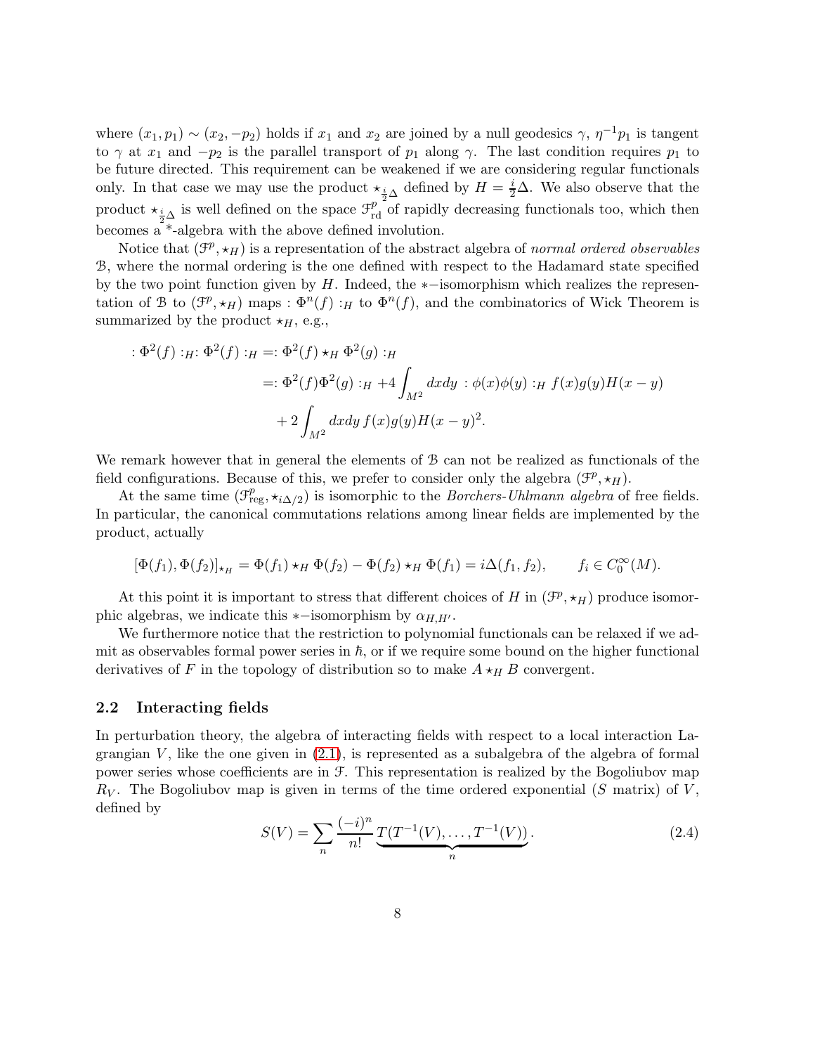where $(x_1, p_1) \sim (x_2, -p_2)$ holds if $x_1$ and $x_2$ are joined by a null geodesics $\gamma$, $\eta^{-1} p_1$ is tangent to $\gamma$ at $x_1$ and $-p_2$ is the parallel transport of $p_1$ along $\gamma$. The last condition requires $p_1$ to be future directed. This requirement can be weakened if we are considering regular functionals only. In that case we may use the product $\star_{\frac{i}{2}\Delta}$ defined by $H = \frac{i}{2}\Delta$. We also observe that the product $\star_{\frac{i}{2}\Delta}$ is well defined on the space $\mathcal{F}^p_{\mathrm{rd}}$ of rapidly decreasing functionals too, which then becomes a *-algebra with the above defined involution.

Notice that $(\mathcal{F}^p, \star_H)$ is a representation of the abstract algebra of *normal ordered observables* $\mathcal{B}$, where the normal ordering is the one defined with respect to the Hadamard state specified by the two point function given by $H$. Indeed, the $*-$isomorphism which realizes the representation of $\mathcal{B}$ to $(\mathcal{F}^p, \star_H)$ maps $:\Phi^n(f):_H$ to $\Phi^n(f)$, and the combinatorics of Wick Theorem is summarized by the product $\star_H$, e.g.,

$$
\begin{aligned}
:\Phi^2(f):_H : \Phi^2(f):_H =& :\Phi^2(f) \star_H \Phi^2(g):_H \\
=& :\Phi^2(f)\Phi^2(g):_H + 4\int_{M^2} dxdy \, :\phi(x)\phi(y):_H f(x)g(y)H(x-y) \\
&+ 2\int_{M^2} dxdy \, f(x)g(y)H(x-y)^2.
\end{aligned}
$$

We remark however that in general the elements of $\mathcal{B}$ can not be realized as functionals of the field configurations. Because of this, we prefer to consider only the algebra $(\mathcal{F}^p, \star_H)$.

At the same time $(\mathcal{F}^p_{\mathrm{reg}}, \star_{i\Delta/2})$ is isomorphic to the *Borchers-Uhlmann algebra* of free fields. In particular, the canonical commutations relations among linear fields are implemented by the product, actually

$$
[\Phi(f_1), \Phi(f_2)]_{\star_H} = \Phi(f_1) \star_H \Phi(f_2) - \Phi(f_2) \star_H \Phi(f_1) = i\Delta(f_1, f_2), \qquad f_i \in C_0^\infty(M).
$$

At this point it is important to stress that different choices of $H$ in $(\mathcal{F}^p, \star_H)$ produce isomorphic algebras, we indicate this $*-$isomorphism by $\alpha_{H,H'}$.

We furthermore notice that the restriction to polynomial functionals can be relaxed if we admit as observables formal power series in $\hbar$, or if we require some bound on the higher functional derivatives of $F$ in the topology of distribution so to make $A \star_H B$ convergent.

### 2.2 Interacting fields

In perturbation theory, the algebra of interacting fields with respect to a local interaction Lagrangian $V$, like the one given in (2.1), is represented as a subalgebra of the algebra of formal power series whose coefficients are in $\mathcal{F}$. This representation is realized by the Bogoliubov map $R_V$. The Bogoliubov map is given in terms of the time ordered exponential ($S$ matrix) of $V$, defined by

$$
S(V) = \sum_n \frac{(-i)^n}{n!} \underbrace{T(T^{-1}(V), \ldots, T^{-1}(V))}_{n}. \tag{2.4}
$$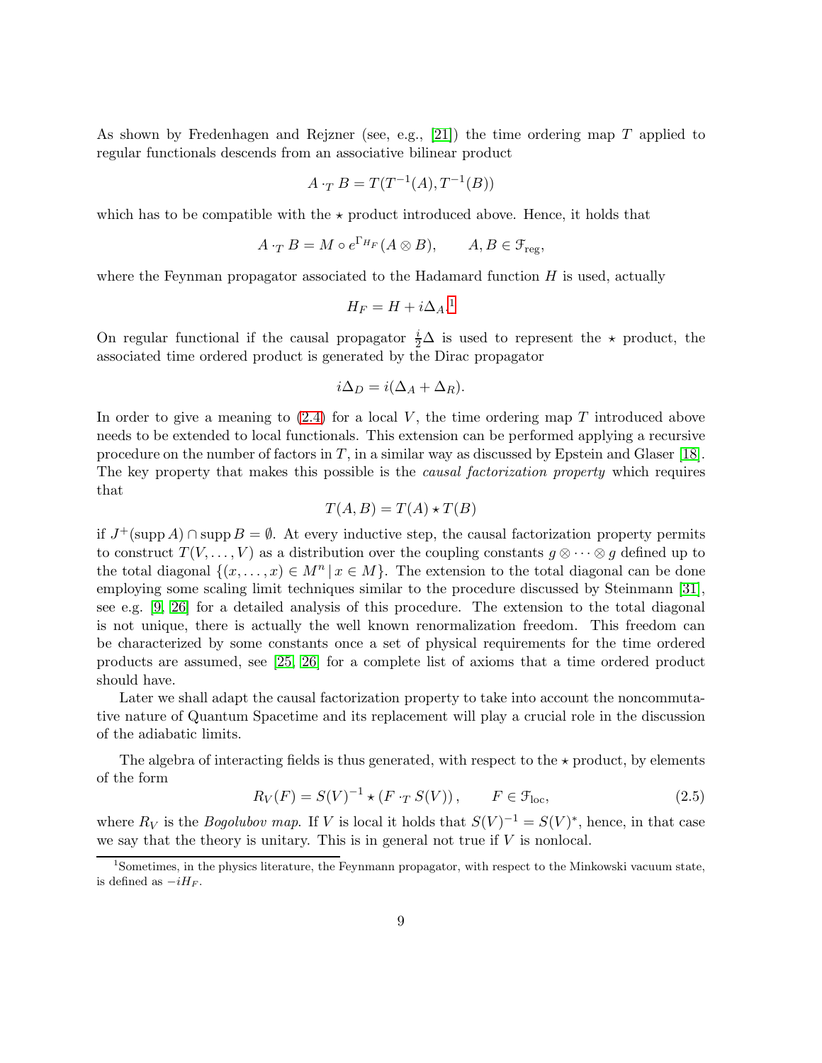As shown by Fredenhagen and Rejzner (see, e.g., [21]) the time ordering map $T$ applied to regular functionals descends from an associative bilinear product

$$A \cdot_T B = T(T^{-1}(A), T^{-1}(B))$$

which has to be compatible with the $\star$ product introduced above. Hence, it holds that

$$A \cdot_T B = M \circ e^{\Gamma_{H_F}}(A \otimes B), \qquad A, B \in \mathcal{F}_{\mathrm{reg}},$$

where the Feynman propagator associated to the Hadamard function $H$ is used, actually

$$H_F = H + i\Delta_A.$$ [1]

On regular functional if the causal propagator $\frac{i}{2}\Delta$ is used to represent the $\star$ product, the associated time ordered product is generated by the Dirac propagator

$$i\Delta_D = i(\Delta_A + \Delta_R).$$

In order to give a meaning to (2.4) for a local $V$, the time ordering map $T$ introduced above needs to be extended to local functionals. This extension can be performed applying a recursive procedure on the number of factors in $T$, in a similar way as discussed by Epstein and Glaser [18]. The key property that makes this possible is the *causal factorization property* which requires that

$$T(A, B) = T(A) \star T(B)$$

if $J^+(\operatorname{supp} A) \cap \operatorname{supp} B = \emptyset$. At every inductive step, the causal factorization property permits to construct $T(V, \dots, V)$ as a distribution over the coupling constants $g \otimes \cdots \otimes g$ defined up to the total diagonal $\{(x, \dots, x) \in M^n \,|\, x \in M\}$. The extension to the total diagonal can be done employing some scaling limit techniques similar to the procedure discussed by Steinmann [31], see e.g. [9, 26] for a detailed analysis of this procedure. The extension to the total diagonal is not unique, there is actually the well known renormalization freedom. This freedom can be characterized by some constants once a set of physical requirements for the time ordered products are assumed, see [25, 26] for a complete list of axioms that a time ordered product should have.

Later we shall adapt the causal factorization property to take into account the noncommutative nature of Quantum Spacetime and its replacement will play a crucial role in the discussion of the adiabatic limits.

The algebra of interacting fields is thus generated, with respect to the $\star$ product, by elements of the form

$$R_V(F) = S(V)^{-1} \star (F \cdot_T S(V)), \qquad F \in \mathcal{F}_{\mathrm{loc}}, \tag{2.5}$$

where $R_V$ is the *Bogolubov map*. If $V$ is local it holds that $S(V)^{-1} = S(V)^*$, hence, in that case we say that the theory is unitary. This is in general not true if $V$ is nonlocal.

[1] Sometimes, in the physics literature, the Feynmann propagator, with respect to the Minkowski vacuum state, is defined as $-iH_F$.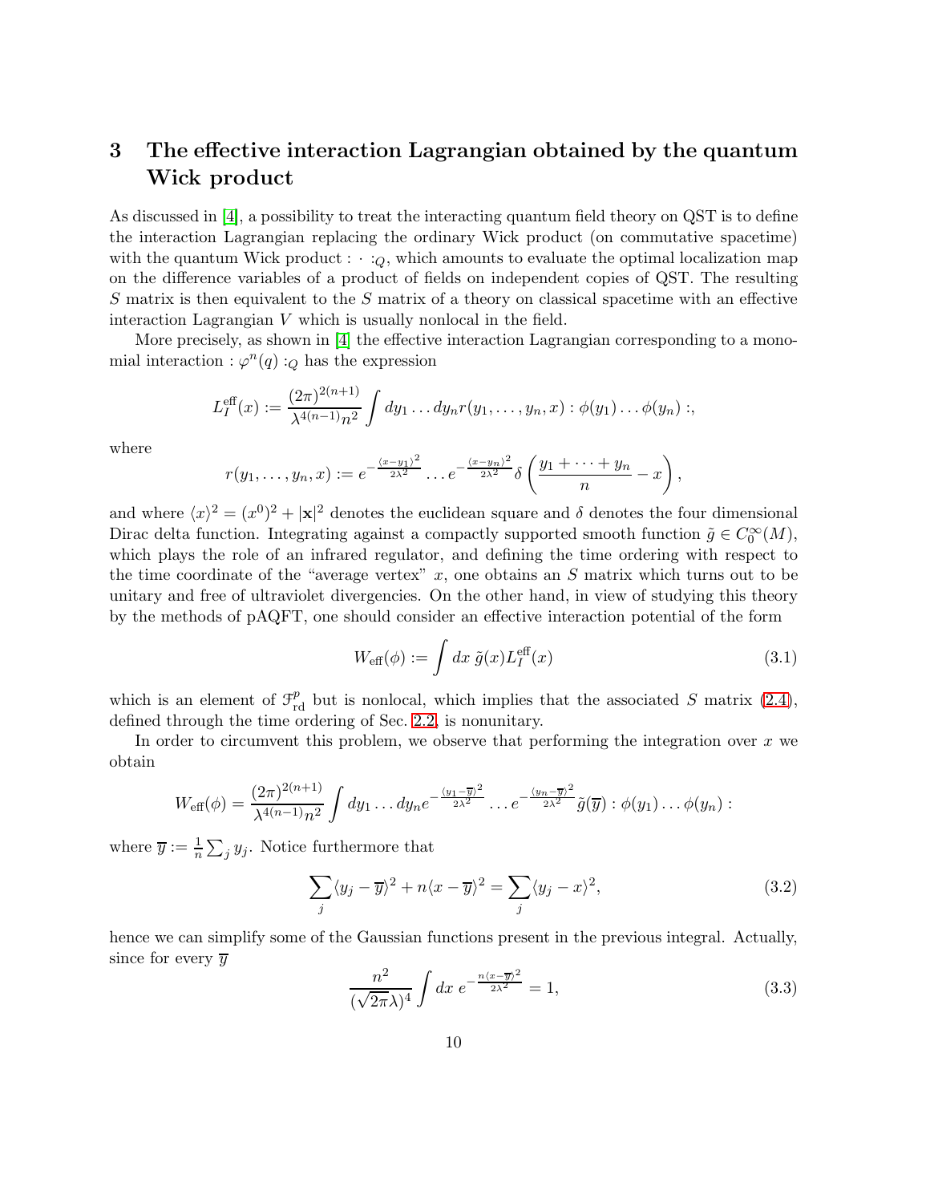# 3 The effective interaction Lagrangian obtained by the quantum Wick product

As discussed in [4], a possibility to treat the interacting quantum field theory on QST is to define the interaction Lagrangian replacing the ordinary Wick product (on commutative spacetime) with the quantum Wick product $: \cdot :_Q$, which amounts to evaluate the optimal localization map on the difference variables of a product of fields on independent copies of QST. The resulting $S$ matrix is then equivalent to the $S$ matrix of a theory on classical spacetime with an effective interaction Lagrangian $V$ which is usually nonlocal in the field.

More precisely, as shown in [4] the effective interaction Lagrangian corresponding to a monomial interaction $: \varphi^n(q) :_Q$ has the expression

$$L_I^{\text{eff}}(x) := \frac{(2\pi)^{2(n+1)}}{\lambda^{4(n-1)} n^2} \int dy_1 \dots dy_n r(y_1, \dots, y_n, x) : \phi(y_1) \dots \phi(y_n) :,$$

where

$$r(y_1, \dots, y_n, x) := e^{-\frac{\langle x - y_1 \rangle^2}{2\lambda^2}} \dots e^{-\frac{\langle x - y_n \rangle^2}{2\lambda^2}} \delta\left(\frac{y_1 + \dots + y_n}{n} - x\right),$$

and where $\langle x \rangle^2 = (x^0)^2 + |\mathbf{x}|^2$ denotes the euclidean square and $\delta$ denotes the four dimensional Dirac delta function. Integrating against a compactly supported smooth function $\tilde{g} \in C_0^\infty(M)$, which plays the role of an infrared regulator, and defining the time ordering with respect to the time coordinate of the "average vertex" $x$, one obtains an $S$ matrix which turns out to be unitary and free of ultraviolet divergencies. On the other hand, in view of studying this theory by the methods of pAQFT, one should consider an effective interaction potential of the form

$$W_{\text{eff}}(\phi) := \int dx \, \tilde{g}(x) L_I^{\text{eff}}(x) \tag{3.1}$$

which is an element of $\mathcal{F}^p_{\text{rd}}$ but is nonlocal, which implies that the associated $S$ matrix (2.4), defined through the time ordering of Sec. 2.2, is nonunitary.

In order to circumvent this problem, we observe that performing the integration over $x$ we obtain

$$W_{\text{eff}}(\phi) = \frac{(2\pi)^{2(n+1)}}{\lambda^{4(n-1)} n^2} \int dy_1 \dots dy_n e^{-\frac{\langle y_1 - \overline{y} \rangle^2}{2\lambda^2}} \dots e^{-\frac{\langle y_n - \overline{y} \rangle^2}{2\lambda^2}} \tilde{g}(\overline{y}) : \phi(y_1) \dots \phi(y_n) :$$

where $\overline{y} := \frac{1}{n} \sum_j y_j$. Notice furthermore that

$$\sum_j \langle y_j - \overline{y} \rangle^2 + n \langle x - \overline{y} \rangle^2 = \sum_j \langle y_j - x \rangle^2, \tag{3.2}$$

hence we can simplify some of the Gaussian functions present in the previous integral. Actually, since for every $\overline{y}$

$$\frac{n^2}{(\sqrt{2\pi}\lambda)^4} \int dx \, e^{-\frac{n \langle x - \overline{y} \rangle^2}{2\lambda^2}} = 1, \tag{3.3}$$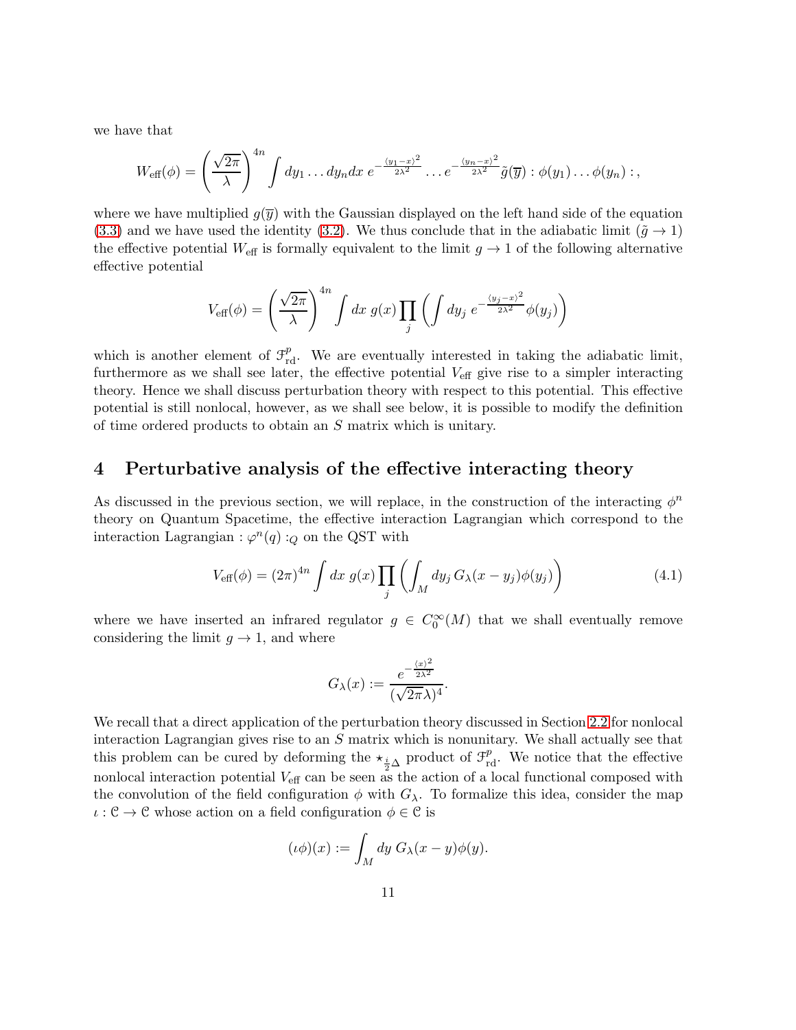we have that

$$
W_{\text{eff}}(\phi) = \left(\frac{\sqrt{2\pi}}{\lambda}\right)^{4n} \int dy_1 \dots dy_n dx \; e^{-\frac{\langle y_1 - x\rangle^2}{2\lambda^2}} \dots e^{-\frac{\langle y_n - x\rangle^2}{2\lambda^2}} \tilde{g}(\overline{y}) : \phi(y_1) \dots \phi(y_n) : ,
$$

where we have multiplied $g(\overline{y})$ with the Gaussian displayed on the left hand side of the equation (3.3) and we have used the identity (3.2). We thus conclude that in the adiabatic limit ($\tilde{g} \to 1$) the effective potential $W_{\text{eff}}$ is formally equivalent to the limit $g \to 1$ of the following alternative effective potential

$$
V_{\text{eff}}(\phi) = \left(\frac{\sqrt{2\pi}}{\lambda}\right)^{4n} \int dx \; g(x) \prod_j \left( \int dy_j \; e^{-\frac{\langle y_j - x\rangle^2}{2\lambda^2}} \phi(y_j) \right)
$$

which is another element of $\mathcal{F}^p_{\text{rd}}$. We are eventually interested in taking the adiabatic limit, furthermore as we shall see later, the effective potential $V_{\text{eff}}$ give rise to a simpler interacting theory. Hence we shall discuss perturbation theory with respect to this potential. This effective potential is still nonlocal, however, as we shall see below, it is possible to modify the definition of time ordered products to obtain an $S$ matrix which is unitary.

# 4 Perturbative analysis of the effective interacting theory

As discussed in the previous section, we will replace, in the construction of the interacting $\phi^n$ theory on Quantum Spacetime, the effective interaction Lagrangian which correspond to the interaction Lagrangian $:\varphi^n(q):_Q$ on the QST with

$$
V_{\text{eff}}(\phi) = (2\pi)^{4n} \int dx \; g(x) \prod_j \left( \int_M dy_j \; G_\lambda(x - y_j) \phi(y_j) \right) \tag{4.1}
$$

where we have inserted an infrared regulator $g \in C_0^\infty(M)$ that we shall eventually remove considering the limit $g \to 1$, and where

$$
G_\lambda(x) := \frac{e^{-\frac{\langle x\rangle^2}{2\lambda^2}}}{(\sqrt{2\pi}\lambda)^4}.
$$

We recall that a direct application of the perturbation theory discussed in Section 2.2 for nonlocal interaction Lagrangian gives rise to an $S$ matrix which is nonunitary. We shall actually see that this problem can be cured by deforming the $\star_{\frac{i}{2}\Delta}$ product of $\mathcal{F}^p_{\text{rd}}$. We notice that the effective nonlocal interaction potential $V_{\text{eff}}$ can be seen as the action of a local functional composed with the convolution of the field configuration $\phi$ with $G_\lambda$. To formalize this idea, consider the map $\iota : \mathcal{C} \to \mathcal{C}$ whose action on a field configuration $\phi \in \mathcal{C}$ is

$$
(\iota\phi)(x) := \int_M dy \; G_\lambda(x - y)\phi(y).
$$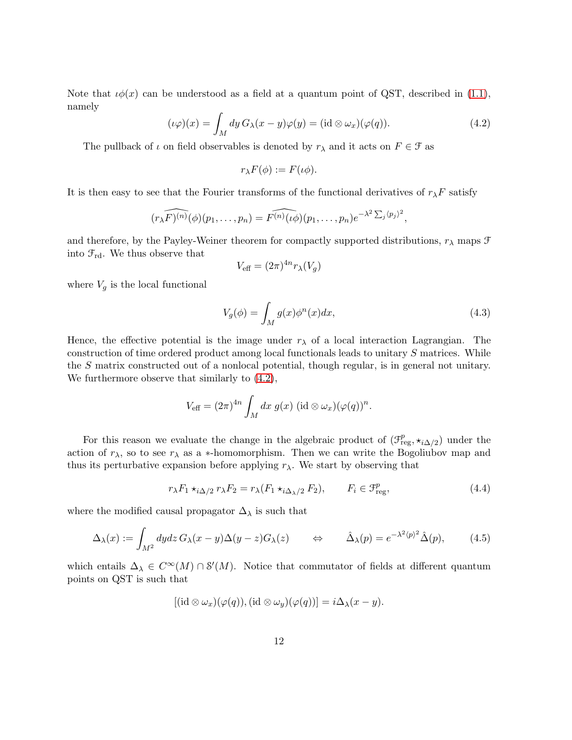Note that $\iota\phi(x)$ can be understood as a field at a quantum point of QST, described in (1.1), namely

$$(\iota\varphi)(x) = \int_M dy\, G_\lambda(x-y)\varphi(y) = (\mathrm{id}\otimes\omega_x)(\varphi(q)). \tag{4.2}$$

The pullback of $\iota$ on field observables is denoted by $r_\lambda$ and it acts on $F \in \mathcal{F}$ as

$$r_\lambda F(\phi) := F(\iota\phi).$$

It is then easy to see that the Fourier transforms of the functional derivatives of $r_\lambda F$ satisfy

$$\widehat{(r_\lambda F)^{(n)}}(\phi)(p_1,\ldots,p_n) = \widehat{F^{(n)}(\iota\phi)}(p_1,\ldots,p_n)e^{-\lambda^2\sum_j\langle p_j\rangle^2},$$

and therefore, by the Payley-Weiner theorem for compactly supported distributions, $r_\lambda$ maps $\mathcal{F}$ into $\mathcal{F}_{\mathrm{rd}}$. We thus observe that

$$V_{\mathrm{eff}} = (2\pi)^{4n} r_\lambda(V_g)$$

where $V_g$ is the local functional

$$V_g(\phi) = \int_M g(x)\phi^n(x)dx, \tag{4.3}$$

Hence, the effective potential is the image under $r_\lambda$ of a local interaction Lagrangian. The construction of time ordered product among local functionals leads to unitary $S$ matrices. While the $S$ matrix constructed out of a nonlocal potential, though regular, is in general not unitary. We furthermore observe that similarly to (4.2),

$$V_{\mathrm{eff}} = (2\pi)^{4n}\int_M dx\; g(x)\;(\mathrm{id}\otimes\omega_x)(\varphi(q))^n.$$

For this reason we evaluate the change in the algebraic product of $(\mathcal{F}^p_{\mathrm{reg}}, \star_{i\Delta/2})$ under the action of $r_\lambda$, so to see $r_\lambda$ as a $*$-homomorphism. Then we can write the Bogoliubov map and thus its perturbative expansion before applying $r_\lambda$. We start by observing that

$$r_\lambda F_1 \star_{i\Delta/2} r_\lambda F_2 = r_\lambda(F_1 \star_{i\Delta_\lambda/2} F_2), \qquad F_i \in \mathcal{F}^p_{\mathrm{reg}}, \tag{4.4}$$

where the modified causal propagator $\Delta_\lambda$ is such that

$$\Delta_\lambda(x) := \int_{M^2} dydz\, G_\lambda(x-y)\Delta(y-z)G_\lambda(z) \qquad \Leftrightarrow \qquad \hat{\Delta}_\lambda(p) = e^{-\lambda^2\langle p\rangle^2}\hat{\Delta}(p), \tag{4.5}$$

which entails $\Delta_\lambda \in C^\infty(M)\cap \mathcal{S}'(M)$. Notice that commutator of fields at different quantum points on QST is such that

$$[(\mathrm{id}\otimes\omega_x)(\varphi(q)), (\mathrm{id}\otimes\omega_y)(\varphi(q))] = i\Delta_\lambda(x-y).$$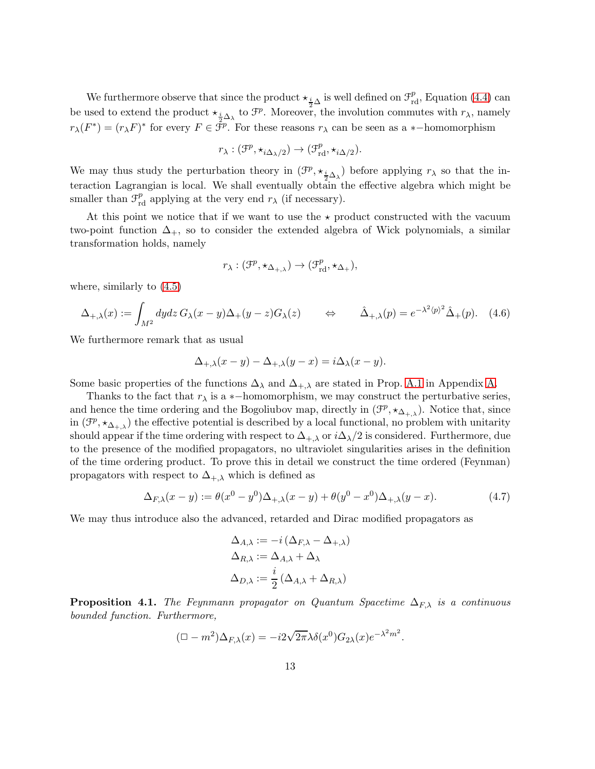We furthermore observe that since the product $\star_{\frac{i}{2}\Delta}$ is well defined on $\mathcal{F}^p_{\rm rd}$, Equation (4.4) can be used to extend the product $\star_{\frac{i}{2}\Delta_\lambda}$ to $\mathcal{F}^p$. Moreover, the involution commutes with $r_\lambda$, namely $r_\lambda(F^*) = (r_\lambda F)^*$ for every $F \in \mathcal{F}^p$. For these reasons $r_\lambda$ can be seen as a $*-$homomorphism

$$r_\lambda : (\mathcal{F}^p, \star_{i\Delta_\lambda/2}) \to (\mathcal{F}^p_{\rm rd}, \star_{i\Delta/2}).$$

We may thus study the perturbation theory in $(\mathcal{F}^p, \star_{\frac{i}{2}\Delta_\lambda})$ before applying $r_\lambda$ so that the interaction Lagrangian is local. We shall eventually obtain the effective algebra which might be smaller than $\mathcal{F}^p_{\rm rd}$ applying at the very end $r_\lambda$ (if necessary).

At this point we notice that if we want to use the $\star$ product constructed with the vacuum two-point function $\Delta_+$, so to consider the extended algebra of Wick polynomials, a similar transformation holds, namely

$$r_\lambda : (\mathcal{F}^p, \star_{\Delta_{+,\lambda}}) \to (\mathcal{F}^p_{\rm rd}, \star_{\Delta_+}),$$

where, similarly to (4.5)

$$\Delta_{+,\lambda}(x) := \int_{M^2} dydz\, G_\lambda(x-y)\Delta_+(y-z)G_\lambda(z) \qquad \Leftrightarrow \qquad \hat{\Delta}_{+,\lambda}(p) = e^{-\lambda^2\langle p\rangle^2}\hat{\Delta}_+(p). \quad (4.6)$$

We furthermore remark that as usual

$$\Delta_{+,\lambda}(x-y) - \Delta_{+,\lambda}(y-x) = i\Delta_\lambda(x-y).$$

Some basic properties of the functions $\Delta_\lambda$ and $\Delta_{+,\lambda}$ are stated in Prop. A.1 in Appendix A.

Thanks to the fact that $r_\lambda$ is a $*-$homomorphism, we may construct the perturbative series, and hence the time ordering and the Bogoliubov map, directly in $(\mathcal{F}^p, \star_{\Delta_{+,\lambda}})$. Notice that, since in $(\mathcal{F}^p, \star_{\Delta_{+,\lambda}})$ the effective potential is described by a local functional, no problem with unitarity should appear if the time ordering with respect to $\Delta_{+,\lambda}$ or $i\Delta_\lambda/2$ is considered. Furthermore, due to the presence of the modified propagators, no ultraviolet singularities arises in the definition of the time ordering product. To prove this in detail we construct the time ordered (Feynman) propagators with respect to $\Delta_{+,\lambda}$ which is defined as

$$\Delta_{F,\lambda}(x-y) := \theta(x^0-y^0)\Delta_{+,\lambda}(x-y) + \theta(y^0-x^0)\Delta_{+,\lambda}(y-x). \quad (4.7)$$

We may thus introduce also the advanced, retarded and Dirac modified propagators as

$$\begin{aligned}
\Delta_{A,\lambda} &:= -i\left(\Delta_{F,\lambda} - \Delta_{+,\lambda}\right)\\
\Delta_{R,\lambda} &:= \Delta_{A,\lambda} + \Delta_\lambda\\
\Delta_{D,\lambda} &:= \frac{i}{2}\left(\Delta_{A,\lambda} + \Delta_{R,\lambda}\right)
\end{aligned}$$

**Proposition 4.1.** *The Feynmann propagator on Quantum Spacetime $\Delta_{F,\lambda}$ is a continuous bounded function. Furthermore,*

$$(\Box - m^2)\Delta_{F,\lambda}(x) = -i2\sqrt{2\pi}\lambda\delta(x^0)G_{2\lambda}(x)e^{-\lambda^2 m^2}.$$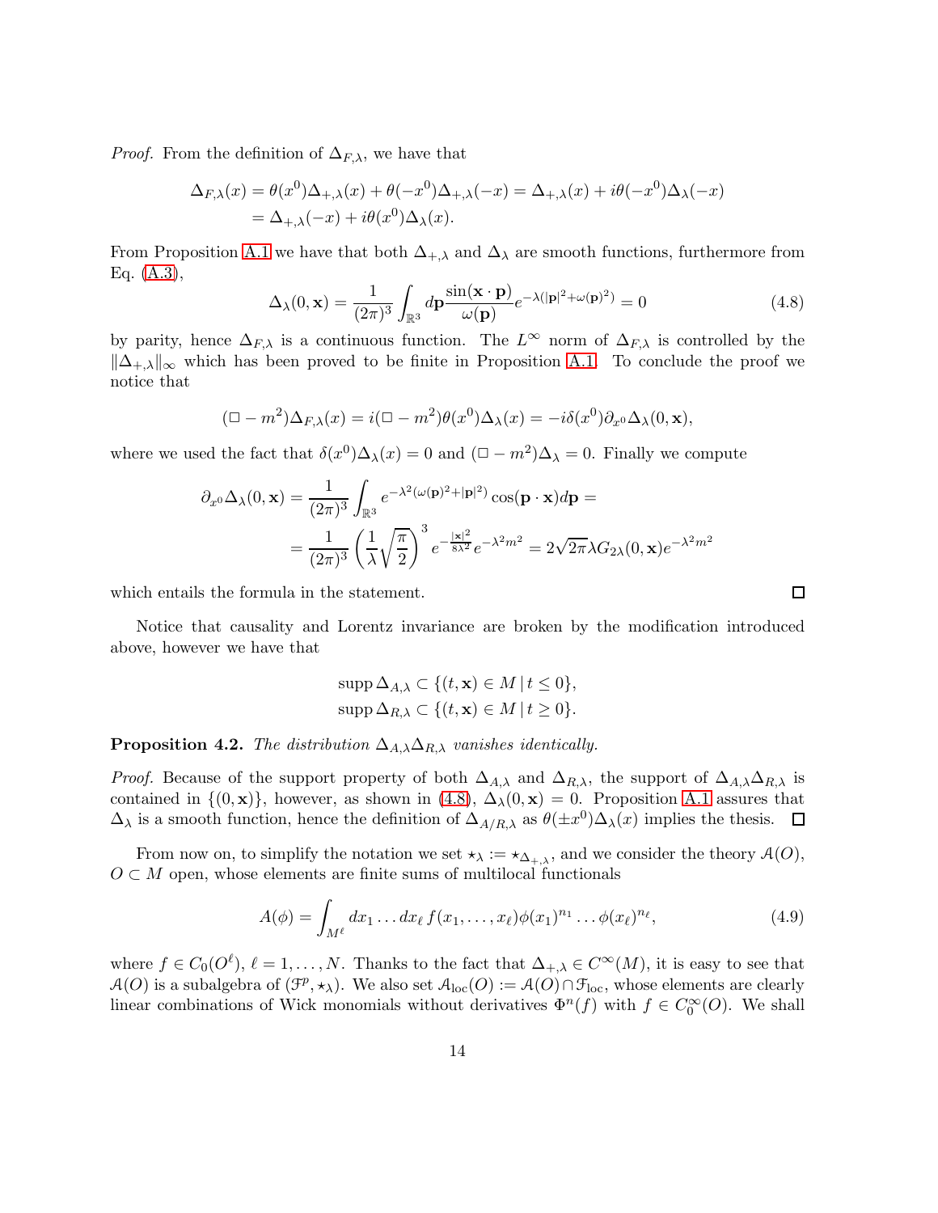*Proof.* From the definition of $\Delta_{F,\lambda}$, we have that

$$\Delta_{F,\lambda}(x) = \theta(x^0)\Delta_{+,\lambda}(x) + \theta(-x^0)\Delta_{+,\lambda}(-x) = \Delta_{+,\lambda}(x) + i\theta(-x^0)\Delta_\lambda(-x)$$
$$= \Delta_{+,\lambda}(-x) + i\theta(x^0)\Delta_\lambda(x).$$

From Proposition A.1 we have that both $\Delta_{+,\lambda}$ and $\Delta_\lambda$ are smooth functions, furthermore from Eq. (A.3),

$$\Delta_\lambda(0,\mathbf{x}) = \frac{1}{(2\pi)^3}\int_{\mathbb{R}^3} d\mathbf{p}\frac{\sin(\mathbf{x}\cdot\mathbf{p})}{\omega(\mathbf{p})}e^{-\lambda(|\mathbf{p}|^2+\omega(\mathbf{p})^2)} = 0 \tag{4.8}$$

by parity, hence $\Delta_{F,\lambda}$ is a continuous function. The $L^\infty$ norm of $\Delta_{F,\lambda}$ is controlled by the $\|\Delta_{+,\lambda}\|_\infty$ which has been proved to be finite in Proposition A.1. To conclude the proof we notice that

$$(\Box - m^2)\Delta_{F,\lambda}(x) = i(\Box - m^2)\theta(x^0)\Delta_\lambda(x) = -i\delta(x^0)\partial_{x^0}\Delta_\lambda(0,\mathbf{x}),$$

where we used the fact that $\delta(x^0)\Delta_\lambda(x) = 0$ and $(\Box - m^2)\Delta_\lambda = 0$. Finally we compute

$$\partial_{x^0}\Delta_\lambda(0,\mathbf{x}) = \frac{1}{(2\pi)^3}\int_{\mathbb{R}^3} e^{-\lambda^2(\omega(\mathbf{p})^2+|\mathbf{p}|^2)}\cos(\mathbf{p}\cdot\mathbf{x})d\mathbf{p} =$$
$$= \frac{1}{(2\pi)^3}\left(\frac{1}{\lambda}\sqrt{\frac{\pi}{2}}\right)^3 e^{-\frac{|\mathbf{x}|^2}{8\lambda^2}}e^{-\lambda^2m^2} = 2\sqrt{2\pi}\lambda G_{2\lambda}(0,\mathbf{x})e^{-\lambda^2m^2}$$

which entails the formula in the statement. $\square$

Notice that causality and Lorentz invariance are broken by the modification introduced above, however we have that

$$\operatorname{supp}\Delta_{A,\lambda} \subset \{(t,\mathbf{x}) \in M \,|\, t \le 0\},$$
$$\operatorname{supp}\Delta_{R,\lambda} \subset \{(t,\mathbf{x}) \in M \,|\, t \ge 0\}.$$

**Proposition 4.2.** *The distribution $\Delta_{A,\lambda}\Delta_{R,\lambda}$ vanishes identically.*

*Proof.* Because of the support property of both $\Delta_{A,\lambda}$ and $\Delta_{R,\lambda}$, the support of $\Delta_{A,\lambda}\Delta_{R,\lambda}$ is contained in $\{(0,\mathbf{x})\}$, however, as shown in (4.8), $\Delta_\lambda(0,\mathbf{x}) = 0$. Proposition A.1 assures that $\Delta_\lambda$ is a smooth function, hence the definition of $\Delta_{A/R,\lambda}$ as $\theta(\pm x^0)\Delta_\lambda(x)$ implies the thesis. $\square$

From now on, to simplify the notation we set $\star_\lambda := \star_{\Delta_{+,\lambda}}$, and we consider the theory $\mathcal{A}(O)$, $O \subset M$ open, whose elements are finite sums of multilocal functionals

$$A(\phi) = \int_{M^\ell} dx_1 \dots dx_\ell \, f(x_1,\dots,x_\ell)\phi(x_1)^{n_1}\dots\phi(x_\ell)^{n_\ell}, \tag{4.9}$$

where $f \in C_0(O^\ell)$, $\ell = 1,\dots,N$. Thanks to the fact that $\Delta_{+,\lambda} \in C^\infty(M)$, it is easy to see that $\mathcal{A}(O)$ is a subalgebra of $(\mathcal{F}^p, \star_\lambda)$. We also set $\mathcal{A}_{\mathrm{loc}}(O) := \mathcal{A}(O) \cap \mathcal{F}_{\mathrm{loc}}$, whose elements are clearly linear combinations of Wick monomials without derivatives $\Phi^n(f)$ with $f \in C_0^\infty(O)$. We shall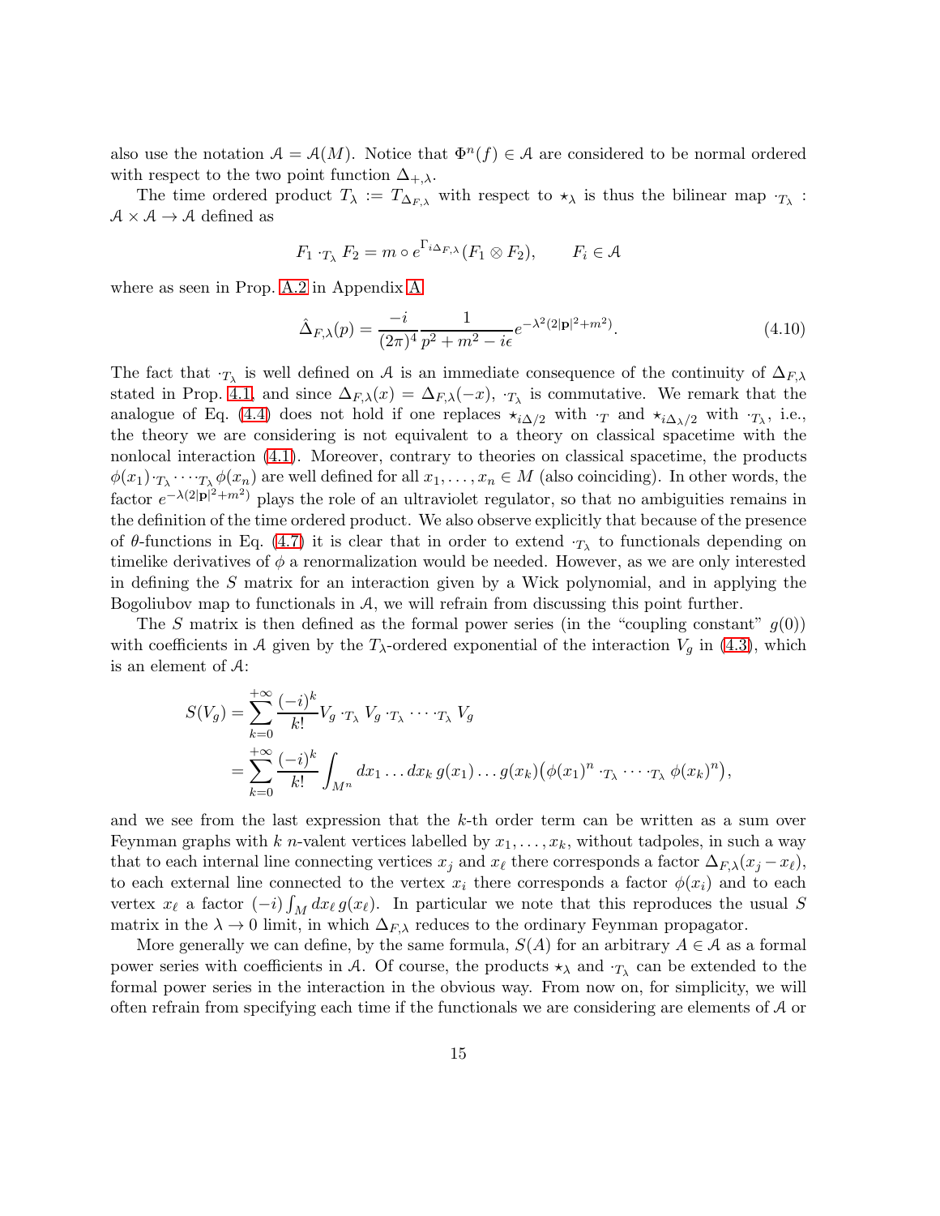also use the notation $\mathcal{A} = \mathcal{A}(M)$. Notice that $\Phi^n(f) \in \mathcal{A}$ are considered to be normal ordered with respect to the two point function $\Delta_{+,\lambda}$.

The time ordered product $T_\lambda := T_{\Delta_{F,\lambda}}$ with respect to $\star_\lambda$ is thus the bilinear map $\cdot_{T_\lambda} : \mathcal{A} \times \mathcal{A} \to \mathcal{A}$ defined as

$$F_1 \cdot_{T_\lambda} F_2 = m \circ e^{\Gamma_{i\Delta_{F,\lambda}}}(F_1 \otimes F_2), \qquad F_i \in \mathcal{A}$$

where as seen in Prop. A.2 in Appendix A

$$\hat{\Delta}_{F,\lambda}(p) = \frac{-i}{(2\pi)^4} \frac{1}{p^2 + m^2 - i\epsilon} e^{-\lambda^2(2|\mathbf{p}|^2 + m^2)}. \tag{4.10}$$

The fact that $\cdot_{T_\lambda}$ is well defined on $\mathcal{A}$ is an immediate consequence of the continuity of $\Delta_{F,\lambda}$ stated in Prop. 4.1, and since $\Delta_{F,\lambda}(x) = \Delta_{F,\lambda}(-x)$, $\cdot_{T_\lambda}$ is commutative. We remark that the analogue of Eq. (4.4) does not hold if one replaces $\star_{i\Delta/2}$ with $\cdot_T$ and $\star_{i\Delta_\lambda/2}$ with $\cdot_{T_\lambda}$, i.e., the theory we are considering is not equivalent to a theory on classical spacetime with the nonlocal interaction (4.1). Moreover, contrary to theories on classical spacetime, the products $\phi(x_1) \cdot_{T_\lambda} \cdots \cdot_{T_\lambda} \phi(x_n)$ are well defined for all $x_1, \dots, x_n \in M$ (also coinciding). In other words, the factor $e^{-\lambda(2|\mathbf{p}|^2 + m^2)}$ plays the role of an ultraviolet regulator, so that no ambiguities remains in the definition of the time ordered product. We also observe explicitly that because of the presence of $\theta$-functions in Eq. (4.7) it is clear that in order to extend $\cdot_{T_\lambda}$ to functionals depending on timelike derivatives of $\phi$ a renormalization would be needed. However, as we are only interested in defining the $S$ matrix for an interaction given by a Wick polynomial, and in applying the Bogoliubov map to functionals in $\mathcal{A}$, we will refrain from discussing this point further.

The $S$ matrix is then defined as the formal power series (in the "coupling constant" $g(0)$) with coefficients in $\mathcal{A}$ given by the $T_\lambda$-ordered exponential of the interaction $V_g$ in (4.3), which is an element of $\mathcal{A}$:

$$\begin{aligned}
S(V_g) &= \sum_{k=0}^{+\infty} \frac{(-i)^k}{k!} V_g \cdot_{T_\lambda} V_g \cdot_{T_\lambda} \cdots \cdot_{T_\lambda} V_g \\
&= \sum_{k=0}^{+\infty} \frac{(-i)^k}{k!} \int_{M^n} dx_1 \dots dx_k \, g(x_1) \dots g(x_k) \big( \phi(x_1)^n \cdot_{T_\lambda} \cdots \cdot_{T_\lambda} \phi(x_k)^n \big),
\end{aligned}$$

and we see from the last expression that the $k$-th order term can be written as a sum over Feynman graphs with $k$ $n$-valent vertices labelled by $x_1, \dots, x_k$, without tadpoles, in such a way that to each internal line connecting vertices $x_j$ and $x_\ell$ there corresponds a factor $\Delta_{F,\lambda}(x_j - x_\ell)$, to each external line connected to the vertex $x_i$ there corresponds a factor $\phi(x_i)$ and to each vertex $x_\ell$ a factor $(-i) \int_M dx_\ell \, g(x_\ell)$. In particular we note that this reproduces the usual $S$ matrix in the $\lambda \to 0$ limit, in which $\Delta_{F,\lambda}$ reduces to the ordinary Feynman propagator.

More generally we can define, by the same formula, $S(A)$ for an arbitrary $A \in \mathcal{A}$ as a formal power series with coefficients in $\mathcal{A}$. Of course, the products $\star_\lambda$ and $\cdot_{T_\lambda}$ can be extended to the formal power series in the interaction in the obvious way. From now on, for simplicity, we will often refrain from specifying each time if the functionals we are considering are elements of $\mathcal{A}$ or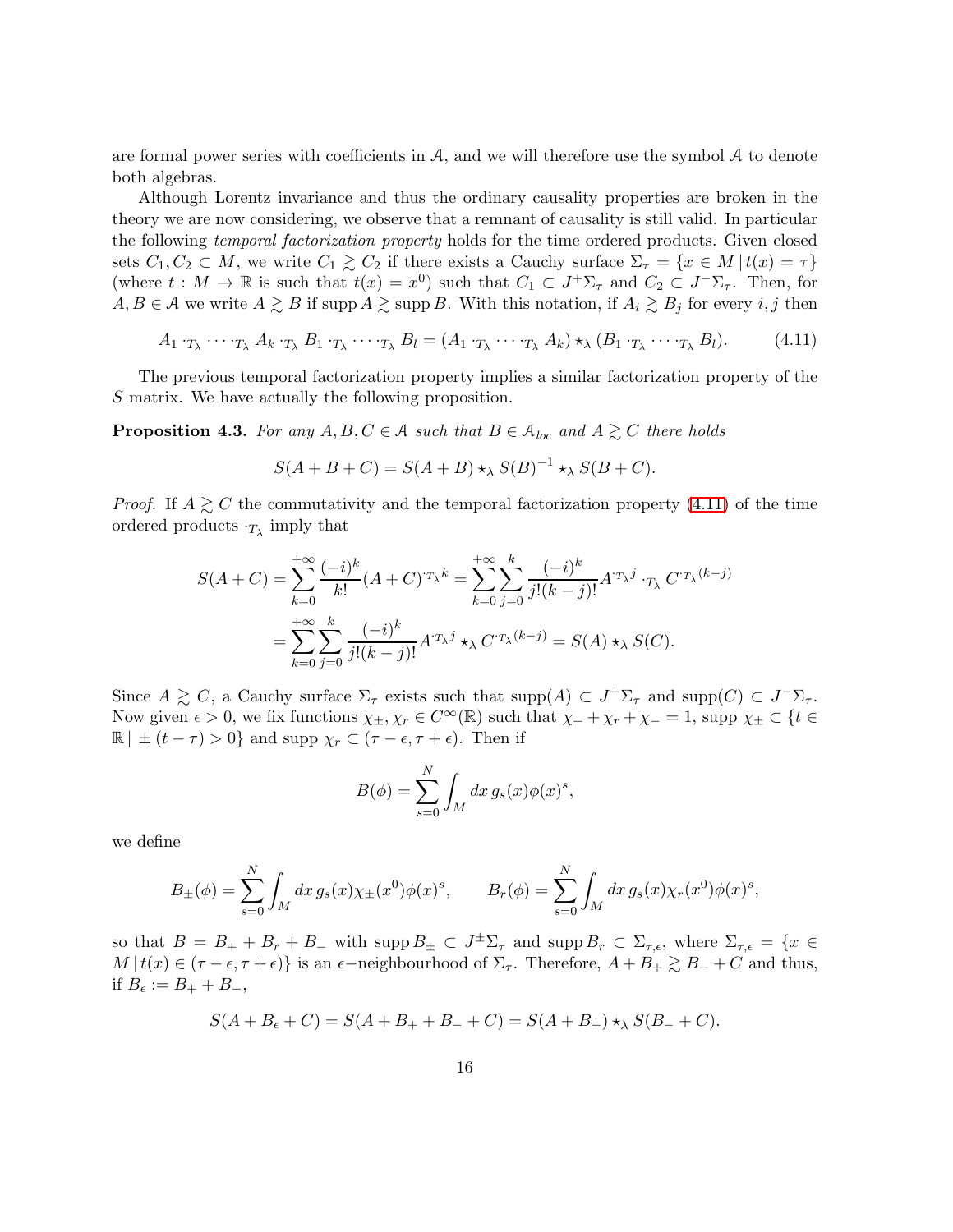are formal power series with coefficients in $\mathcal{A}$, and we will therefore use the symbol $\mathcal{A}$ to denote both algebras.

Although Lorentz invariance and thus the ordinary causality properties are broken in the theory we are now considering, we observe that a remnant of causality is still valid. In particular the following *temporal factorization property* holds for the time ordered products. Given closed sets $C_1, C_2 \subset M$, we write $C_1 \gtrsim C_2$ if there exists a Cauchy surface $\Sigma_\tau = \{x \in M \,|\, t(x) = \tau\}$ (where $t : M \to \mathbb{R}$ is such that $t(x) = x^0$) such that $C_1 \subset J^+\Sigma_\tau$ and $C_2 \subset J^-\Sigma_\tau$. Then, for $A, B \in \mathcal{A}$ we write $A \gtrsim B$ if $\operatorname{supp} A \gtrsim \operatorname{supp} B$. With this notation, if $A_i \gtrsim B_j$ for every $i, j$ then

$$
A_1 \cdot_{T_\lambda} \cdots \cdot_{T_\lambda} A_k \cdot_{T_\lambda} B_1 \cdot_{T_\lambda} \cdots \cdot_{T_\lambda} B_l = (A_1 \cdot_{T_\lambda} \cdots \cdot_{T_\lambda} A_k) \star_\lambda (B_1 \cdot_{T_\lambda} \cdots \cdot_{T_\lambda} B_l). \tag{4.11}
$$

The previous temporal factorization property implies a similar factorization property of the $S$ matrix. We have actually the following proposition.

**Proposition 4.3.** *For any $A, B, C \in \mathcal{A}$ such that $B \in \mathcal{A}_{loc}$ and $A \gtrsim C$ there holds*

$$
S(A + B + C) = S(A + B) \star_\lambda S(B)^{-1} \star_\lambda S(B + C).
$$

*Proof.* If $A \gtrsim C$ the commutativity and the temporal factorization property (4.11) of the time ordered products $\cdot_{T_\lambda}$ imply that

$$
\begin{aligned}
S(A + C) &= \sum_{k=0}^{+\infty} \frac{(-i)^k}{k!} (A + C)^{\cdot_{T_\lambda} k} = \sum_{k=0}^{+\infty} \sum_{j=0}^{k} \frac{(-i)^k}{j!(k-j)!} A^{\cdot_{T_\lambda} j} \cdot_{T_\lambda} C^{\cdot_{T_\lambda} (k-j)} \\
&= \sum_{k=0}^{+\infty} \sum_{j=0}^{k} \frac{(-i)^k}{j!(k-j)!} A^{\cdot_{T_\lambda} j} \star_\lambda C^{\cdot_{T_\lambda} (k-j)} = S(A) \star_\lambda S(C).
\end{aligned}
$$

Since $A \gtrsim C$, a Cauchy surface $\Sigma_\tau$ exists such that $\operatorname{supp}(A) \subset J^+\Sigma_\tau$ and $\operatorname{supp}(C) \subset J^-\Sigma_\tau$. Now given $\epsilon > 0$, we fix functions $\chi_\pm, \chi_r \in C^\infty(\mathbb{R})$ such that $\chi_+ + \chi_r + \chi_- = 1$, $\operatorname{supp} \chi_\pm \subset \{t \in \mathbb{R} \,|\, \pm(t - \tau) > 0\}$ and $\operatorname{supp} \chi_r \subset (\tau - \epsilon, \tau + \epsilon)$. Then if

$$
B(\phi) = \sum_{s=0}^{N} \int_M dx \, g_s(x) \phi(x)^s,
$$

we define

$$
B_\pm(\phi) = \sum_{s=0}^{N} \int_M dx \, g_s(x) \chi_\pm(x^0) \phi(x)^s, \qquad B_r(\phi) = \sum_{s=0}^{N} \int_M dx \, g_s(x) \chi_r(x^0) \phi(x)^s,
$$

so that $B = B_+ + B_r + B_-$ with $\operatorname{supp} B_\pm \subset J^\pm\Sigma_\tau$ and $\operatorname{supp} B_r \subset \Sigma_{\tau,\epsilon}$, where $\Sigma_{\tau,\epsilon} = \{x \in M \,|\, t(x) \in (\tau - \epsilon, \tau + \epsilon)\}$ is an $\epsilon$−neighbourhood of $\Sigma_\tau$. Therefore, $A + B_+ \gtrsim B_- + C$ and thus, if $B_\epsilon := B_+ + B_-$,

$$
S(A + B_\epsilon + C) = S(A + B_+ + B_- + C) = S(A + B_+) \star_\lambda S(B_- + C).
$$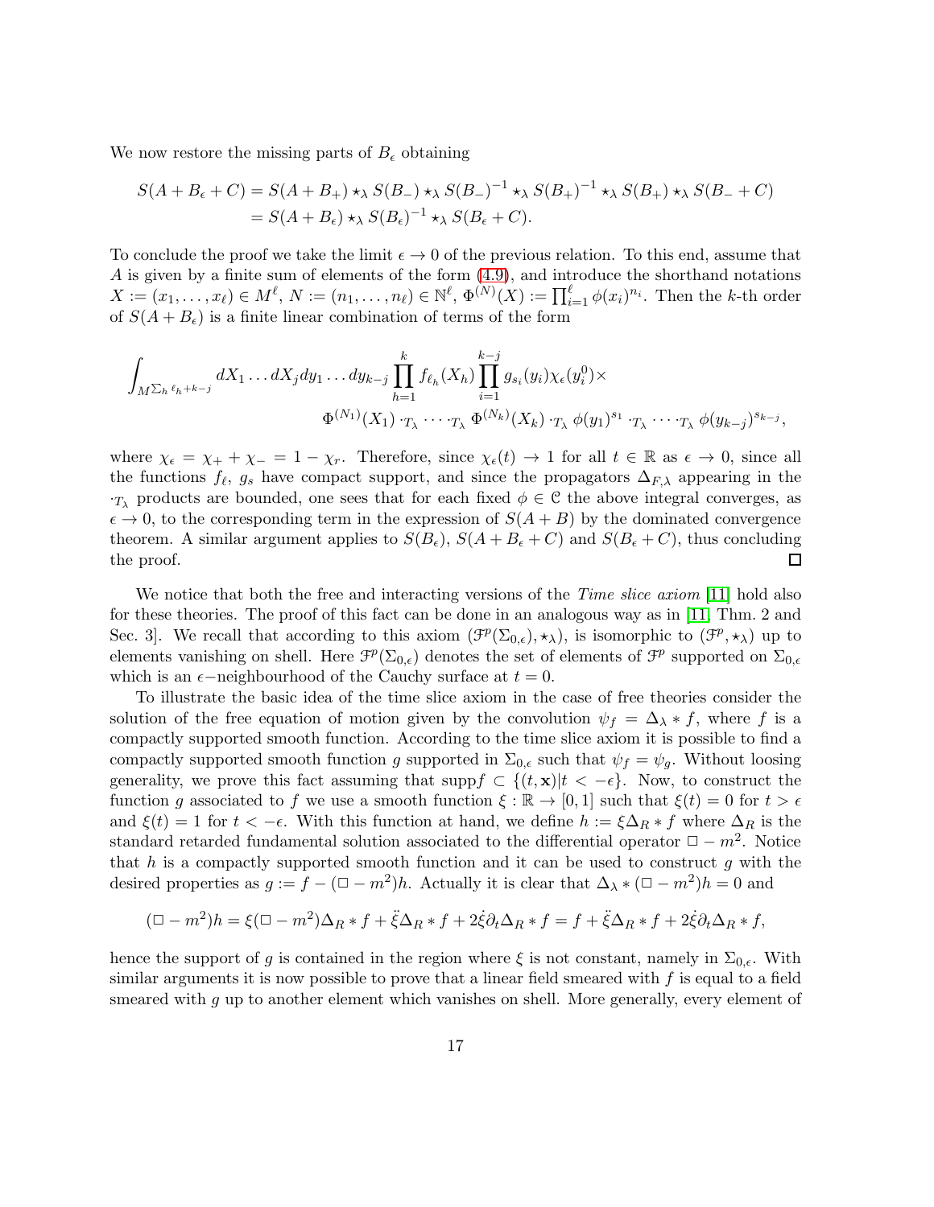We now restore the missing parts of $B_\epsilon$ obtaining

$$
\begin{aligned}
S(A+B_\epsilon+C) &= S(A+B_+)\star_\lambda S(B_-)\star_\lambda S(B_-)^{-1}\star_\lambda S(B_+)^{-1}\star_\lambda S(B_+)\star_\lambda S(B_-+C)\\
&= S(A+B_\epsilon)\star_\lambda S(B_\epsilon)^{-1}\star_\lambda S(B_\epsilon+C).
\end{aligned}
$$

To conclude the proof we take the limit $\epsilon\to 0$ of the previous relation. To this end, assume that $A$ is given by a finite sum of elements of the form (4.9), and introduce the shorthand notations $X := (x_1,\dots,x_\ell)\in M^\ell$, $N := (n_1,\dots,n_\ell)\in\mathbb{N}^\ell$, $\Phi^{(N)}(X) := \prod_{i=1}^{\ell}\phi(x_i)^{n_i}$. Then the $k$-th order of $S(A+B_\epsilon)$ is a finite linear combination of terms of the form

$$
\int_{M^{\sum_h \ell_h + k-j}} dX_1\dots dX_j dy_1\dots dy_{k-j}\prod_{h=1}^{k} f_{\ell_h}(X_h)\prod_{i=1}^{k-j} g_{s_i}(y_i)\chi_\epsilon(y_i^0)\times
\Phi^{(N_1)}(X_1)\cdot_{T_\lambda}\dots\cdot_{T_\lambda}\Phi^{(N_k)}(X_k)\cdot_{T_\lambda}\phi(y_1)^{s_1}\cdot_{T_\lambda}\dots\cdot_{T_\lambda}\phi(y_{k-j})^{s_{k-j}},
$$

where $\chi_\epsilon = \chi_+ + \chi_- = 1-\chi_r$. Therefore, since $\chi_\epsilon(t)\to 1$ for all $t\in\mathbb{R}$ as $\epsilon\to 0$, since all the functions $f_\ell$, $g_s$ have compact support, and since the propagators $\Delta_{F,\lambda}$ appearing in the $\cdot_{T_\lambda}$ products are bounded, one sees that for each fixed $\phi\in\mathcal{C}$ the above integral converges, as $\epsilon\to 0$, to the corresponding term in the expression of $S(A+B)$ by the dominated convergence theorem. A similar argument applies to $S(B_\epsilon)$, $S(A+B_\epsilon+C)$ and $S(B_\epsilon+C)$, thus concluding the proof. □

We notice that both the free and interacting versions of the *Time slice axiom* [11] hold also for these theories. The proof of this fact can be done in an analogous way as in [11, Thm. 2 and Sec. 3]. We recall that according to this axiom $(\mathcal{F}^p(\Sigma_{0,\epsilon}),\star_\lambda)$, is isomorphic to $(\mathcal{F}^p,\star_\lambda)$ up to elements vanishing on shell. Here $\mathcal{F}^p(\Sigma_{0,\epsilon})$ denotes the set of elements of $\mathcal{F}^p$ supported on $\Sigma_{0,\epsilon}$ which is an $\epsilon-$neighbourhood of the Cauchy surface at $t=0$.

To illustrate the basic idea of the time slice axiom in the case of free theories consider the solution of the free equation of motion given by the convolution $\psi_f = \Delta_\lambda * f$, where $f$ is a compactly supported smooth function. According to the time slice axiom it is possible to find a compactly supported smooth function $g$ supported in $\Sigma_{0,\epsilon}$ such that $\psi_f = \psi_g$. Without loosing generality, we prove this fact assuming that $\text{supp}f\subset\{(t,\mathbf{x})|t<-\epsilon\}$. Now, to construct the function $g$ associated to $f$ we use a smooth function $\xi:\mathbb{R}\to[0,1]$ such that $\xi(t)=0$ for $t>\epsilon$ and $\xi(t)=1$ for $t<-\epsilon$. With this function at hand, we define $h := \xi\Delta_R * f$ where $\Delta_R$ is the standard retarded fundamental solution associated to the differential operator $\Box - m^2$. Notice that $h$ is a compactly supported smooth function and it can be used to construct $g$ with the desired properties as $g := f - (\Box - m^2)h$. Actually it is clear that $\Delta_\lambda * (\Box - m^2)h = 0$ and

$$
(\Box - m^2)h = \xi(\Box - m^2)\Delta_R * f + \ddot{\xi}\Delta_R * f + 2\dot{\xi}\partial_t\Delta_R * f = f + \ddot{\xi}\Delta_R * f + 2\dot{\xi}\partial_t\Delta_R * f,
$$

hence the support of $g$ is contained in the region where $\xi$ is not constant, namely in $\Sigma_{0,\epsilon}$. With similar arguments it is now possible to prove that a linear field smeared with $f$ is equal to a field smeared with $g$ up to another element which vanishes on shell. More generally, every element of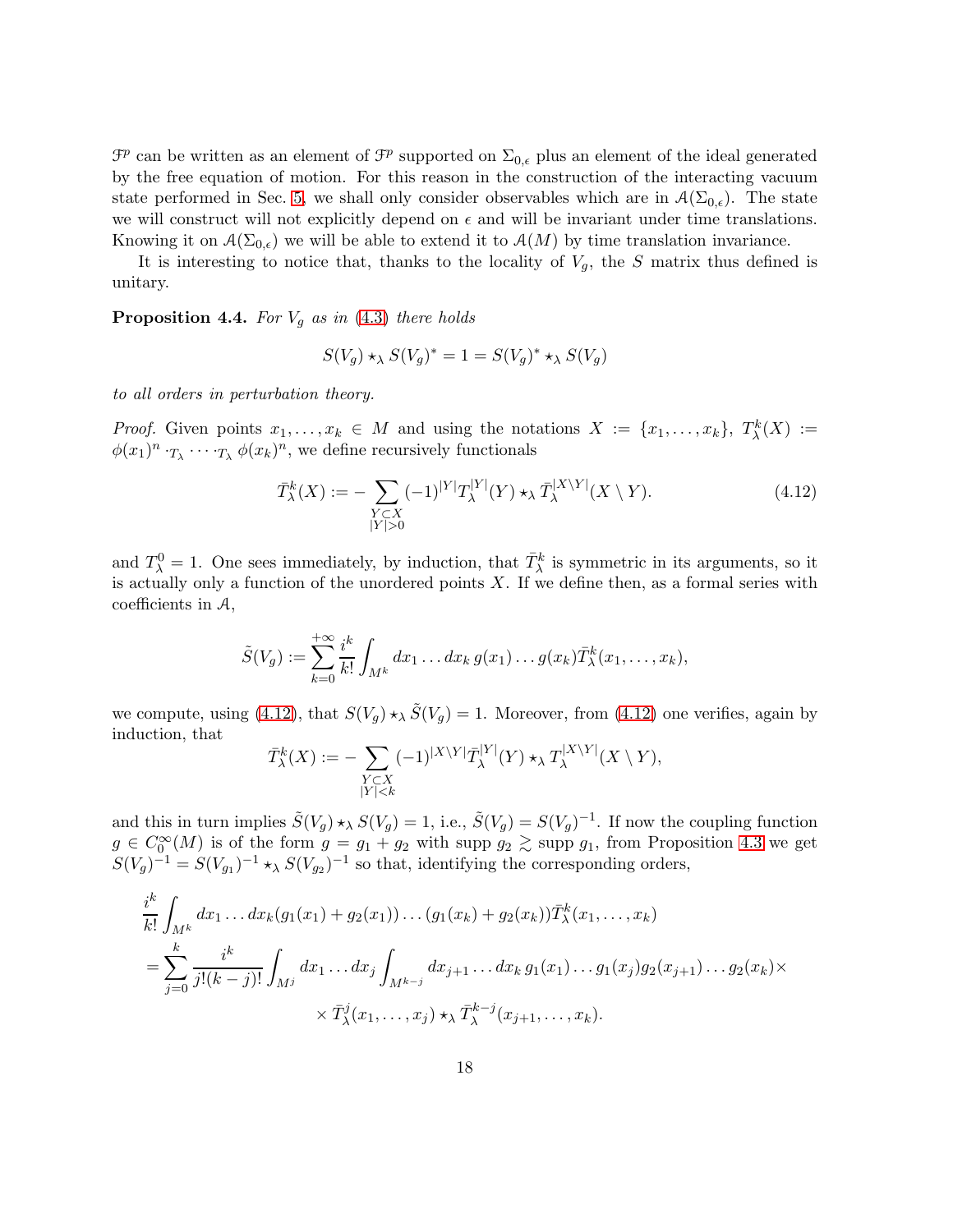$\mathcal{F}^p$ can be written as an element of $\mathcal{F}^p$ supported on $\Sigma_{0,\epsilon}$ plus an element of the ideal generated by the free equation of motion. For this reason in the construction of the interacting vacuum state performed in Sec. 5, we shall only consider observables which are in $\mathcal{A}(\Sigma_{0,\epsilon})$. The state we will construct will not explicitly depend on $\epsilon$ and will be invariant under time translations. Knowing it on $\mathcal{A}(\Sigma_{0,\epsilon})$ we will be able to extend it to $\mathcal{A}(M)$ by time translation invariance.

It is interesting to notice that, thanks to the locality of $V_g$, the $S$ matrix thus defined is unitary.

**Proposition 4.4.** *For $V_g$ as in (4.3) there holds*

$$S(V_g) \star_\lambda S(V_g)^* = 1 = S(V_g)^* \star_\lambda S(V_g)$$

*to all orders in perturbation theory.*

*Proof.* Given points $x_1, \dots, x_k \in M$ and using the notations $X := \{x_1, \dots, x_k\}$, $T^k_\lambda(X) := \phi(x_1)^n \cdot_{T_\lambda} \cdots \cdot_{T_\lambda} \phi(x_k)^n$, we define recursively functionals

$$\bar{T}^k_\lambda(X) := - \sum_{\substack{Y \subset X \\ |Y|>0}} (-1)^{|Y|} T^{|Y|}_\lambda(Y) \star_\lambda \bar{T}^{|X \setminus Y|}_\lambda(X \setminus Y). \tag{4.12}$$

and $T^0_\lambda = 1$. One sees immediately, by induction, that $\bar{T}^k_\lambda$ is symmetric in its arguments, so it is actually only a function of the unordered points $X$. If we define then, as a formal series with coefficients in $\mathcal{A}$,

$$\tilde{S}(V_g) := \sum_{k=0}^{+\infty} \frac{i^k}{k!} \int_{M^k} dx_1 \dots dx_k \, g(x_1) \dots g(x_k) \bar{T}^k_\lambda(x_1, \dots, x_k),$$

we compute, using (4.12), that $S(V_g) \star_\lambda \tilde{S}(V_g) = 1$. Moreover, from (4.12) one verifies, again by induction, that

$$\bar{T}^k_\lambda(X) := - \sum_{\substack{Y \subset X \\ |Y|<k}} (-1)^{|X \setminus Y|} \bar{T}^{|Y|}_\lambda(Y) \star_\lambda T^{|X \setminus Y|}_\lambda(X \setminus Y),$$

and this in turn implies $\tilde{S}(V_g) \star_\lambda S(V_g) = 1$, i.e., $\tilde{S}(V_g) = S(V_g)^{-1}$. If now the coupling function $g \in C^\infty_0(M)$ is of the form $g = g_1 + g_2$ with supp $g_2 \gtrsim$ supp $g_1$, from Proposition 4.3 we get $S(V_g)^{-1} = S(V_{g_1})^{-1} \star_\lambda S(V_{g_2})^{-1}$ so that, identifying the corresponding orders,

$$\begin{aligned}
&\frac{i^k}{k!} \int_{M^k} dx_1 \dots dx_k (g_1(x_1) + g_2(x_1)) \dots (g_1(x_k) + g_2(x_k)) \bar{T}^k_\lambda(x_1, \dots, x_k) \\
&= \sum_{j=0}^{k} \frac{i^k}{j!(k-j)!} \int_{M^j} dx_1 \dots dx_j \int_{M^{k-j}} dx_{j+1} \dots dx_k \, g_1(x_1) \dots g_1(x_j) g_2(x_{j+1}) \dots g_2(x_k) \times \\
&\qquad \times \bar{T}^j_\lambda(x_1, \dots, x_j) \star_\lambda \bar{T}^{k-j}_\lambda(x_{j+1}, \dots, x_k).
\end{aligned}$$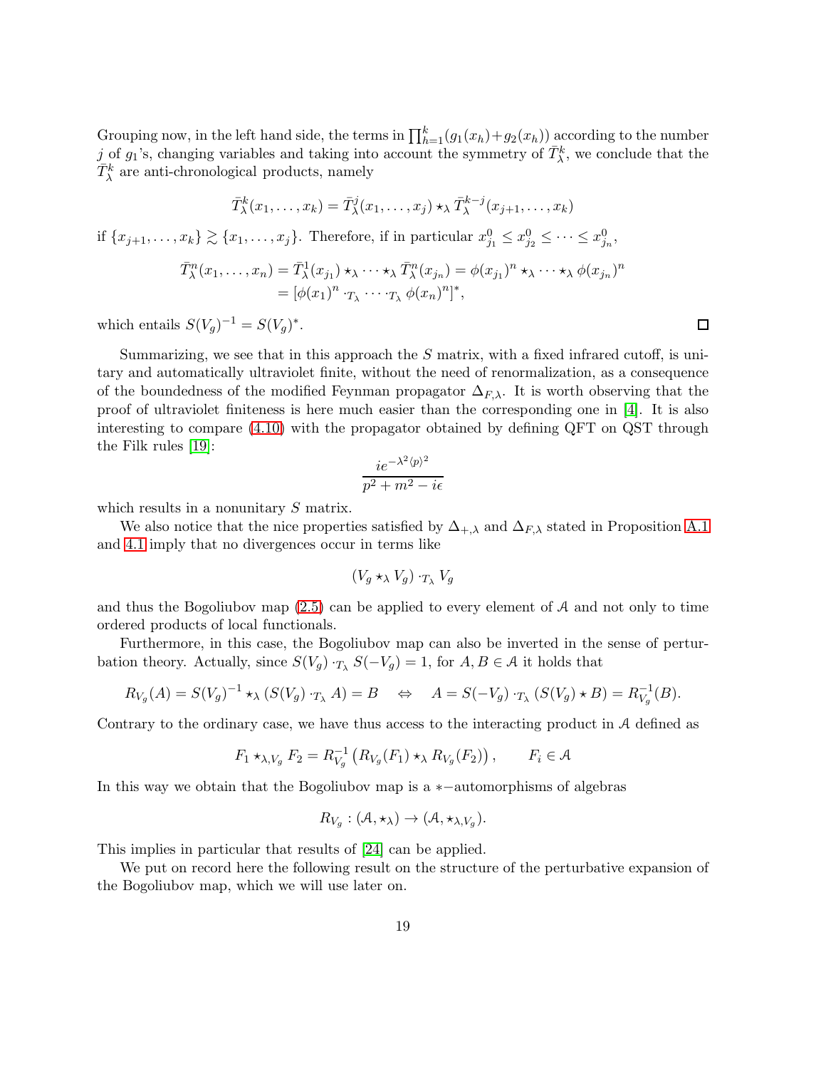Grouping now, in the left hand side, the terms in $\prod_{h=1}^{k}(g_1(x_h)+g_2(x_h))$ according to the number $j$ of $g_1$'s, changing variables and taking into account the symmetry of $\bar{T}^k_\lambda$, we conclude that the $\bar{T}^k_\lambda$ are anti-chronological products, namely

$$\bar{T}^k_\lambda(x_1,\ldots,x_k) = \bar{T}^j_\lambda(x_1,\ldots,x_j) \star_\lambda \bar{T}^{k-j}_\lambda(x_{j+1},\ldots,x_k)$$

if $\{x_{j+1},\ldots,x_k\} \gtrsim \{x_1,\ldots,x_j\}$. Therefore, if in particular $x^0_{j_1} \le x^0_{j_2} \le \cdots \le x^0_{j_n}$,

$$\begin{aligned}\bar{T}^n_\lambda(x_1,\ldots,x_n) &= \bar{T}^1_\lambda(x_{j_1}) \star_\lambda \cdots \star_\lambda \bar{T}^n_\lambda(x_{j_n}) = \phi(x_{j_1})^n \star_\lambda \cdots \star_\lambda \phi(x_{j_n})^n \\ &= [\phi(x_1)^n \cdot_{T_\lambda} \cdots \cdot_{T_\lambda} \phi(x_n)^n]^*,\end{aligned}$$

which entails $S(V_g)^{-1} = S(V_g)^*$. □

Summarizing, we see that in this approach the $S$ matrix, with a fixed infrared cutoff, is unitary and automatically ultraviolet finite, without the need of renormalization, as a consequence of the boundedness of the modified Feynman propagator $\Delta_{F,\lambda}$. It is worth observing that the proof of ultraviolet finiteness is here much easier than the corresponding one in [4]. It is also interesting to compare (4.10) with the propagator obtained by defining QFT on QST through the Filk rules [19]:

$$\frac{ie^{-\lambda^2\langle p\rangle^2}}{p^2+m^2-i\epsilon}$$

which results in a nonunitary $S$ matrix.

We also notice that the nice properties satisfied by $\Delta_{+,\lambda}$ and $\Delta_{F,\lambda}$ stated in Proposition A.1 and 4.1 imply that no divergences occur in terms like

$$(V_g \star_\lambda V_g) \cdot_{T_\lambda} V_g$$

and thus the Bogoliubov map (2.5) can be applied to every element of $\mathcal{A}$ and not only to time ordered products of local functionals.

Furthermore, in this case, the Bogoliubov map can also be inverted in the sense of perturbation theory. Actually, since $S(V_g) \cdot_{T_\lambda} S(-V_g) = 1$, for $A, B \in \mathcal{A}$ it holds that

$$R_{V_g}(A) = S(V_g)^{-1} \star_\lambda (S(V_g) \cdot_{T_\lambda} A) = B \quad \Leftrightarrow \quad A = S(-V_g) \cdot_{T_\lambda} (S(V_g) \star B) = R^{-1}_{V_g}(B).$$

Contrary to the ordinary case, we have thus access to the interacting product in $\mathcal{A}$ defined as

$$F_1 \star_{\lambda,V_g} F_2 = R^{-1}_{V_g}\left(R_{V_g}(F_1) \star_\lambda R_{V_g}(F_2)\right), \qquad F_i \in \mathcal{A}$$

In this way we obtain that the Bogoliubov map is a $*-$automorphisms of algebras

$$R_{V_g} : (\mathcal{A}, \star_\lambda) \to (\mathcal{A}, \star_{\lambda,V_g}).$$

This implies in particular that results of [24] can be applied.

We put on record here the following result on the structure of the perturbative expansion of the Bogoliubov map, which we will use later on.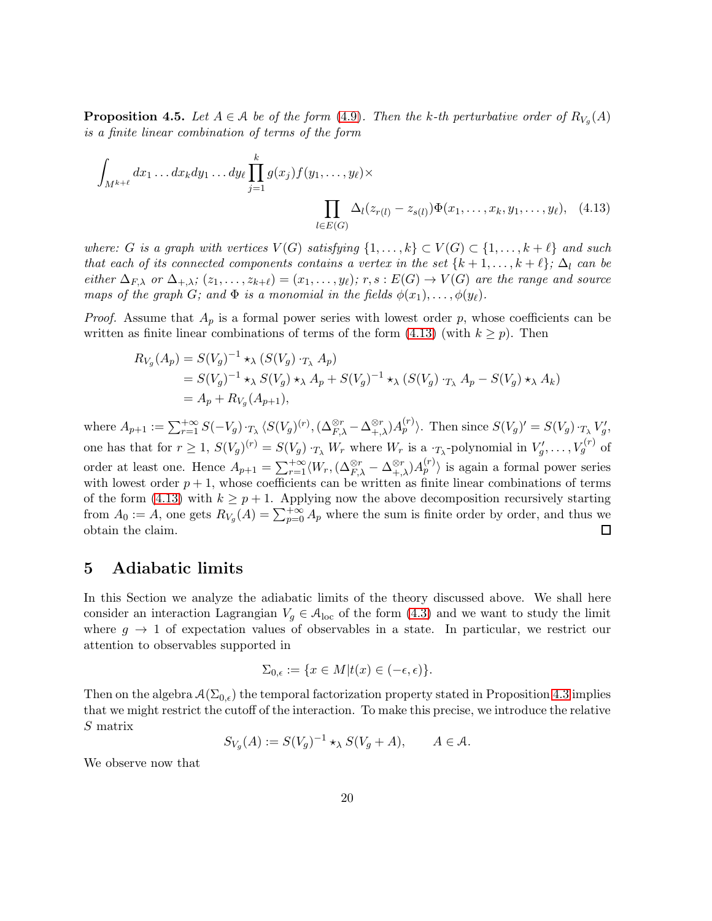**Proposition 4.5.** *Let $A \in \mathcal{A}$ be of the form (4.9). Then the k-th perturbative order of $R_{V_g}(A)$ is a finite linear combination of terms of the form*

$$\int_{M^{k+\ell}} dx_1 \dots dx_k dy_1 \dots dy_\ell \prod_{j=1}^{k} g(x_j) f(y_1, \dots, y_\ell) \times \prod_{l \in E(G)} \Delta_l(z_{r(l)} - z_{s(l)}) \Phi(x_1, \dots, x_k, y_1, \dots, y_\ell), \quad (4.13)$$

*where: $G$ is a graph with vertices $V(G)$ satisfying $\{1, \dots, k\} \subset V(G) \subset \{1, \dots, k+\ell\}$ and such that each of its connected components contains a vertex in the set $\{k+1, \dots, k+\ell\}$; $\Delta_l$ can be either $\Delta_{F,\lambda}$ or $\Delta_{+,\lambda}$; $(z_1, \dots, z_{k+\ell}) = (x_1, \dots, y_\ell)$; $r, s : E(G) \to V(G)$ are the range and source maps of the graph $G$; and $\Phi$ is a monomial in the fields $\phi(x_1), \dots, \phi(y_\ell)$.*

*Proof.* Assume that $A_p$ is a formal power series with lowest order $p$, whose coefficients can be written as finite linear combinations of terms of the form (4.13) (with $k \geq p$). Then

$$\begin{aligned}
R_{V_g}(A_p) &= S(V_g)^{-1} \star_\lambda (S(V_g) \cdot_{T_\lambda} A_p) \\
&= S(V_g)^{-1} \star_\lambda S(V_g) \star_\lambda A_p + S(V_g)^{-1} \star_\lambda (S(V_g) \cdot_{T_\lambda} A_p - S(V_g) \star_\lambda A_k) \\
&= A_p + R_{V_g}(A_{p+1}),
\end{aligned}$$

where $A_{p+1} := \sum_{r=1}^{+\infty} S(-V_g) \cdot_{T_\lambda} \langle S(V_g)^{(r)}, (\Delta_{F,\lambda}^{\otimes r} - \Delta_{+,\lambda}^{\otimes r}) A_p^{(r)} \rangle$. Then since $S(V_g)' = S(V_g) \cdot_{T_\lambda} V_g'$, one has that for $r \geq 1$, $S(V_g)^{(r)} = S(V_g) \cdot_{T_\lambda} W_r$ where $W_r$ is a $\cdot_{T_\lambda}$-polynomial in $V_g', \dots, V_g^{(r)}$ of order at least one. Hence $A_{p+1} = \sum_{r=1}^{+\infty} \langle W_r, (\Delta_{F,\lambda}^{\otimes r} - \Delta_{+,\lambda}^{\otimes r}) A_p^{(r)} \rangle$ is again a formal power series with lowest order $p+1$, whose coefficients can be written as finite linear combinations of terms of the form (4.13) with $k \geq p+1$. Applying now the above decomposition recursively starting from $A_0 := A$, one gets $R_{V_g}(A) = \sum_{p=0}^{+\infty} A_p$ where the sum is finite order by order, and thus we obtain the claim. □

# 5 Adiabatic limits

In this Section we analyze the adiabatic limits of the theory discussed above. We shall here consider an interaction Lagrangian $V_g \in \mathcal{A}_{\text{loc}}$ of the form (4.3) and we want to study the limit where $g \to 1$ of expectation values of observables in a state. In particular, we restrict our attention to observables supported in

$$\Sigma_{0,\epsilon} := \{x \in M | t(x) \in (-\epsilon, \epsilon)\}.$$

Then on the algebra $\mathcal{A}(\Sigma_{0,\epsilon})$ the temporal factorization property stated in Proposition 4.3 implies that we might restrict the cutoff of the interaction. To make this precise, we introduce the relative $S$ matrix

$$S_{V_g}(A) := S(V_g)^{-1} \star_\lambda S(V_g + A), \qquad A \in \mathcal{A}.$$

We observe now that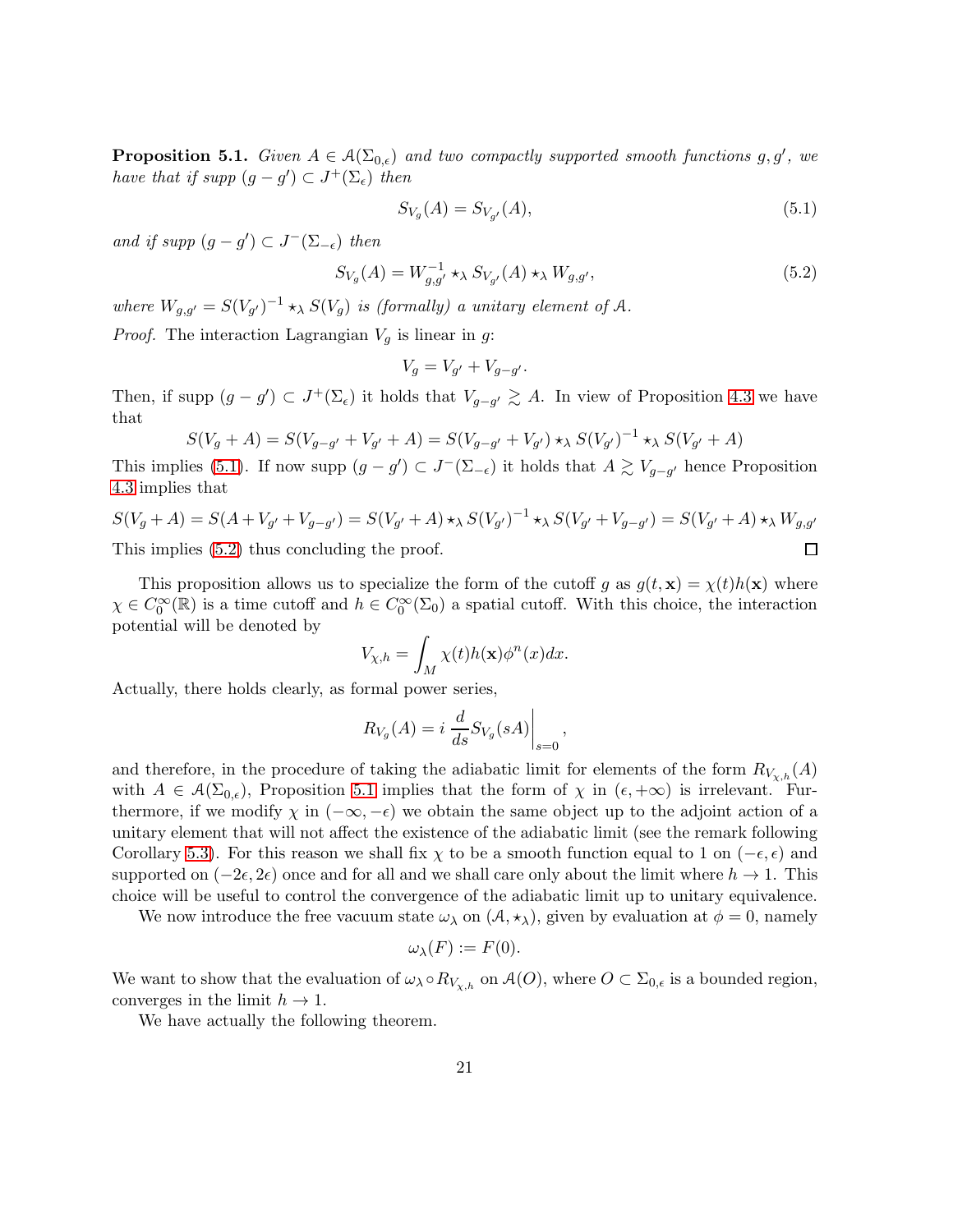**Proposition 5.1.** *Given $A \in \mathcal{A}(\Sigma_{0,\epsilon})$ and two compactly supported smooth functions $g, g'$, we have that if supp $(g - g') \subset J^+(\Sigma_\epsilon)$ then*

$$S_{V_g}(A) = S_{V_{g'}}(A), \tag{5.1}$$

*and if supp $(g - g') \subset J^-(\Sigma_{-\epsilon})$ then*

$$S_{V_g}(A) = W_{g,g'}^{-1} \star_\lambda S_{V_{g'}}(A) \star_\lambda W_{g,g'}, \tag{5.2}$$

*where $W_{g,g'} = S(V_{g'})^{-1} \star_\lambda S(V_g)$ is (formally) a unitary element of $\mathcal{A}$.*

*Proof.* The interaction Lagrangian $V_g$ is linear in $g$:

$$V_g = V_{g'} + V_{g-g'}.$$

Then, if supp $(g - g') \subset J^+(\Sigma_\epsilon)$ it holds that $V_{g-g'} \gtrsim A$. In view of Proposition 4.3 we have that

$$S(V_g + A) = S(V_{g-g'} + V_{g'} + A) = S(V_{g-g'} + V_{g'}) \star_\lambda S(V_{g'})^{-1} \star_\lambda S(V_{g'} + A)$$

This implies (5.1). If now supp $(g - g') \subset J^-(\Sigma_{-\epsilon})$ it holds that $A \gtrsim V_{g-g'}$ hence Proposition 4.3 implies that

$$S(V_g + A) = S(A + V_{g'} + V_{g-g'}) = S(V_{g'} + A) \star_\lambda S(V_{g'})^{-1} \star_\lambda S(V_{g'} + V_{g-g'}) = S(V_{g'} + A) \star_\lambda W_{g,g'}$$

This implies (5.2) thus concluding the proof. □

This proposition allows us to specialize the form of the cutoff $g$ as $g(t, \mathbf{x}) = \chi(t)h(\mathbf{x})$ where $\chi \in C_0^\infty(\mathbb{R})$ is a time cutoff and $h \in C_0^\infty(\Sigma_0)$ a spatial cutoff. With this choice, the interaction potential will be denoted by

$$V_{\chi,h} = \int_M \chi(t)h(\mathbf{x})\phi^n(x)dx.$$

Actually, there holds clearly, as formal power series,

$$R_{V_g}(A) = i\,\frac{d}{ds} S_{V_g}(sA)\bigg|_{s=0},$$

and therefore, in the procedure of taking the adiabatic limit for elements of the form $R_{V_{\chi,h}}(A)$ with $A \in \mathcal{A}(\Sigma_{0,\epsilon})$, Proposition 5.1 implies that the form of $\chi$ in $(\epsilon, +\infty)$ is irrelevant. Furthermore, if we modify $\chi$ in $(-\infty, -\epsilon)$ we obtain the same object up to the adjoint action of a unitary element that will not affect the existence of the adiabatic limit (see the remark following Corollary 5.3). For this reason we shall fix $\chi$ to be a smooth function equal to 1 on $(-\epsilon, \epsilon)$ and supported on $(-2\epsilon, 2\epsilon)$ once and for all and we shall care only about the limit where $h \to 1$. This choice will be useful to control the convergence of the adiabatic limit up to unitary equivalence.

We now introduce the free vacuum state $\omega_\lambda$ on $(\mathcal{A}, \star_\lambda)$, given by evaluation at $\phi = 0$, namely

$$\omega_\lambda(F) := F(0).$$

We want to show that the evaluation of $\omega_\lambda \circ R_{V_{\chi,h}}$ on $\mathcal{A}(O)$, where $O \subset \Sigma_{0,\epsilon}$ is a bounded region, converges in the limit $h \to 1$.

We have actually the following theorem.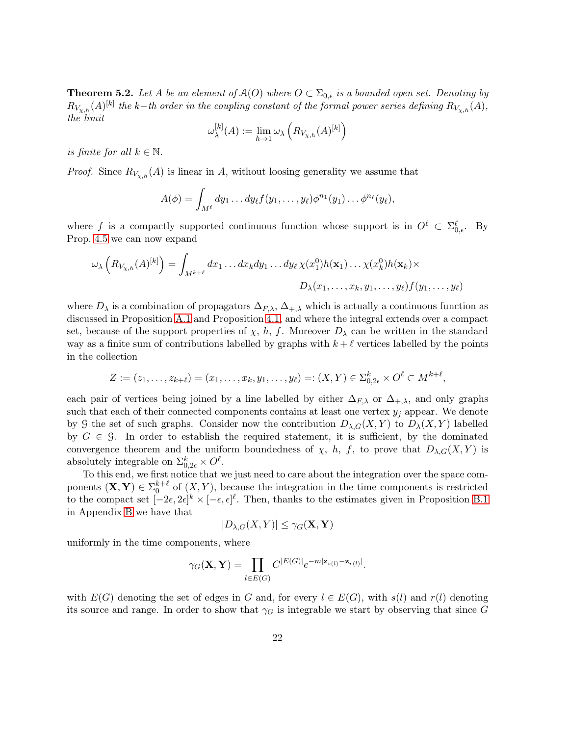**Theorem 5.2.** *Let $A$ be an element of $\mathcal{A}(O)$ where $O \subset \Sigma_{0,\epsilon}$ is a bounded open set. Denoting by $R_{V_{\chi,h}}(A)^{[k]}$ the $k-$th order in the coupling constant of the formal power series defining $R_{V_{\chi,h}}(A)$, the limit*

$$\omega_\lambda^{[k]}(A) := \lim_{h \to 1} \omega_\lambda \left( R_{V_{\chi,h}}(A)^{[k]} \right)$$

*is finite for all $k \in \mathbb{N}$.*

*Proof.* Since $R_{V_{\chi,h}}(A)$ is linear in $A$, without loosing generality we assume that

$$A(\phi) = \int_{M^\ell} dy_1 \dots dy_\ell f(y_1, \dots, y_\ell) \phi^{n_1}(y_1) \dots \phi^{n_\ell}(y_\ell),$$

where $f$ is a compactly supported continuous function whose support is in $O^\ell \subset \Sigma_{0,\epsilon}^\ell$. By Prop. 4.5 we can now expand

$$\omega_\lambda \left( R_{V_{\chi,h}}(A)^{[k]} \right) = \int_{M^{k+\ell}} dx_1 \dots dx_k dy_1 \dots dy_\ell \, \chi(x_1^0) h(\mathbf{x}_1) \dots \chi(x_k^0) h(\mathbf{x}_k) \times$$
$$D_\lambda(x_1, \dots, x_k, y_1, \dots, y_\ell) f(y_1, \dots, y_\ell)$$

where $D_\lambda$ is a combination of propagators $\Delta_{F,\lambda}$, $\Delta_{+,\lambda}$ which is actually a continuous function as discussed in Proposition A.1 and Proposition 4.1, and where the integral extends over a compact set, because of the support properties of $\chi$, $h$, $f$. Moreover $D_\lambda$ can be written in the standard way as a finite sum of contributions labelled by graphs with $k+\ell$ vertices labelled by the points in the collection

$$Z := (z_1, \dots, z_{k+\ell}) = (x_1, \dots, x_k, y_1, \dots, y_\ell) =: (X, Y) \in \Sigma_{0,2\epsilon}^k \times O^\ell \subset M^{k+\ell},$$

each pair of vertices being joined by a line labelled by either $\Delta_{F,\lambda}$ or $\Delta_{+,\lambda}$, and only graphs such that each of their connected components contains at least one vertex $y_j$ appear. We denote by $\mathcal{G}$ the set of such graphs. Consider now the contribution $D_{\lambda,G}(X,Y)$ to $D_\lambda(X,Y)$ labelled by $G \in \mathcal{G}$. In order to establish the required statement, it is sufficient, by the dominated convergence theorem and the uniform boundedness of $\chi$, $h$, $f$, to prove that $D_{\lambda,G}(X,Y)$ is absolutely integrable on $\Sigma_{0,2\epsilon}^k \times O^\ell$.

To this end, we first notice that we just need to care about the integration over the space components $(\mathbf{X}, \mathbf{Y}) \in \Sigma_0^{k+\ell}$ of $(X,Y)$, because the integration in the time components is restricted to the compact set $[-2\epsilon, 2\epsilon]^k \times [-\epsilon, \epsilon]^\ell$. Then, thanks to the estimates given in Proposition B.1 in Appendix B we have that

$$|D_{\lambda,G}(X,Y)| \le \gamma_G(\mathbf{X}, \mathbf{Y})$$

uniformly in the time components, where

$$\gamma_G(\mathbf{X}, \mathbf{Y}) = \prod_{l \in E(G)} C^{|E(G)|} e^{-m|\mathbf{z}_{s(l)} - \mathbf{z}_{r(l)}|}.$$

with $E(G)$ denoting the set of edges in $G$ and, for every $l \in E(G)$, with $s(l)$ and $r(l)$ denoting its source and range. In order to show that $\gamma_G$ is integrable we start by observing that since $G$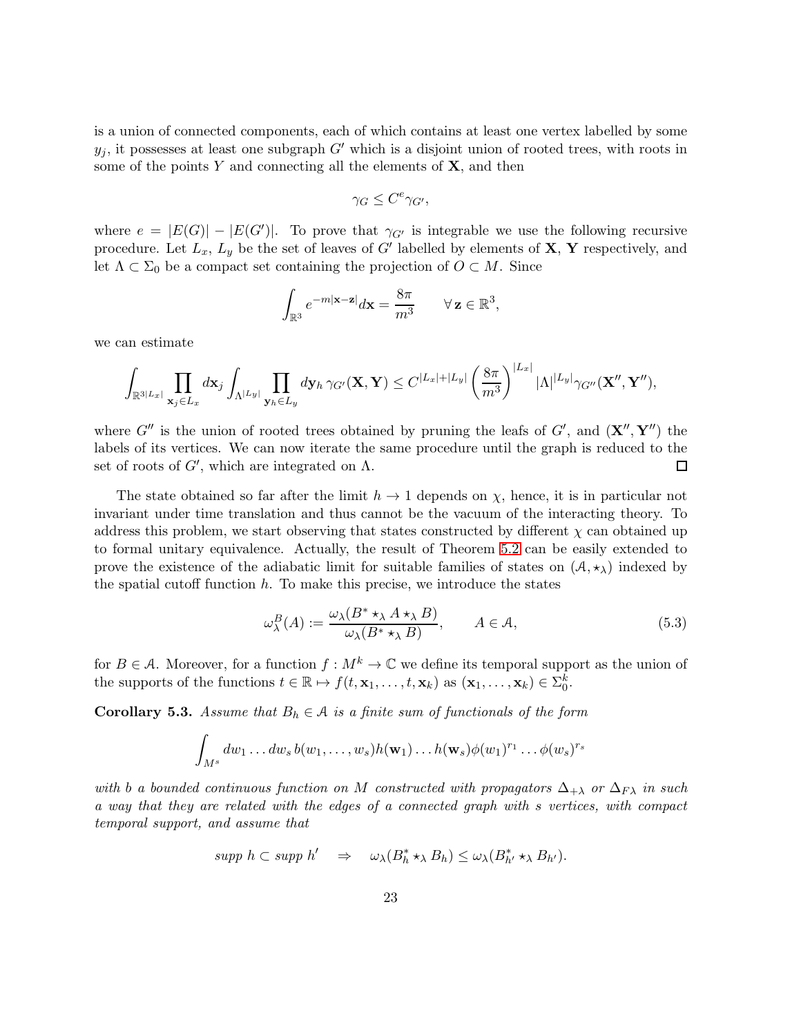is a union of connected components, each of which contains at least one vertex labelled by some $y_j$, it possesses at least one subgraph $G'$ which is a disjoint union of rooted trees, with roots in some of the points $Y$ and connecting all the elements of $\mathbf{X}$, and then

$$\gamma_G \le C^e \gamma_{G'},$$

where $e = |E(G)| - |E(G')|$. To prove that $\gamma_{G'}$ is integrable we use the following recursive procedure. Let $L_x$, $L_y$ be the set of leaves of $G'$ labelled by elements of $\mathbf{X}$, $\mathbf{Y}$ respectively, and let $\Lambda \subset \Sigma_0$ be a compact set containing the projection of $O \subset M$. Since

$$\int_{\mathbb{R}^3} e^{-m|\mathbf{x}-\mathbf{z}|} d\mathbf{x} = \frac{8\pi}{m^3} \qquad \forall\, \mathbf{z} \in \mathbb{R}^3,$$

we can estimate

$$\int_{\mathbb{R}^{3|L_x|}} \prod_{\mathbf{x}_j \in L_x} d\mathbf{x}_j \int_{\Lambda^{|L_y|}} \prod_{\mathbf{y}_h \in L_y} d\mathbf{y}_h \, \gamma_{G'}(\mathbf{X}, \mathbf{Y}) \le C^{|L_x|+|L_y|} \left(\frac{8\pi}{m^3}\right)^{|L_x|} |\Lambda|^{|L_y|} \gamma_{G''}(\mathbf{X}'', \mathbf{Y}''),$$

where $G''$ is the union of rooted trees obtained by pruning the leafs of $G'$, and $(\mathbf{X}'', \mathbf{Y}'')$ the labels of its vertices. We can now iterate the same procedure until the graph is reduced to the set of roots of $G'$, which are integrated on $\Lambda$. $\square$

The state obtained so far after the limit $h \to 1$ depends on $\chi$, hence, it is in particular not invariant under time translation and thus cannot be the vacuum of the interacting theory. To address this problem, we start observing that states constructed by different $\chi$ can obtained up to formal unitary equivalence. Actually, the result of Theorem 5.2 can be easily extended to prove the existence of the adiabatic limit for suitable families of states on $(\mathcal{A}, \star_\lambda)$ indexed by the spatial cutoff function $h$. To make this precise, we introduce the states

$$\omega_\lambda^B(A) := \frac{\omega_\lambda(B^* \star_\lambda A \star_\lambda B)}{\omega_\lambda(B^* \star_\lambda B)}, \qquad A \in \mathcal{A}, \tag{5.3}$$

for $B \in \mathcal{A}$. Moreover, for a function $f : M^k \to \mathbb{C}$ we define its temporal support as the union of the supports of the functions $t \in \mathbb{R} \mapsto f(t, \mathbf{x}_1, \ldots, t, \mathbf{x}_k)$ as $(\mathbf{x}_1, \ldots, \mathbf{x}_k) \in \Sigma_0^k$.

**Corollary 5.3.** *Assume that $B_h \in \mathcal{A}$ is a finite sum of functionals of the form*

$$\int_{M^s} dw_1 \ldots dw_s \, b(w_1, \ldots, w_s) h(\mathbf{w}_1) \ldots h(\mathbf{w}_s) \phi(w_1)^{r_1} \ldots \phi(w_s)^{r_s}$$

*with $b$ a bounded continuous function on $M$ constructed with propagators $\Delta_{+\lambda}$ or $\Delta_{F\lambda}$ in such a way that they are related with the edges of a connected graph with $s$ vertices, with compact temporal support, and assume that*

$$\text{supp } h \subset \text{supp } h' \quad \Rightarrow \quad \omega_\lambda(B_h^* \star_\lambda B_h) \le \omega_\lambda(B_{h'}^* \star_\lambda B_{h'}).$$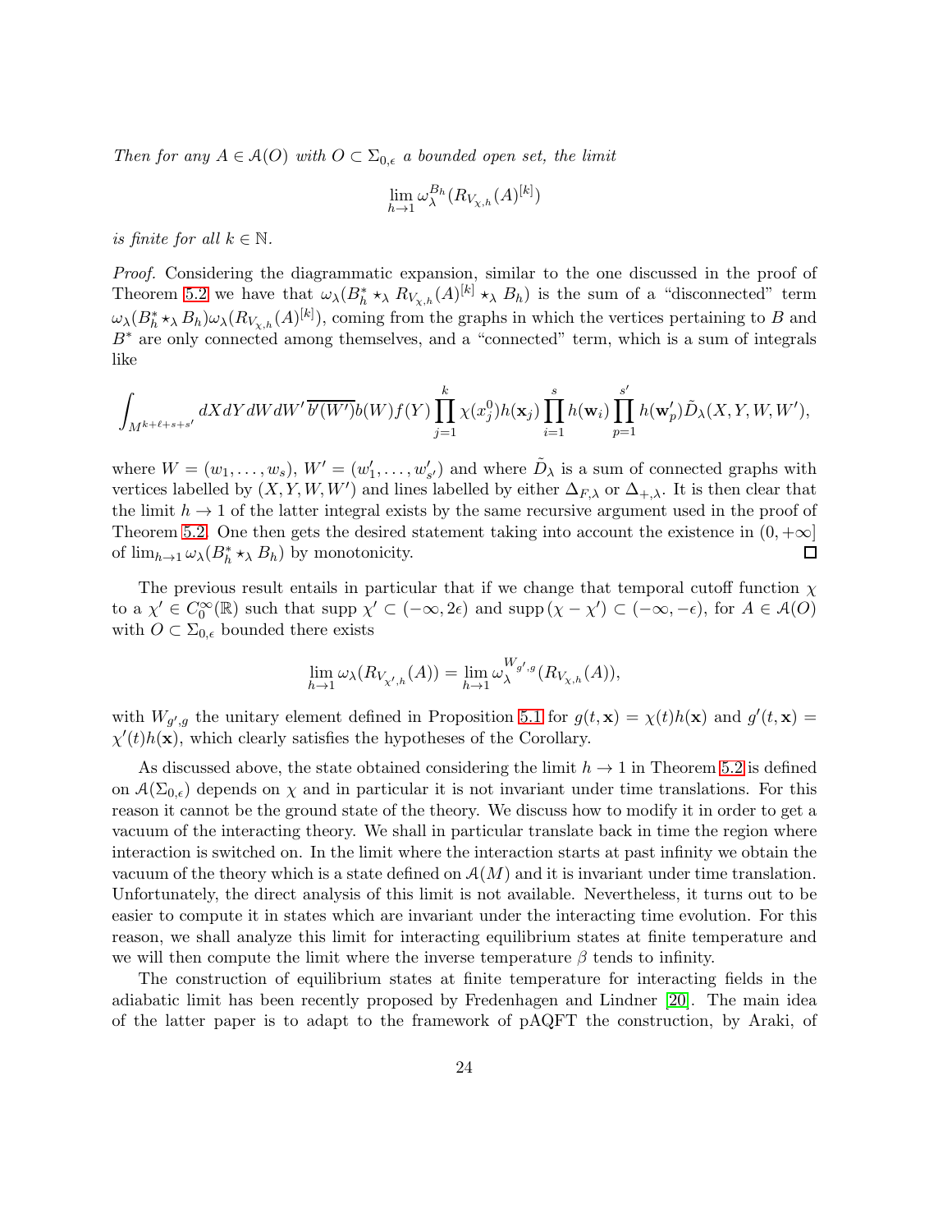*Then for any $A \in \mathcal{A}(O)$ with $O \subset \Sigma_{0,\epsilon}$ a bounded open set, the limit*

$$\lim_{h\to 1} \omega_\lambda^{B_h}(R_{V_{\chi,h}}(A)^{[k]})$$

*is finite for all $k \in \mathbb{N}$.*

*Proof.* Considering the diagrammatic expansion, similar to the one discussed in the proof of Theorem 5.2 we have that $\omega_\lambda(B_h^* \star_\lambda R_{V_{\chi,h}}(A)^{[k]} \star_\lambda B_h)$ is the sum of a "disconnected" term $\omega_\lambda(B_h^* \star_\lambda B_h)\omega_\lambda(R_{V_{\chi,h}}(A)^{[k]})$, coming from the graphs in which the vertices pertaining to $B$ and $B^*$ are only connected among themselves, and a "connected" term, which is a sum of integrals like

$$\int_{M^{k+\ell+s+s'}} dX dY dW dW' \, \overline{b'(W')} b(W) f(Y) \prod_{j=1}^{k} \chi(x_j^0) h(\mathbf{x}_j) \prod_{i=1}^{s} h(\mathbf{w}_i) \prod_{p=1}^{s'} h(\mathbf{w}'_p) \tilde{D}_\lambda(X, Y, W, W'),$$

where $W = (w_1, \dots, w_s)$, $W' = (w'_1, \dots, w'_{s'})$ and where $\tilde{D}_\lambda$ is a sum of connected graphs with vertices labelled by $(X, Y, W, W')$ and lines labelled by either $\Delta_{F,\lambda}$ or $\Delta_{+,\lambda}$. It is then clear that the limit $h \to 1$ of the latter integral exists by the same recursive argument used in the proof of Theorem 5.2. One then gets the desired statement taking into account the existence in $(0, +\infty]$ of $\lim_{h\to 1} \omega_\lambda(B_h^* \star_\lambda B_h)$ by monotonicity. $\square$

The previous result entails in particular that if we change that temporal cutoff function $\chi$ to a $\chi' \in C_0^\infty(\mathbb{R})$ such that $\operatorname{supp} \chi' \subset (-\infty, 2\epsilon)$ and $\operatorname{supp}(\chi - \chi') \subset (-\infty, -\epsilon)$, for $A \in \mathcal{A}(O)$ with $O \subset \Sigma_{0,\epsilon}$ bounded there exists

$$\lim_{h\to 1} \omega_\lambda(R_{V_{\chi',h}}(A)) = \lim_{h \to 1} \omega_\lambda^{W_{g',g}}(R_{V_{\chi,h}}(A)),$$

with $W_{g',g}$ the unitary element defined in Proposition 5.1 for $g(t, \mathbf{x}) = \chi(t) h(\mathbf{x})$ and $g'(t, \mathbf{x}) = \chi'(t) h(\mathbf{x})$, which clearly satisfies the hypotheses of the Corollary.

As discussed above, the state obtained considering the limit $h \to 1$ in Theorem 5.2 is defined on $\mathcal{A}(\Sigma_{0,\epsilon})$ depends on $\chi$ and in particular it is not invariant under time translations. For this reason it cannot be the ground state of the theory. We discuss how to modify it in order to get a vacuum of the interacting theory. We shall in particular translate back in time the region where interaction is switched on. In the limit where the interaction starts at past infinity we obtain the vacuum of the theory which is a state defined on $\mathcal{A}(M)$ and it is invariant under time translation. Unfortunately, the direct analysis of this limit is not available. Nevertheless, it turns out to be easier to compute it in states which are invariant under the interacting time evolution. For this reason, we shall analyze this limit for interacting equilibrium states at finite temperature and we will then compute the limit where the inverse temperature $\beta$ tends to infinity.

The construction of equilibrium states at finite temperature for interacting fields in the adiabatic limit has been recently proposed by Fredenhagen and Lindner [20]. The main idea of the latter paper is to adapt to the framework of pAQFT the construction, by Araki, of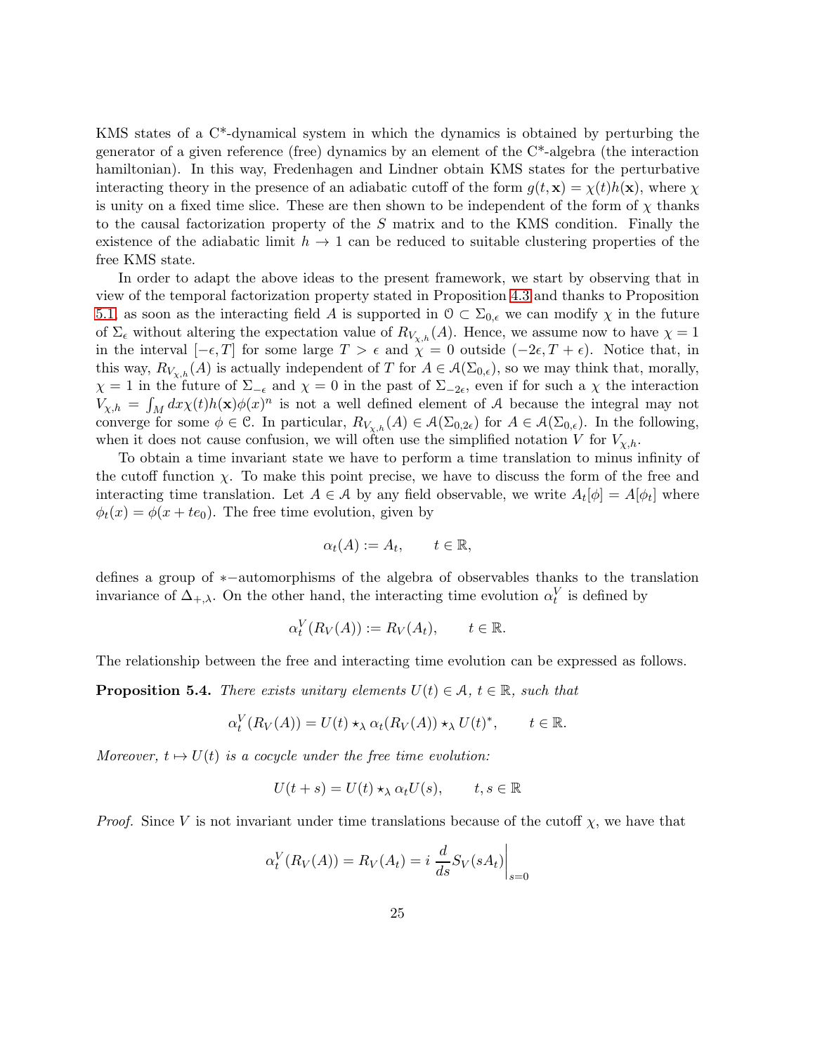KMS states of a C*-dynamical system in which the dynamics is obtained by perturbing the generator of a given reference (free) dynamics by an element of the C*-algebra (the interaction hamiltonian). In this way, Fredenhagen and Lindner obtain KMS states for the perturbative interacting theory in the presence of an adiabatic cutoff of the form $g(t, \mathbf{x}) = \chi(t)h(\mathbf{x})$, where $\chi$ is unity on a fixed time slice. These are then shown to be independent of the form of $\chi$ thanks to the causal factorization property of the $S$ matrix and to the KMS condition. Finally the existence of the adiabatic limit $h \to 1$ can be reduced to suitable clustering properties of the free KMS state.

In order to adapt the above ideas to the present framework, we start by observing that in view of the temporal factorization property stated in Proposition 4.3 and thanks to Proposition 5.1, as soon as the interacting field $A$ is supported in $\mathcal{O} \subset \Sigma_{0,\epsilon}$ we can modify $\chi$ in the future of $\Sigma_\epsilon$ without altering the expectation value of $R_{V_{\chi,h}}(A)$. Hence, we assume now to have $\chi = 1$ in the interval $[-\epsilon, T]$ for some large $T > \epsilon$ and $\chi = 0$ outside $(-2\epsilon, T + \epsilon)$. Notice that, in this way, $R_{V_{\chi,h}}(A)$ is actually independent of $T$ for $A \in \mathcal{A}(\Sigma_{0,\epsilon})$, so we may think that, morally, $\chi = 1$ in the future of $\Sigma_{-\epsilon}$ and $\chi = 0$ in the past of $\Sigma_{-2\epsilon}$, even if for such a $\chi$ the interaction $V_{\chi,h} = \int_M dx \chi(t)h(\mathbf{x})\phi(x)^n$ is not a well defined element of $\mathcal{A}$ because the integral may not converge for some $\phi \in \mathcal{C}$. In particular, $R_{V_{\chi,h}}(A) \in \mathcal{A}(\Sigma_{0,2\epsilon})$ for $A \in \mathcal{A}(\Sigma_{0,\epsilon})$. In the following, when it does not cause confusion, we will often use the simplified notation $V$ for $V_{\chi,h}$.

To obtain a time invariant state we have to perform a time translation to minus infinity of the cutoff function $\chi$. To make this point precise, we have to discuss the form of the free and interacting time translation. Let $A \in \mathcal{A}$ by any field observable, we write $A_t[\phi] = A[\phi_t]$ where $\phi_t(x) = \phi(x + te_0)$. The free time evolution, given by

$$\alpha_t(A) := A_t, \qquad t \in \mathbb{R},$$

defines a group of $*-$automorphisms of the algebra of observables thanks to the translation invariance of $\Delta_{+,\lambda}$. On the other hand, the interacting time evolution $\alpha_t^V$ is defined by

$$\alpha_t^V(R_V(A)) := R_V(A_t), \qquad t \in \mathbb{R}.$$

The relationship between the free and interacting time evolution can be expressed as follows.

**Proposition 5.4.** *There exists unitary elements $U(t) \in \mathcal{A}$, $t \in \mathbb{R}$, such that*

$$\alpha_t^V(R_V(A)) = U(t) \star_\lambda \alpha_t(R_V(A)) \star_\lambda U(t)^*, \qquad t \in \mathbb{R}.$$

*Moreover, $t \mapsto U(t)$ is a cocycle under the free time evolution:*

$$U(t + s) = U(t) \star_\lambda \alpha_t U(s), \qquad t, s \in \mathbb{R}$$

*Proof.* Since $V$ is not invariant under time translations because of the cutoff $\chi$, we have that

$$\alpha_t^V(R_V(A)) = R_V(A_t) = i \left. \frac{d}{ds} S_V(sA_t) \right|_{s=0}$$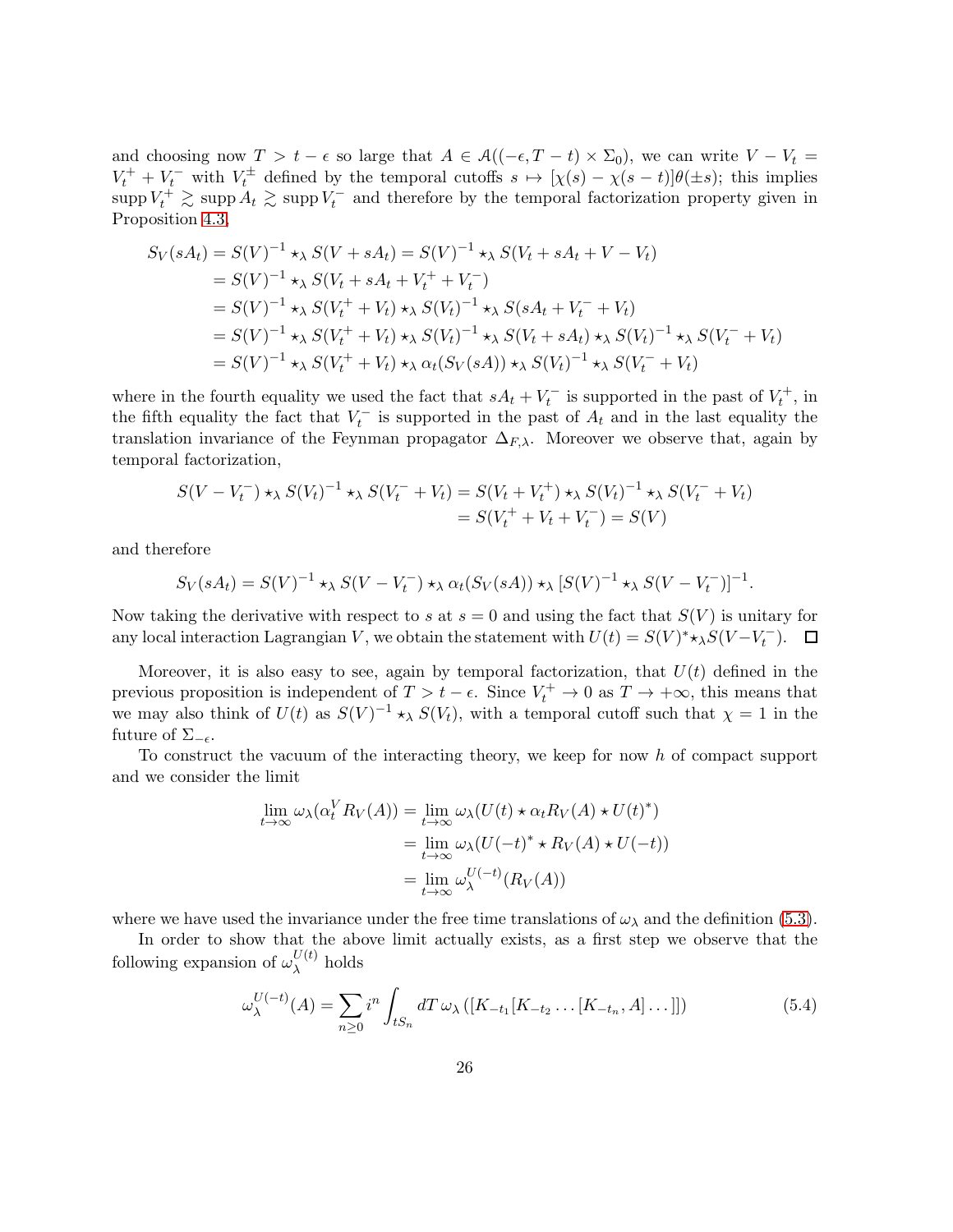and choosing now $T > t - \epsilon$ so large that $A \in \mathcal{A}((-\epsilon, T-t) \times \Sigma_0)$, we can write $V - V_t = V_t^+ + V_t^-$ with $V_t^\pm$ defined by the temporal cutoffs $s \mapsto [\chi(s) - \chi(s-t)]\theta(\pm s)$; this implies $\operatorname{supp} V_t^+ \gtrsim \operatorname{supp} A_t \gtrsim \operatorname{supp} V_t^-$ and therefore by the temporal factorization property given in Proposition 4.3,

$$
\begin{aligned}
S_V(sA_t) &= S(V)^{-1} \star_\lambda S(V + sA_t) = S(V)^{-1} \star_\lambda S(V_t + sA_t + V - V_t) \\
&= S(V)^{-1} \star_\lambda S(V_t + sA_t + V_t^+ + V_t^-) \\
&= S(V)^{-1} \star_\lambda S(V_t^+ + V_t) \star_\lambda S(V_t)^{-1} \star_\lambda S(sA_t + V_t^- + V_t) \\
&= S(V)^{-1} \star_\lambda S(V_t^+ + V_t) \star_\lambda S(V_t)^{-1} \star_\lambda S(V_t + sA_t) \star_\lambda S(V_t)^{-1} \star_\lambda S(V_t^- + V_t) \\
&= S(V)^{-1} \star_\lambda S(V_t^+ + V_t) \star_\lambda \alpha_t(S_V(sA)) \star_\lambda S(V_t)^{-1} \star_\lambda S(V_t^- + V_t)
\end{aligned}
$$

where in the fourth equality we used the fact that $sA_t + V_t^-$ is supported in the past of $V_t^+$, in the fifth equality the fact that $V_t^-$ is supported in the past of $A_t$ and in the last equality the translation invariance of the Feynman propagator $\Delta_{F,\lambda}$. Moreover we observe that, again by temporal factorization,

$$
\begin{aligned}
S(V - V_t^-) \star_\lambda S(V_t)^{-1} \star_\lambda S(V_t^- + V_t) &= S(V_t + V_t^+) \star_\lambda S(V_t)^{-1} \star_\lambda S(V_t^- + V_t) \\
&= S(V_t^+ + V_t + V_t^-) = S(V)
\end{aligned}
$$

and therefore

$$
S_V(sA_t) = S(V)^{-1} \star_\lambda S(V - V_t^-) \star_\lambda \alpha_t(S_V(sA)) \star_\lambda [S(V)^{-1} \star_\lambda S(V - V_t^-)]^{-1}.
$$

Now taking the derivative with respect to $s$ at $s = 0$ and using the fact that $S(V)$ is unitary for any local interaction Lagrangian $V$, we obtain the statement with $U(t) = S(V)^* \star_\lambda S(V - V_t^-)$. $\square$

Moreover, it is also easy to see, again by temporal factorization, that $U(t)$ defined in the previous proposition is independent of $T > t - \epsilon$. Since $V_t^+ \to 0$ as $T \to +\infty$, this means that we may also think of $U(t)$ as $S(V)^{-1} \star_\lambda S(V_t)$, with a temporal cutoff such that $\chi = 1$ in the future of $\Sigma_{-\epsilon}$.

To construct the vacuum of the interacting theory, we keep for now $h$ of compact support and we consider the limit

$$
\begin{aligned}
\lim_{t\to\infty} \omega_\lambda(\alpha_t^V R_V(A)) &= \lim_{t\to\infty} \omega_\lambda(U(t) \star \alpha_t R_V(A) \star U(t)^*) \\
&= \lim_{t\to\infty} \omega_\lambda(U(-t)^* \star R_V(A) \star U(-t)) \\
&= \lim_{t\to\infty} \omega_\lambda^{U(-t)}(R_V(A))
\end{aligned}
$$

where we have used the invariance under the free time translations of $\omega_\lambda$ and the definition (5.3).

In order to show that the above limit actually exists, as a first step we observe that the following expansion of $\omega_\lambda^{U(t)}$ holds

$$
\omega_\lambda^{U(-t)}(A) = \sum_{n\geq 0} i^n \int_{tS_n} dT\, \omega_\lambda\left([K_{-t_1}[K_{-t_2} \ldots [K_{-t_n}, A] \ldots]]\right) \tag{5.4}
$$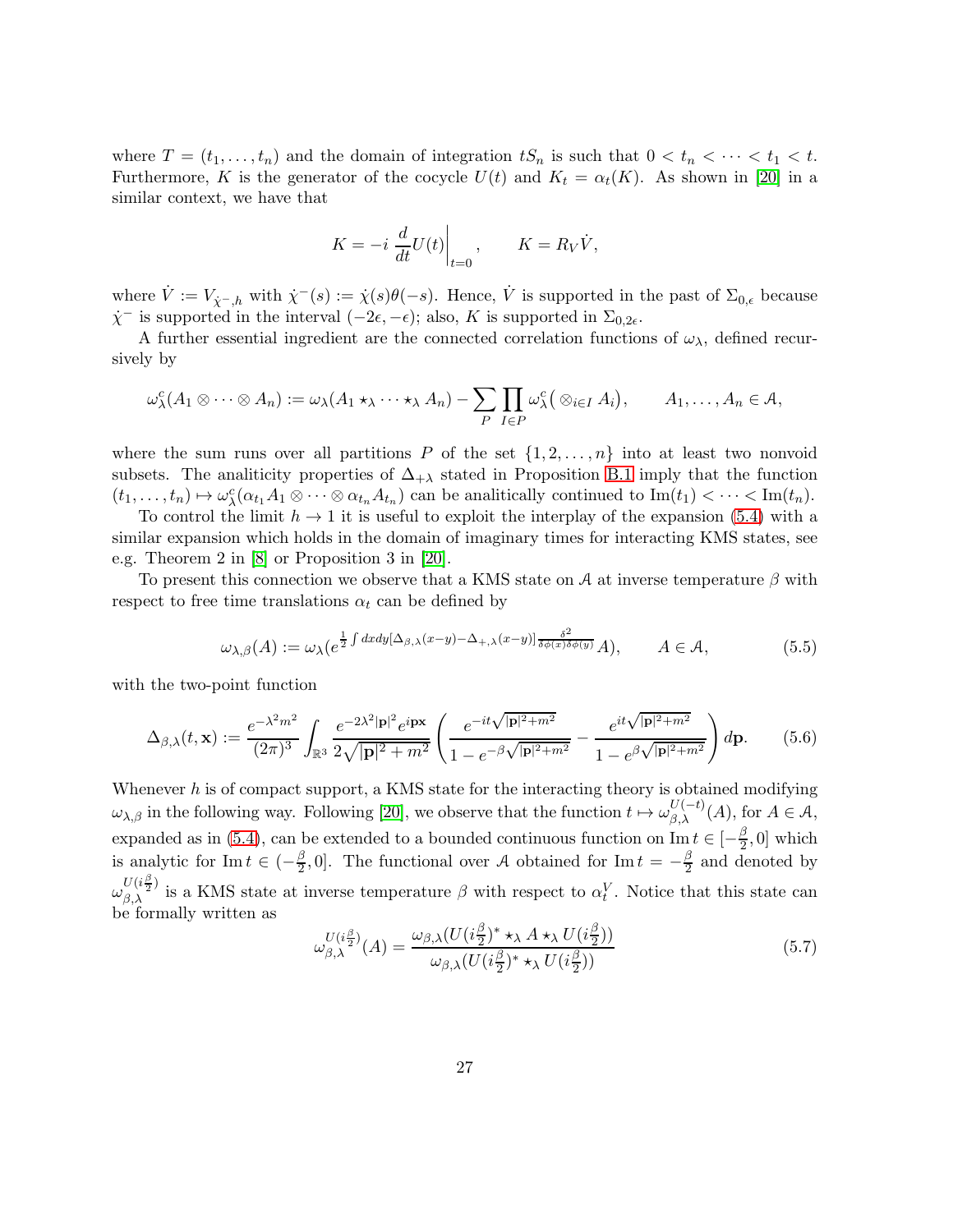where $T = (t_1, \ldots, t_n)$ and the domain of integration $tS_n$ is such that $0 < t_n < \cdots < t_1 < t$. Furthermore, $K$ is the generator of the cocycle $U(t)$ and $K_t = \alpha_t(K)$. As shown in [20] in a similar context, we have that

$$K = -i \left.\frac{d}{dt}U(t)\right|_{t=0}, \qquad K = R_V \dot{V},$$

where $\dot{V} := V_{\dot{\chi}^-,h}$ with $\dot{\chi}^-(s) := \dot{\chi}(s)\theta(-s)$. Hence, $\dot{V}$ is supported in the past of $\Sigma_{0,\epsilon}$ because $\dot{\chi}^-$ is supported in the interval $(-2\epsilon, -\epsilon)$; also, $K$ is supported in $\Sigma_{0,2\epsilon}$.

A further essential ingredient are the connected correlation functions of $\omega_\lambda$, defined recursively by

$$\omega^c_\lambda(A_1 \otimes \cdots \otimes A_n) := \omega_\lambda(A_1 \star_\lambda \cdots \star_\lambda A_n) - \sum_P \prod_{I \in P} \omega^c_\lambda\big(\otimes_{i\in I} A_i\big), \qquad A_1, \ldots, A_n \in \mathcal{A},$$

where the sum runs over all partitions $P$ of the set $\{1, 2, \ldots, n\}$ into at least two nonvoid subsets. The analiticity properties of $\Delta_{+\lambda}$ stated in Proposition B.1 imply that the function $(t_1, \ldots, t_n) \mapsto \omega^c_\lambda(\alpha_{t_1}A_1 \otimes \cdots \otimes \alpha_{t_n}A_{t_n})$ can be analitically continued to $\mathrm{Im}(t_1) < \cdots < \mathrm{Im}(t_n)$.

To control the limit $h \to 1$ it is useful to exploit the interplay of the expansion (5.4) with a similar expansion which holds in the domain of imaginary times for interacting KMS states, see e.g. Theorem 2 in [8] or Proposition 3 in [20].

To present this connection we observe that a KMS state on $\mathcal{A}$ at inverse temperature $\beta$ with respect to free time translations $\alpha_t$ can be defined by

$$\omega_{\lambda,\beta}(A) := \omega_\lambda(e^{\frac{1}{2}\int dxdy[\Delta_{\beta,\lambda}(x-y)-\Delta_{+,\lambda}(x-y)]\frac{\delta^2}{\delta\phi(x)\delta\phi(y)}}A), \qquad A \in \mathcal{A}, \tag{5.5}$$

with the two-point function

$$\Delta_{\beta,\lambda}(t,\mathbf{x}) := \frac{e^{-\lambda^2 m^2}}{(2\pi)^3}\int_{\mathbb{R}^3} \frac{e^{-2\lambda^2|\mathbf{p}|^2}e^{i\mathbf{p}\mathbf{x}}}{2\sqrt{|\mathbf{p}|^2+m^2}}\left(\frac{e^{-it\sqrt{|\mathbf{p}|^2+m^2}}}{1-e^{-\beta\sqrt{|\mathbf{p}|^2+m^2}}} - \frac{e^{it\sqrt{|\mathbf{p}|^2+m^2}}}{1-e^{\beta\sqrt{|\mathbf{p}|^2+m^2}}}\right)d\mathbf{p}. \tag{5.6}$$

Whenever $h$ is of compact support, a KMS state for the interacting theory is obtained modifying $\omega_{\lambda,\beta}$ in the following way. Following [20], we observe that the function $t \mapsto \omega^{U(-t)}_{\beta,\lambda}(A)$, for $A \in \mathcal{A}$, expanded as in (5.4), can be extended to a bounded continuous function on $\mathrm{Im}\, t \in [-\frac{\beta}{2}, 0]$ which is analytic for $\mathrm{Im}\, t \in (-\frac{\beta}{2}, 0]$. The functional over $\mathcal{A}$ obtained for $\mathrm{Im}\, t = -\frac{\beta}{2}$ and denoted by $\omega^{U(i\frac{\beta}{2})}_{\beta,\lambda}$ is a KMS state at inverse temperature $\beta$ with respect to $\alpha^V_t$. Notice that this state can be formally written as

$$\omega^{U(i\frac{\beta}{2})}_{\beta,\lambda}(A) = \frac{\omega_{\beta,\lambda}(U(i\frac{\beta}{2})^* \star_\lambda A \star_\lambda U(i\frac{\beta}{2}))}{\omega_{\beta,\lambda}(U(i\frac{\beta}{2})^* \star_\lambda U(i\frac{\beta}{2}))} \tag{5.7}$$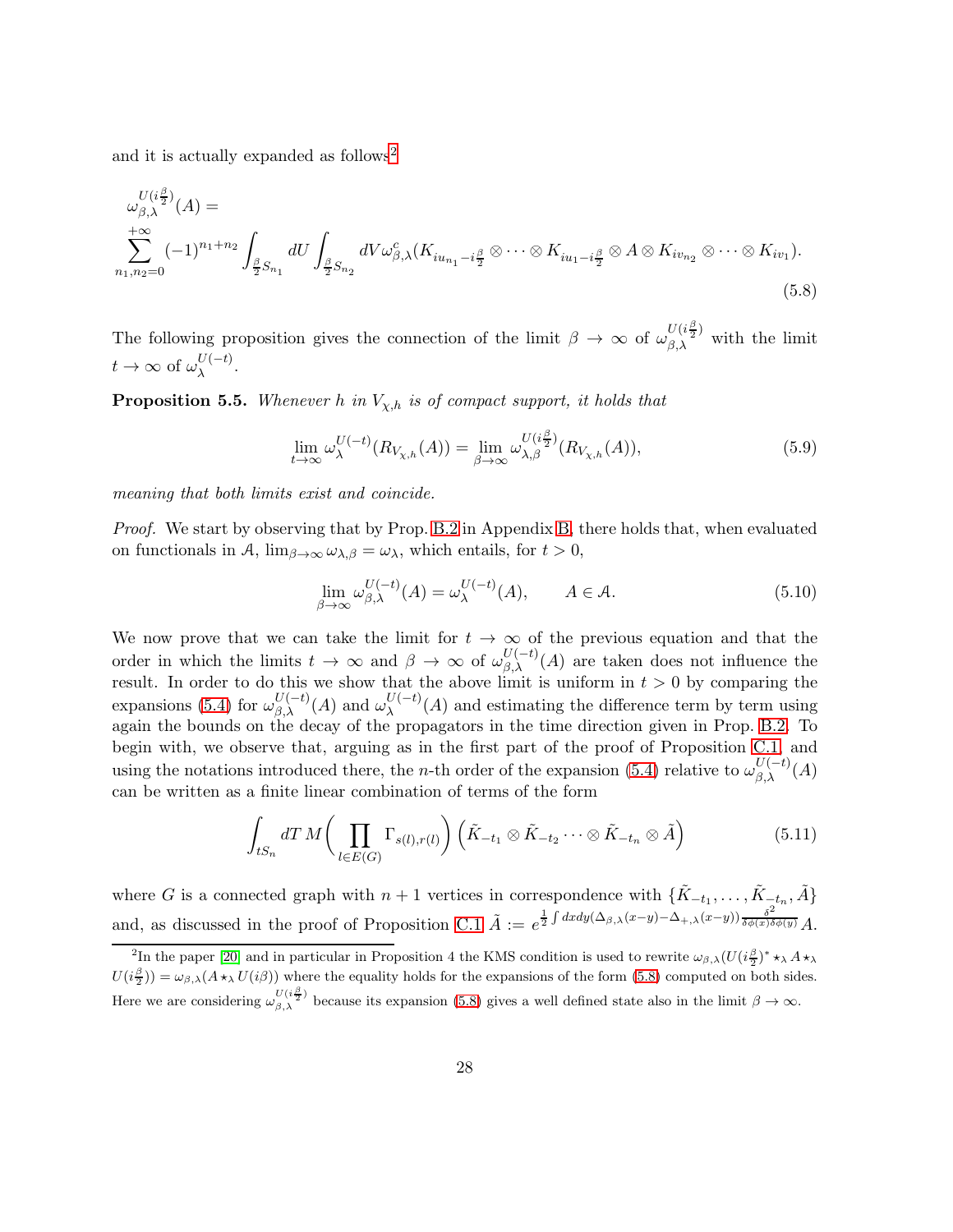and it is actually expanded as follows[2]

$$
\begin{aligned}
&\omega_{\beta,\lambda}^{U(i\frac{\beta}{2})}(A) = \\
&\sum_{n_1,n_2=0}^{+\infty} (-1)^{n_1+n_2} \int_{\frac{\beta}{2}S_{n_1}} dU \int_{\frac{\beta}{2}S_{n_2}} dV \omega_{\beta,\lambda}^{c}(K_{iu_{n_1}-i\frac{\beta}{2}} \otimes \cdots \otimes K_{iu_1-i\frac{\beta}{2}} \otimes A \otimes K_{iv_{n_2}} \otimes \cdots \otimes K_{iv_1}).
\end{aligned}
\tag{5.8}
$$

The following proposition gives the connection of the limit $\beta \to \infty$ of $\omega_{\beta,\lambda}^{U(i\frac{\beta}{2})}$ with the limit $t \to \infty$ of $\omega_{\lambda}^{U(-t)}$.

**Proposition 5.5.** *Whenever $h$ in $V_{\chi,h}$ is of compact support, it holds that*

$$
\lim_{t\to\infty} \omega_{\lambda}^{U(-t)}(R_{V_{\chi,h}}(A)) = \lim_{\beta\to\infty} \omega_{\lambda,\beta}^{U(i\frac{\beta}{2})}(R_{V_{\chi,h}}(A)),
\tag{5.9}
$$

*meaning that both limits exist and coincide.*

*Proof.* We start by observing that by Prop. B.2 in Appendix B, there holds that, when evaluated on functionals in $\mathcal{A}$, $\lim_{\beta\to\infty} \omega_{\lambda,\beta} = \omega_{\lambda}$, which entails, for $t > 0$,

$$
\lim_{\beta\to\infty} \omega_{\beta,\lambda}^{U(-t)}(A) = \omega_{\lambda}^{U(-t)}(A), \qquad A \in \mathcal{A}.
\tag{5.10}
$$

We now prove that we can take the limit for $t \to \infty$ of the previous equation and that the order in which the limits $t \to \infty$ and $\beta \to \infty$ of $\omega_{\beta,\lambda}^{U(-t)}(A)$ are taken does not influence the result. In order to do this we show that the above limit is uniform in $t > 0$ by comparing the expansions (5.4) for $\omega_{\beta,\lambda}^{U(-t)}(A)$ and $\omega_{\lambda}^{U(-t)}(A)$ and estimating the difference term by term using again the bounds on the decay of the propagators in the time direction given in Prop. B.2. To begin with, we observe that, arguing as in the first part of the proof of Proposition C.1, and using the notations introduced there, the $n$-th order of the expansion (5.4) relative to $\omega_{\beta,\lambda}^{U(-t)}(A)$ can be written as a finite linear combination of terms of the form

$$
\int_{tS_n} dT \, M\bigg(\prod_{l\in E(G)} \Gamma_{s(l),r(l)}\bigg) \left(\tilde{K}_{-t_1} \otimes \tilde{K}_{-t_2} \cdots \otimes \tilde{K}_{-t_n} \otimes \tilde{A}\right)
\tag{5.11}
$$

where $G$ is a connected graph with $n+1$ vertices in correspondence with $\{\tilde{K}_{-t_1}, \ldots, \tilde{K}_{-t_n}, \tilde{A}\}$ and, as discussed in the proof of Proposition C.1 $\tilde{A} := e^{\frac{1}{2}\int dxdy (\Delta_{\beta,\lambda}(x-y) - \Delta_{+,\lambda}(x-y)) \frac{\delta^2}{\delta\phi(x)\delta\phi(y)}} A$.

[2] In the paper [20] and in particular in Proposition 4 the KMS condition is used to rewrite $\omega_{\beta,\lambda}(U(i\frac{\beta}{2})^* \star_\lambda A \star_\lambda U(i\frac{\beta}{2})) = \omega_{\beta,\lambda}(A \star_\lambda U(i\beta))$ where the equality holds for the expansions of the form (5.8) computed on both sides. Here we are considering $\omega_{\beta,\lambda}^{U(i\frac{\beta}{2})}$ because its expansion (5.8) gives a well defined state also in the limit $\beta \to \infty$.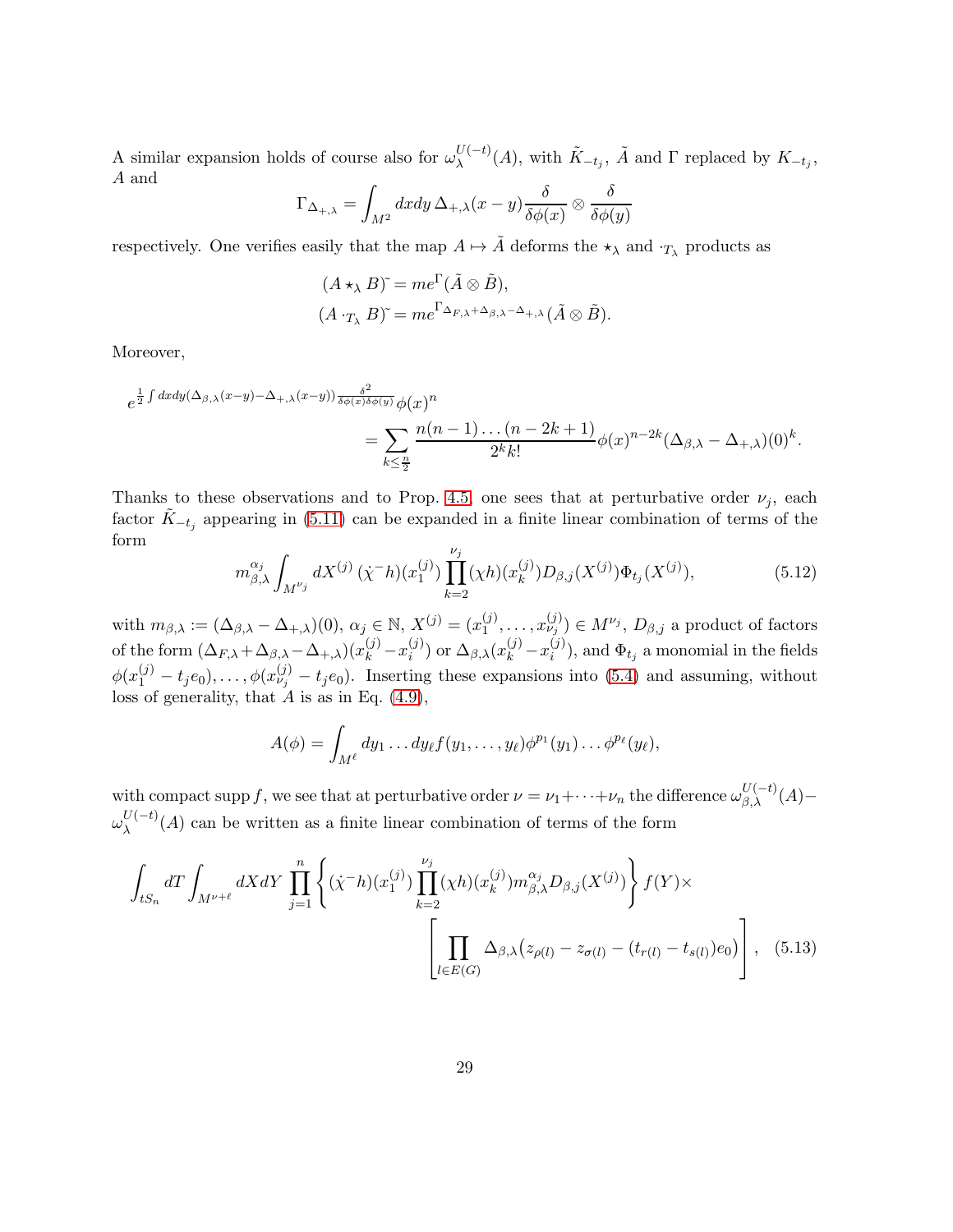A similar expansion holds of course also for $\omega_\lambda^{U(-t)}(A)$, with $\tilde{K}_{-t_j}$, $\tilde{A}$ and $\Gamma$ replaced by $K_{-t_j}$, $A$ and

$$\Gamma_{\Delta_{+,\lambda}} = \int_{M^2} dxdy\, \Delta_{+,\lambda}(x-y) \frac{\delta}{\delta\phi(x)} \otimes \frac{\delta}{\delta\phi(y)}$$

respectively. One verifies easily that the map $A \mapsto \tilde{A}$ deforms the $\star_\lambda$ and $\cdot_{T_\lambda}$ products as

$$(A \star_\lambda B)\tilde{} = me^{\Gamma}(\tilde{A} \otimes \tilde{B}),$$
$$(A \cdot_{T_\lambda} B)\tilde{} = me^{\Gamma_{\Delta_{F,\lambda}+\Delta_{\beta,\lambda}-\Delta_{+,\lambda}}}(\tilde{A} \otimes \tilde{B}).$$

Moreover,

$$e^{\frac{1}{2}\int dxdy (\Delta_{\beta,\lambda}(x-y) - \Delta_{+,\lambda}(x-y)) \frac{\delta^2}{\delta\phi(x)\delta\phi(y)}} \phi(x)^n = \sum_{k \leq \frac{n}{2}} \frac{n(n-1)\dots(n-2k+1)}{2^k k!} \phi(x)^{n-2k} (\Delta_{\beta,\lambda} - \Delta_{+,\lambda})(0)^k.$$

Thanks to these observations and to Prop. 4.5, one sees that at perturbative order $\nu_j$, each factor $\tilde{K}_{-t_j}$ appearing in (5.11) can be expanded in a finite linear combination of terms of the form

$$m_{\beta,\lambda}^{\alpha_j} \int_{M^{\nu_j}} dX^{(j)}\, (\dot{\chi}^- h)(x_1^{(j)}) \prod_{k=2}^{\nu_j} (\chi h)(x_k^{(j)}) D_{\beta,j}(X^{(j)}) \Phi_{t_j}(X^{(j)}), \tag{5.12}$$

with $m_{\beta,\lambda} := (\Delta_{\beta,\lambda} - \Delta_{+,\lambda})(0)$, $\alpha_j \in \mathbb{N}$, $X^{(j)} = (x_1^{(j)}, \dots, x_{\nu_j}^{(j)}) \in M^{\nu_j}$, $D_{\beta,j}$ a product of factors of the form $(\Delta_{F,\lambda} + \Delta_{\beta,\lambda} - \Delta_{+,\lambda})(x_k^{(j)} - x_i^{(j)})$ or $\Delta_{\beta,\lambda}(x_k^{(j)} - x_i^{(j)})$, and $\Phi_{t_j}$ a monomial in the fields $\phi(x_1^{(j)} - t_j e_0), \dots, \phi(x_{\nu_j}^{(j)} - t_j e_0)$. Inserting these expansions into (5.4) and assuming, without loss of generality, that $A$ is as in Eq. (4.9),

$$A(\phi) = \int_{M^\ell} dy_1 \dots dy_\ell f(y_1, \dots, y_\ell) \phi^{p_1}(y_1) \dots \phi^{p_\ell}(y_\ell),$$

with compact supp $f$, we see that at perturbative order $\nu = \nu_1 + \dots + \nu_n$ the difference $\omega_{\beta,\lambda}^{U(-t)}(A) - \omega_\lambda^{U(-t)}(A)$ can be written as a finite linear combination of terms of the form

$$\int_{tS_n} dT \int_{M^{\nu+\ell}} dXdY \prod_{j=1}^n \left\{ (\dot{\chi}^- h)(x_1^{(j)}) \prod_{k=2}^{\nu_j} (\chi h)(x_k^{(j)}) m_{\beta,\lambda}^{\alpha_j} D_{\beta,j}(X^{(j)}) \right\} f(Y) \times \left[ \prod_{l \in E(G)} \Delta_{\beta,\lambda}\big(z_{\rho(l)} - z_{\sigma(l)} - (t_{r(l)} - t_{s(l)}) e_0\big) \right], \tag{5.13}$$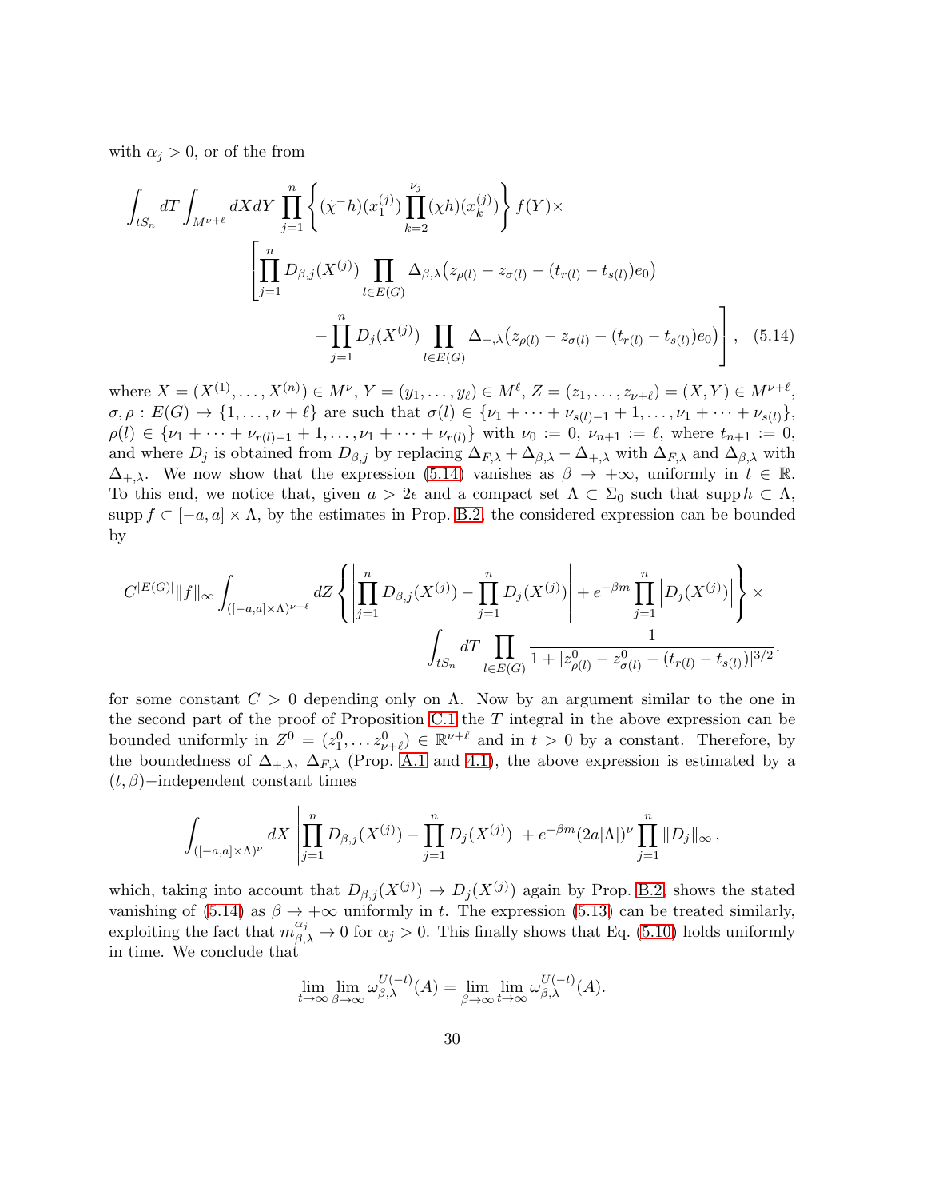with $\alpha_j > 0$, or of the from

$$
\int_{tS_n} dT \int_{M^{\nu+\ell}} dX dY \prod_{j=1}^{n} \left\{ (\dot{\chi}^{-} h)(x_1^{(j)}) \prod_{k=2}^{\nu_j} (\chi h)(x_k^{(j)}) \right\} f(Y) \times
$$
$$
\left[ \prod_{j=1}^{n} D_{\beta,j}(X^{(j)}) \prod_{l \in E(G)} \Delta_{\beta,\lambda}\big(z_{\rho(l)} - z_{\sigma(l)} - (t_{r(l)} - t_{s(l)})e_0\big) \right.
$$
$$
\left. - \prod_{j=1}^{n} D_j(X^{(j)}) \prod_{l \in E(G)} \Delta_{+,\lambda}\big(z_{\rho(l)} - z_{\sigma(l)} - (t_{r(l)} - t_{s(l)})e_0\big) \right], \quad (5.14)
$$

where $X = (X^{(1)}, \dots, X^{(n)}) \in M^\nu$, $Y = (y_1, \dots, y_\ell) \in M^\ell$, $Z = (z_1, \dots, z_{\nu+\ell}) = (X, Y) \in M^{\nu+\ell}$, $\sigma, \rho : E(G) \to \{1, \dots, \nu + \ell\}$ are such that $\sigma(l) \in \{\nu_1 + \dots + \nu_{s(l)-1} + 1, \dots, \nu_1 + \dots + \nu_{s(l)}\}$, $\rho(l) \in \{\nu_1 + \dots + \nu_{r(l)-1} + 1, \dots, \nu_1 + \dots + \nu_{r(l)}\}$ with $\nu_0 := 0$, $\nu_{n+1} := \ell$, where $t_{n+1} := 0$, and where $D_j$ is obtained from $D_{\beta,j}$ by replacing $\Delta_{F,\lambda} + \Delta_{\beta,\lambda} - \Delta_{+,\lambda}$ with $\Delta_{F,\lambda}$ and $\Delta_{\beta,\lambda}$ with $\Delta_{+,\lambda}$. We now show that the expression (5.14) vanishes as $\beta \to +\infty$, uniformly in $t \in \mathbb{R}$. To this end, we notice that, given $a > 2\epsilon$ and a compact set $\Lambda \subset \Sigma_0$ such that $\operatorname{supp} h \subset \Lambda$, $\operatorname{supp} f \subset [-a, a] \times \Lambda$, by the estimates in Prop. B.2, the considered expression can be bounded by

$$
C^{|E(G)|} \|f\|_\infty \int_{([-a,a]\times\Lambda)^{\nu+\ell}} dZ \left\{ \left| \prod_{j=1}^{n} D_{\beta,j}(X^{(j)}) - \prod_{j=1}^{n} D_j(X^{(j)}) \right| + e^{-\beta m} \prod_{j=1}^{n} \left| D_j(X^{(j)}) \right| \right\} \times
$$
$$
\int_{tS_n} dT \prod_{l \in E(G)} \frac{1}{1 + |z^0_{\rho(l)} - z^0_{\sigma(l)} - (t_{r(l)} - t_{s(l)})|^{3/2}}.
$$

for some constant $C > 0$ depending only on $\Lambda$. Now by an argument similar to the one in the second part of the proof of Proposition C.1 the $T$ integral in the above expression can be bounded uniformly in $Z^0 = (z^0_1, \dots z^0_{\nu+\ell}) \in \mathbb{R}^{\nu+\ell}$ and in $t > 0$ by a constant. Therefore, by the boundedness of $\Delta_{+,\lambda}$, $\Delta_{F,\lambda}$ (Prop. A.1 and 4.1), the above expression is estimated by a $(t, \beta)-$independent constant times

$$
\int_{([-a,a]\times\Lambda)^{\nu}} dX \left| \prod_{j=1}^{n} D_{\beta,j}(X^{(j)}) - \prod_{j=1}^{n} D_j(X^{(j)}) \right| + e^{-\beta m} (2a|\Lambda|)^\nu \prod_{j=1}^{n} \|D_j\|_\infty \,,
$$

which, taking into account that $D_{\beta,j}(X^{(j)}) \to D_j(X^{(j)})$ again by Prop. B.2, shows the stated vanishing of (5.14) as $\beta \to +\infty$ uniformly in $t$. The expression (5.13) can be treated similarly, exploiting the fact that $m^{\alpha_j}_{\beta,\lambda} \to 0$ for $\alpha_j > 0$. This finally shows that Eq. (5.10) holds uniformly in time. We conclude that

$$
\lim_{t\to\infty} \lim_{\beta\to\infty} \omega^{U(-t)}_{\beta,\lambda}(A) = \lim_{\beta\to\infty} \lim_{t\to\infty} \omega^{U(-t)}_{\beta,\lambda}(A).
$$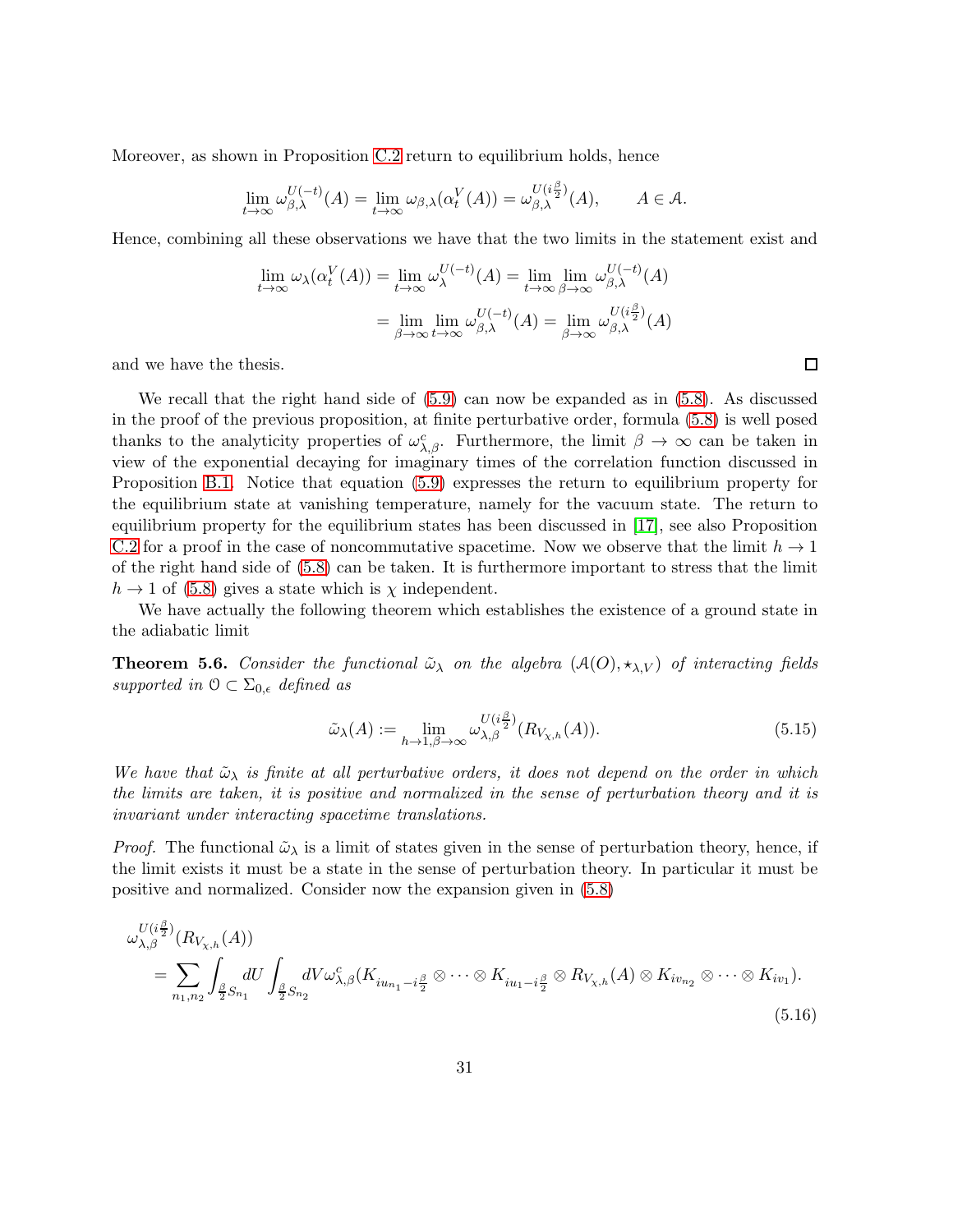Moreover, as shown in Proposition C.2 return to equilibrium holds, hence

$$\lim_{t\to\infty} \omega_{\beta,\lambda}^{U(-t)}(A) = \lim_{t\to\infty} \omega_{\beta,\lambda}(\alpha_t^V(A)) = \omega_{\beta,\lambda}^{U(i\frac{\beta}{2})}(A), \qquad A \in \mathcal{A}.$$

Hence, combining all these observations we have that the two limits in the statement exist and

$$\begin{aligned}\lim_{t\to\infty} \omega_\lambda(\alpha_t^V(A)) &= \lim_{t\to\infty} \omega_\lambda^{U(-t)}(A) = \lim_{t\to\infty}\lim_{\beta\to\infty} \omega_{\beta,\lambda}^{U(-t)}(A) \\ &= \lim_{\beta\to\infty}\lim_{t\to\infty} \omega_{\beta,\lambda}^{U(-t)}(A) = \lim_{\beta\to\infty} \omega_{\beta,\lambda}^{U(i\frac{\beta}{2})}(A)\end{aligned}$$

and we have the thesis. □

We recall that the right hand side of (5.9) can now be expanded as in (5.8). As discussed in the proof of the previous proposition, at finite perturbative order, formula (5.8) is well posed thanks to the analyticity properties of $\omega^c_{\lambda,\beta}$. Furthermore, the limit $\beta \to \infty$ can be taken in view of the exponential decaying for imaginary times of the correlation function discussed in Proposition B.1. Notice that equation (5.9) expresses the return to equilibrium property for the equilibrium state at vanishing temperature, namely for the vacuum state. The return to equilibrium property for the equilibrium states has been discussed in [17], see also Proposition C.2 for a proof in the case of noncommutative spacetime. Now we observe that the limit $h \to 1$ of the right hand side of (5.8) can be taken. It is furthermore important to stress that the limit $h \to 1$ of (5.8) gives a state which is $\chi$ independent.

We have actually the following theorem which establishes the existence of a ground state in the adiabatic limit

**Theorem 5.6.** *Consider the functional $\tilde{\omega}_\lambda$ on the algebra $(\mathcal{A}(O), \star_{\lambda,V})$ of interacting fields supported in $\mathcal{O} \subset \Sigma_{0,\epsilon}$ defined as*

$$\tilde{\omega}_\lambda(A) := \lim_{h\to 1,\beta\to\infty} \omega_{\lambda,\beta}^{U(i\frac{\beta}{2})}(R_{V_{\chi,h}}(A)). \tag{5.15}$$

*We have that $\tilde{\omega}_\lambda$ is finite at all perturbative orders, it does not depend on the order in which the limits are taken, it is positive and normalized in the sense of perturbation theory and it is invariant under interacting spacetime translations.*

*Proof.* The functional $\tilde{\omega}_\lambda$ is a limit of states given in the sense of perturbation theory, hence, if the limit exists it must be a state in the sense of perturbation theory. In particular it must be positive and normalized. Consider now the expansion given in (5.8)

$$\begin{aligned}&\omega_{\lambda,\beta}^{U(i\frac{\beta}{2})}(R_{V_{\chi,h}}(A)) \\ &\quad = \sum_{n_1,n_2} \int_{\frac{\beta}{2}S_{n_1}} dU \int_{\frac{\beta}{2}S_{n_2}} dV \omega^c_{\lambda,\beta}(K_{iu_{n_1}-i\frac{\beta}{2}} \otimes \cdots \otimes K_{iu_1-i\frac{\beta}{2}} \otimes R_{V_{\chi,h}}(A) \otimes K_{iv_{n_2}} \otimes \cdots \otimes K_{iv_1}).\end{aligned} \tag{5.16}$$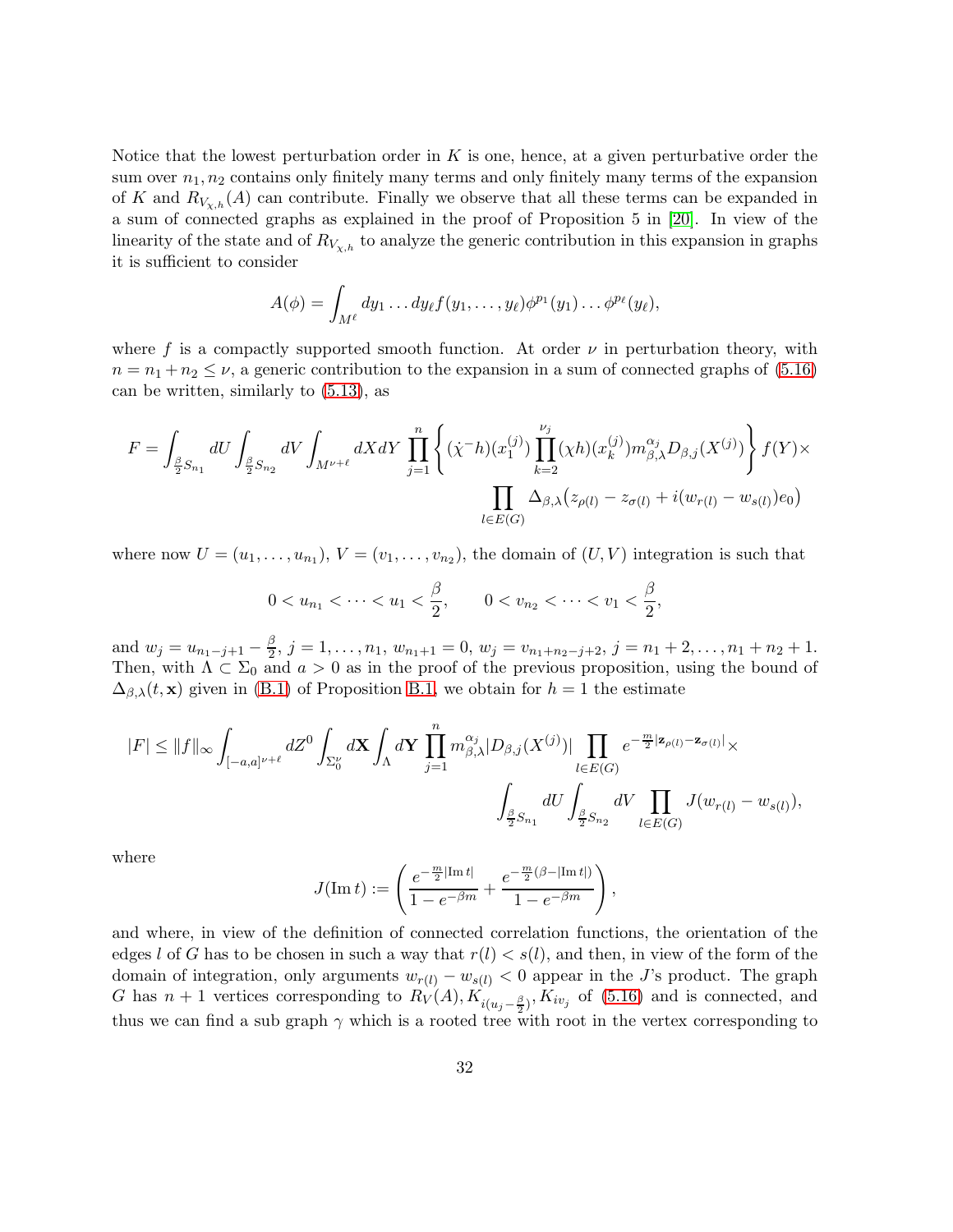Notice that the lowest perturbation order in $K$ is one, hence, at a given perturbative order the sum over $n_1, n_2$ contains only finitely many terms and only finitely many terms of the expansion of $K$ and $R_{V_{\chi,h}}(A)$ can contribute. Finally we observe that all these terms can be expanded in a sum of connected graphs as explained in the proof of Proposition 5 in [20]. In view of the linearity of the state and of $R_{V_{\chi,h}}$ to analyze the generic contribution in this expansion in graphs it is sufficient to consider

$$A(\phi) = \int_{M^\ell} dy_1 \dots dy_\ell f(y_1, \dots, y_\ell) \phi^{p_1}(y_1) \dots \phi^{p_\ell}(y_\ell),$$

where $f$ is a compactly supported smooth function. At order $\nu$ in perturbation theory, with $n = n_1 + n_2 \leq \nu$, a generic contribution to the expansion in a sum of connected graphs of (5.16) can be written, similarly to (5.13), as

$$F = \int_{\frac{\beta}{2}S_{n_1}} dU \int_{\frac{\beta}{2}S_{n_2}} dV \int_{M^{\nu+\ell}} dX dY \prod_{j=1}^{n} \left\{ (\dot{\chi}^- h)(x_1^{(j)}) \prod_{k=2}^{\nu_j} (\chi h)(x_k^{(j)}) m_{\beta,\lambda}^{\alpha_j} D_{\beta,j}(X^{(j)}) \right\} f(Y) \times \prod_{l \in E(G)} \Delta_{\beta,\lambda}\big(z_{\rho(l)} - z_{\sigma(l)} + i(w_{r(l)} - w_{s(l)})e_0\big)$$

where now $U = (u_1, \dots, u_{n_1})$, $V = (v_1, \dots, v_{n_2})$, the domain of $(U, V)$ integration is such that

$$0 < u_{n_1} < \dots < u_1 < \frac{\beta}{2}, \qquad 0 < v_{n_2} < \dots < v_1 < \frac{\beta}{2},$$

and $w_j = u_{n_1 - j+1} - \frac{\beta}{2}$, $j = 1, \dots, n_1$, $w_{n_1+1} = 0$, $w_j = v_{n_1+n_2-j+2}$, $j = n_1+2, \dots, n_1+n_2+1$. Then, with $\Lambda \subset \Sigma_0$ and $a > 0$ as in the proof of the previous proposition, using the bound of $\Delta_{\beta,\lambda}(t, \mathbf{x})$ given in (B.1) of Proposition B.1, we obtain for $h = 1$ the estimate

$$|F| \leq \|f\|_\infty \int_{[-a,a]^{\nu+\ell}} dZ^0 \int_{\Sigma_0^\nu} d\mathbf{X} \int_\Lambda d\mathbf{Y} \prod_{j=1}^n m_{\beta,\lambda}^{\alpha_j} |D_{\beta,j}(X^{(j)})| \prod_{l \in E(G)} e^{-\frac{m}{2}|\mathbf{z}_{\rho(l)} - \mathbf{z}_{\sigma(l)}|} \times \int_{\frac{\beta}{2}S_{n_1}} dU \int_{\frac{\beta}{2}S_{n_2}} dV \prod_{l \in E(G)} J(w_{r(l)} - w_{s(l)}),$$

where

$$J(\operatorname{Im} t) := \left( \frac{e^{-\frac{m}{2}|\operatorname{Im} t|}}{1 - e^{-\beta m}} + \frac{e^{-\frac{m}{2}(\beta - |\operatorname{Im} t|)}}{1 - e^{-\beta m}} \right),$$

and where, in view of the definition of connected correlation functions, the orientation of the edges $l$ of $G$ has to be chosen in such a way that $r(l) < s(l)$, and then, in view of the form of the domain of integration, only arguments $w_{r(l)} - w_{s(l)} < 0$ appear in the $J$'s product. The graph $G$ has $n+1$ vertices corresponding to $R_V(A), K_{i(u_j - \frac{\beta}{2})}, K_{iv_j}$ of (5.16) and is connected, and thus we can find a sub graph $\gamma$ which is a rooted tree with root in the vertex corresponding to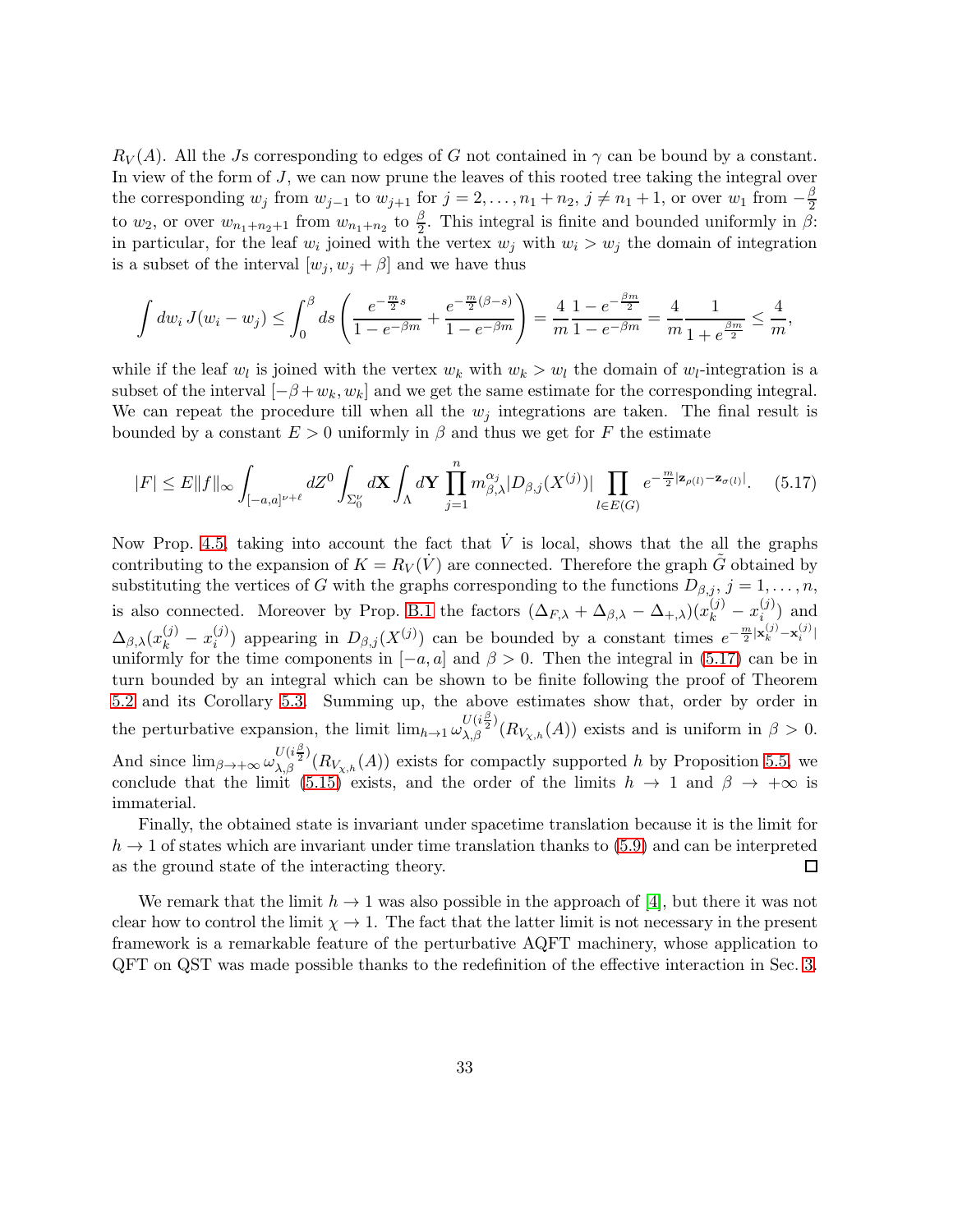$R_V(A)$. All the $J$s corresponding to edges of $G$ not contained in $\gamma$ can be bound by a constant. In view of the form of $J$, we can now prune the leaves of this rooted tree taking the integral over the corresponding $w_j$ from $w_{j-1}$ to $w_{j+1}$ for $j = 2, \ldots, n_1+n_2$, $j \neq n_1+1$, or over $w_1$ from $-\frac{\beta}{2}$ to $w_2$, or over $w_{n_1+n_2+1}$ from $w_{n_1+n_2}$ to $\frac{\beta}{2}$. This integral is finite and bounded uniformly in $\beta$: in particular, for the leaf $w_i$ joined with the vertex $w_j$ with $w_i > w_j$ the domain of integration is a subset of the interval $[w_j, w_j + \beta]$ and we have thus

$$\int dw_i \, J(w_i - w_j) \leq \int_0^\beta ds \left( \frac{e^{-\frac{m}{2}s}}{1-e^{-\beta m}} + \frac{e^{-\frac{m}{2}(\beta - s)}}{1-e^{-\beta m}} \right) = \frac{4}{m} \frac{1-e^{-\frac{\beta m}{2}}}{1-e^{-\beta m}} = \frac{4}{m} \frac{1}{1+e^{\frac{\beta m}{2}}} \leq \frac{4}{m},$$

while if the leaf $w_l$ is joined with the vertex $w_k$ with $w_k > w_l$ the domain of $w_l$-integration is a subset of the interval $[-\beta + w_k, w_k]$ and we get the same estimate for the corresponding integral. We can repeat the procedure till when all the $w_j$ integrations are taken. The final result is bounded by a constant $E > 0$ uniformly in $\beta$ and thus we get for $F$ the estimate

$$|F| \leq E \|f\|_\infty \int_{[-a,a]^{\nu+\ell}} dZ^0 \int_{\Sigma_0^\nu} d\mathbf{X} \int_\Lambda d\mathbf{Y} \prod_{j=1}^n m_{\beta,\lambda}^{\alpha_j} |D_{\beta,j}(X^{(j)})| \prod_{l \in E(G)} e^{-\frac{m}{2}|\mathbf{z}_{\rho(l)} - \mathbf{z}_{\sigma(l)}|}. \tag{5.17}$$

Now Prop. 4.5, taking into account the fact that $\dot{V}$ is local, shows that the all the graphs contributing to the expansion of $K = R_V(\dot{V})$ are connected. Therefore the graph $\tilde{G}$ obtained by substituting the vertices of $G$ with the graphs corresponding to the functions $D_{\beta,j}$, $j = 1, \ldots, n$, is also connected. Moreover by Prop. B.1 the factors $(\Delta_{F,\lambda} + \Delta_{\beta,\lambda} - \Delta_{+,\lambda})(x_k^{(j)} - x_i^{(j)})$ and $\Delta_{\beta,\lambda}(x_k^{(j)} - x_i^{(j)})$ appearing in $D_{\beta,j}(X^{(j)})$ can be bounded by a constant times $e^{-\frac{m}{2}|\mathbf{x}_k^{(j)} - \mathbf{x}_i^{(j)}|}$ uniformly for the time components in $[-a, a]$ and $\beta > 0$. Then the integral in (5.17) can be in turn bounded by an integral which can be shown to be finite following the proof of Theorem 5.2 and its Corollary 5.3. Summing up, the above estimates show that, order by order in the perturbative expansion, the limit $\lim_{h \to 1} \omega_{\lambda,\beta}^{U(i\frac{\beta}{2})}(R_{V_{\chi,h}}(A))$ exists and is uniform in $\beta > 0$. And since $\lim_{\beta \to +\infty} \omega_{\lambda,\beta}^{U(i\frac{\beta}{2})}(R_{V_{\chi,h}}(A))$ exists for compactly supported $h$ by Proposition 5.5, we conclude that the limit (5.15) exists, and the order of the limits $h \to 1$ and $\beta \to +\infty$ is immaterial.

Finally, the obtained state is invariant under spacetime translation because it is the limit for $h \to 1$ of states which are invariant under time translation thanks to (5.9) and can be interpreted as the ground state of the interacting theory. □

We remark that the limit $h \to 1$ was also possible in the approach of [4], but there it was not clear how to control the limit $\chi \to 1$. The fact that the latter limit is not necessary in the present framework is a remarkable feature of the perturbative AQFT machinery, whose application to QFT on QST was made possible thanks to the redefinition of the effective interaction in Sec. 3.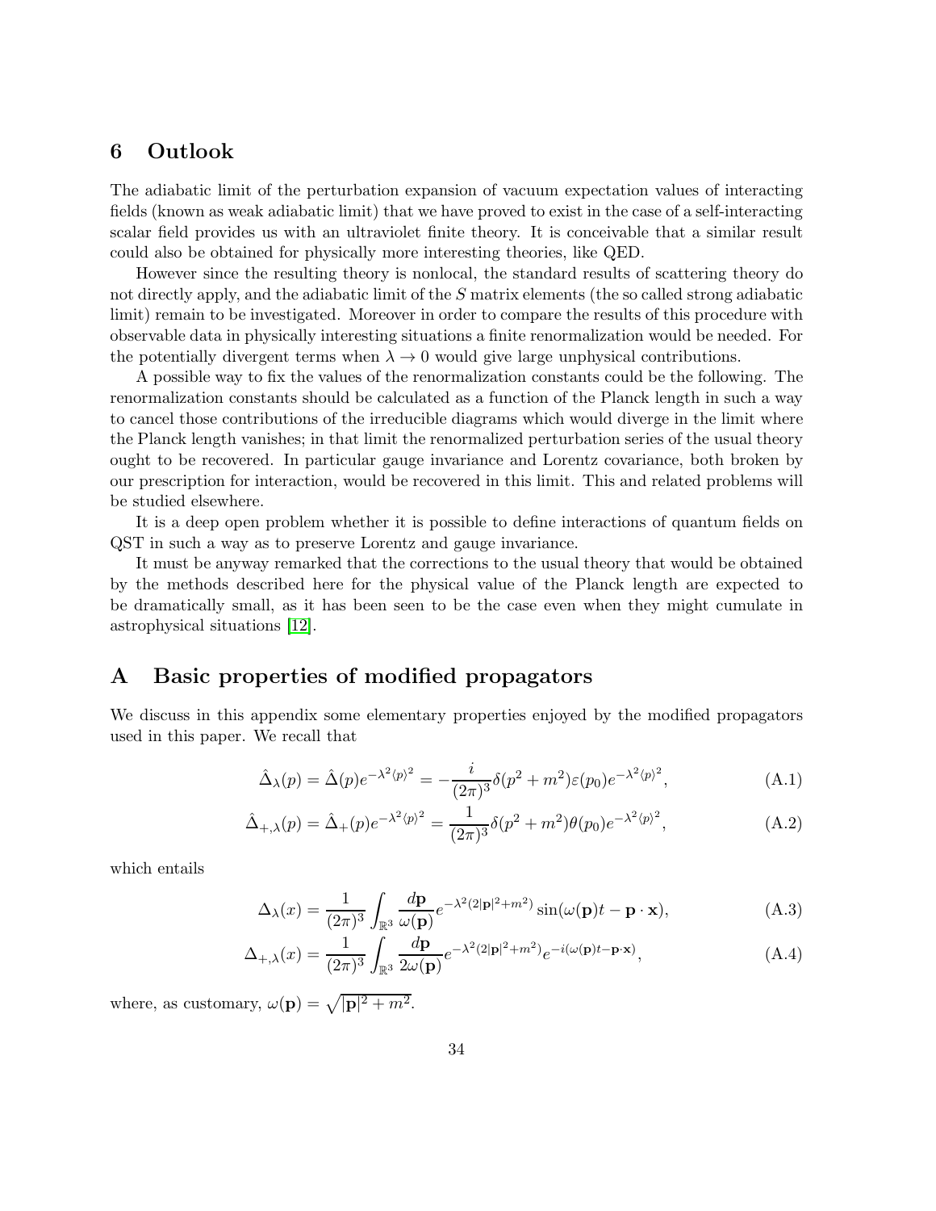# 6 Outlook

The adiabatic limit of the perturbation expansion of vacuum expectation values of interacting fields (known as weak adiabatic limit) that we have proved to exist in the case of a self-interacting scalar field provides us with an ultraviolet finite theory. It is conceivable that a similar result could also be obtained for physically more interesting theories, like QED.

However since the resulting theory is nonlocal, the standard results of scattering theory do not directly apply, and the adiabatic limit of the $S$ matrix elements (the so called strong adiabatic limit) remain to be investigated. Moreover in order to compare the results of this procedure with observable data in physically interesting situations a finite renormalization would be needed. For the potentially divergent terms when $\lambda \to 0$ would give large unphysical contributions.

A possible way to fix the values of the renormalization constants could be the following. The renormalization constants should be calculated as a function of the Planck length in such a way to cancel those contributions of the irreducible diagrams which would diverge in the limit where the Planck length vanishes; in that limit the renormalized perturbation series of the usual theory ought to be recovered. In particular gauge invariance and Lorentz covariance, both broken by our prescription for interaction, would be recovered in this limit. This and related problems will be studied elsewhere.

It is a deep open problem whether it is possible to define interactions of quantum fields on QST in such a way as to preserve Lorentz and gauge invariance.

It must be anyway remarked that the corrections to the usual theory that would be obtained by the methods described here for the physical value of the Planck length are expected to be dramatically small, as it has been seen to be the case even when they might cumulate in astrophysical situations [12].

# A Basic properties of modified propagators

We discuss in this appendix some elementary properties enjoyed by the modified propagators used in this paper. We recall that

$$\hat{\Delta}_\lambda(p) = \hat{\Delta}(p)e^{-\lambda^2\langle p\rangle^2} = -\frac{i}{(2\pi)^3}\delta(p^2+m^2)\varepsilon(p_0)e^{-\lambda^2\langle p\rangle^2}, \tag{A.1}$$

$$\hat{\Delta}_{+,\lambda}(p) = \hat{\Delta}_+(p)e^{-\lambda^2\langle p\rangle^2} = \frac{1}{(2\pi)^3}\delta(p^2+m^2)\theta(p_0)e^{-\lambda^2\langle p\rangle^2}, \tag{A.2}$$

which entails

$$\Delta_\lambda(x) = \frac{1}{(2\pi)^3}\int_{\mathbb{R}^3}\frac{d\mathbf{p}}{\omega(\mathbf{p})}e^{-\lambda^2(2|\mathbf{p}|^2+m^2)}\sin(\omega(\mathbf{p})t - \mathbf{p}\cdot\mathbf{x}), \tag{A.3}$$

$$\Delta_{+,\lambda}(x) = \frac{1}{(2\pi)^3}\int_{\mathbb{R}^3}\frac{d\mathbf{p}}{2\omega(\mathbf{p})}e^{-\lambda^2(2|\mathbf{p}|^2+m^2)}e^{-i(\omega(\mathbf{p})t-\mathbf{p}\cdot\mathbf{x})}, \tag{A.4}$$

where, as customary, $\omega(\mathbf{p}) = \sqrt{|\mathbf{p}|^2+m^2}$.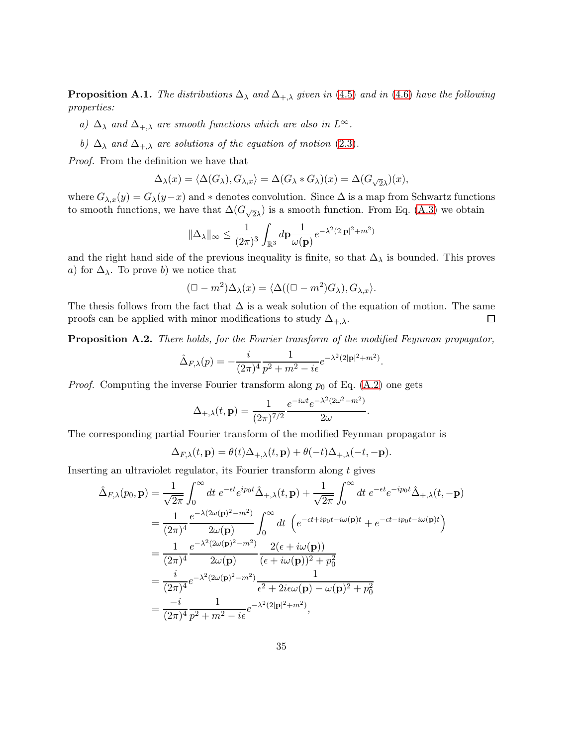**Proposition A.1.** *The distributions $\Delta_\lambda$ and $\Delta_{+,\lambda}$ given in (4.5) and in (4.6) have the following properties:*

*a) $\Delta_\lambda$ and $\Delta_{+,\lambda}$ are smooth functions which are also in $L^\infty$.*

*b) $\Delta_\lambda$ and $\Delta_{+,\lambda}$ are solutions of the equation of motion (2.3).*

*Proof.* From the definition we have that

$$\Delta_\lambda(x) = \langle \Delta(G_\lambda), G_{\lambda,x}\rangle = \Delta(G_\lambda * G_\lambda)(x) = \Delta(G_{\sqrt{2}\lambda})(x),$$

where $G_{\lambda,x}(y) = G_\lambda(y-x)$ and $*$ denotes convolution. Since $\Delta$ is a map from Schwartz functions to smooth functions, we have that $\Delta(G_{\sqrt{2}\lambda})$ is a smooth function. From Eq. (A.3) we obtain

$$\|\Delta_\lambda\|_\infty \leq \frac{1}{(2\pi)^3}\int_{\mathbb{R}^3} d\mathbf{p}\frac{1}{\omega(\mathbf{p})}e^{-\lambda^2(2|\mathbf{p}|^2+m^2)}$$

and the right hand side of the previous inequality is finite, so that $\Delta_\lambda$ is bounded. This proves $a)$ for $\Delta_\lambda$. To prove $b)$ we notice that

$$(\Box - m^2)\Delta_\lambda(x) = \langle \Delta((\Box - m^2)G_\lambda), G_{\lambda,x}\rangle.$$

The thesis follows from the fact that $\Delta$ is a weak solution of the equation of motion. The same proofs can be applied with minor modifications to study $\Delta_{+,\lambda}$. □

**Proposition A.2.** *There holds, for the Fourier transform of the modified Feynman propagator,*

$$\hat{\Delta}_{F,\lambda}(p) = -\frac{i}{(2\pi)^4}\frac{1}{p^2+m^2-i\epsilon}e^{-\lambda^2(2|\mathbf{p}|^2+m^2)}.$$

*Proof.* Computing the inverse Fourier transform along $p_0$ of Eq. (A.2) one gets

$$\Delta_{+,\lambda}(t,\mathbf{p}) = \frac{1}{(2\pi)^{7/2}}\frac{e^{-i\omega t}e^{-\lambda^2(2\omega^2-m^2)}}{2\omega}.$$

The corresponding partial Fourier transform of the modified Feynman propagator is

$$\Delta_{F,\lambda}(t,\mathbf{p}) = \theta(t)\Delta_{+,\lambda}(t,\mathbf{p}) + \theta(-t)\Delta_{+,\lambda}(-t,-\mathbf{p}).$$

Inserting an ultraviolet regulator, its Fourier transform along $t$ gives

$$\begin{aligned}
\hat{\Delta}_{F,\lambda}(p_0,\mathbf{p}) &= \frac{1}{\sqrt{2\pi}}\int_0^\infty dt\; e^{-\epsilon t}e^{ip_0 t}\hat{\Delta}_{+,\lambda}(t,\mathbf{p}) + \frac{1}{\sqrt{2\pi}}\int_0^\infty dt\; e^{-\epsilon t}e^{-ip_0 t}\hat{\Delta}_{+,\lambda}(t,-\mathbf{p}) \\
&= \frac{1}{(2\pi)^4}\frac{e^{-\lambda(2\omega(\mathbf{p})^2-m^2)}}{2\omega(\mathbf{p})}\int_0^\infty dt\; \left(e^{-\epsilon t + ip_0 t - i\omega(\mathbf{p})t} + e^{-\epsilon t - ip_0 t - i\omega(\mathbf{p})t}\right) \\
&= \frac{1}{(2\pi)^4}\frac{e^{-\lambda^2(2\omega(\mathbf{p})^2-m^2)}}{2\omega(\mathbf{p})}\frac{2(\epsilon + i\omega(\mathbf{p}))}{(\epsilon+i\omega(\mathbf{p}))^2+p_0^2} \\
&= \frac{i}{(2\pi)^4}e^{-\lambda^2(2\omega(\mathbf{p})^2-m^2)}\frac{1}{\epsilon^2+2i\epsilon\omega(\mathbf{p})-\omega(\mathbf{p})^2+p_0^2} \\
&= \frac{-i}{(2\pi)^4}\frac{1}{p^2+m^2-i\epsilon}e^{-\lambda^2(2|\mathbf{p}|^2+m^2)},
\end{aligned}$$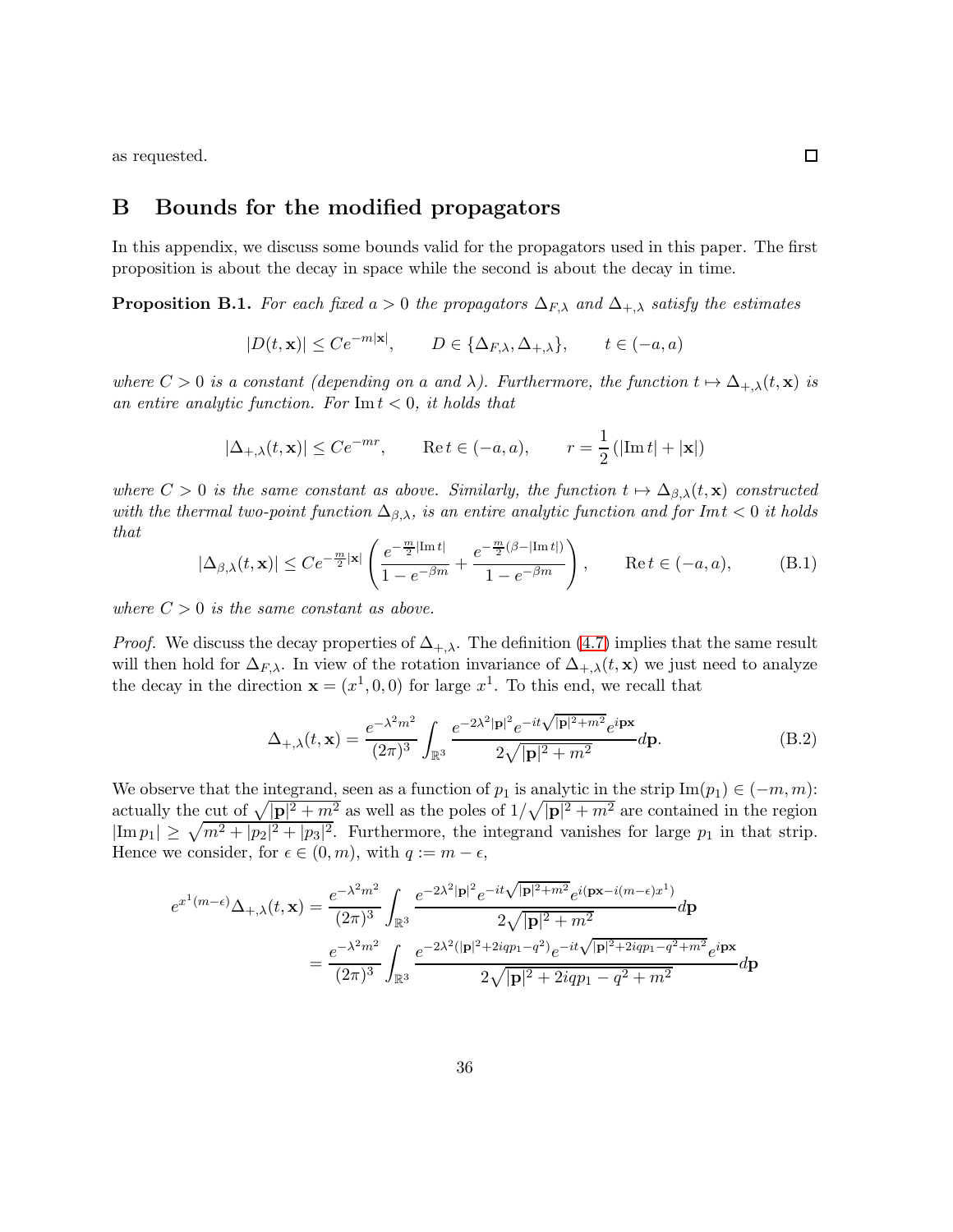as requested. $\square$

## B Bounds for the modified propagators

In this appendix, we discuss some bounds valid for the propagators used in this paper. The first proposition is about the decay in space while the second is about the decay in time.

**Proposition B.1.** *For each fixed $a > 0$ the propagators $\Delta_{F,\lambda}$ and $\Delta_{+,\lambda}$ satisfy the estimates*

$$|D(t, \mathbf{x})| \leq Ce^{-m|\mathbf{x}|}, \qquad D \in \{\Delta_{F,\lambda}, \Delta_{+,\lambda}\}, \qquad t \in (-a, a)$$

*where $C > 0$ is a constant (depending on $a$ and $\lambda$). Furthermore, the function $t \mapsto \Delta_{+,\lambda}(t, \mathbf{x})$ is an entire analytic function. For $\operatorname{Im} t < 0$, it holds that*

$$|\Delta_{+,\lambda}(t, \mathbf{x})| \leq Ce^{-mr}, \qquad \operatorname{Re} t \in (-a, a), \qquad r = \frac{1}{2}(|\operatorname{Im} t| + |\mathbf{x}|)$$

*where $C > 0$ is the same constant as above. Similarly, the function $t \mapsto \Delta_{\beta,\lambda}(t, \mathbf{x})$ constructed with the thermal two-point function $\Delta_{\beta,\lambda}$, is an entire analytic function and for $Im\, t < 0$ it holds that*

$$|\Delta_{\beta,\lambda}(t, \mathbf{x})| \leq Ce^{-\frac{m}{2}|\mathbf{x}|}\left(\frac{e^{-\frac{m}{2}|\operatorname{Im} t|}}{1 - e^{-\beta m}} + \frac{e^{-\frac{m}{2}(\beta - |\operatorname{Im} t|)}}{1 - e^{-\beta m}}\right), \qquad \operatorname{Re} t \in (-a, a), \tag{B.1}$$

*where $C > 0$ is the same constant as above.*

*Proof.* We discuss the decay properties of $\Delta_{+,\lambda}$. The definition (4.7) implies that the same result will then hold for $\Delta_{F,\lambda}$. In view of the rotation invariance of $\Delta_{+,\lambda}(t, \mathbf{x})$ we just need to analyze the decay in the direction $\mathbf{x} = (x^1, 0, 0)$ for large $x^1$. To this end, we recall that

$$\Delta_{+,\lambda}(t, \mathbf{x}) = \frac{e^{-\lambda^2 m^2}}{(2\pi)^3} \int_{\mathbb{R}^3} \frac{e^{-2\lambda^2|\mathbf{p}|^2} e^{-it\sqrt{|\mathbf{p}|^2+m^2}} e^{i\mathbf{p}\mathbf{x}}}{2\sqrt{|\mathbf{p}|^2 + m^2}} d\mathbf{p}. \tag{B.2}$$

We observe that the integrand, seen as a function of $p_1$ is analytic in the strip $\operatorname{Im}(p_1) \in (-m, m)$: actually the cut of $\sqrt{|\mathbf{p}|^2 + m^2}$ as well as the poles of $1/\sqrt{|\mathbf{p}|^2 + m^2}$ are contained in the region $|\operatorname{Im} p_1| \geq \sqrt{m^2 + |p_2|^2 + |p_3|^2}$. Furthermore, the integrand vanishes for large $p_1$ in that strip. Hence we consider, for $\epsilon \in (0, m)$, with $q := m - \epsilon$,

$$\begin{aligned}
e^{x^1(m-\epsilon)} \Delta_{+,\lambda}(t, \mathbf{x}) &= \frac{e^{-\lambda^2 m^2}}{(2\pi)^3} \int_{\mathbb{R}^3} \frac{e^{-2\lambda^2|\mathbf{p}|^2} e^{-it\sqrt{|\mathbf{p}|^2+m^2}} e^{i(\mathbf{p}\mathbf{x} - i(m-\epsilon)x^1)}}{2\sqrt{|\mathbf{p}|^2 + m^2}} d\mathbf{p} \\
&= \frac{e^{-\lambda^2 m^2}}{(2\pi)^3} \int_{\mathbb{R}^3} \frac{e^{-2\lambda^2(|\mathbf{p}|^2 + 2iqp_1 - q^2)} e^{-it\sqrt{|\mathbf{p}|^2+2iqp_1-q^2+m^2}} e^{i\mathbf{p}\mathbf{x}}}{2\sqrt{|\mathbf{p}|^2 + 2iqp_1 - q^2 + m^2}} d\mathbf{p}
\end{aligned}$$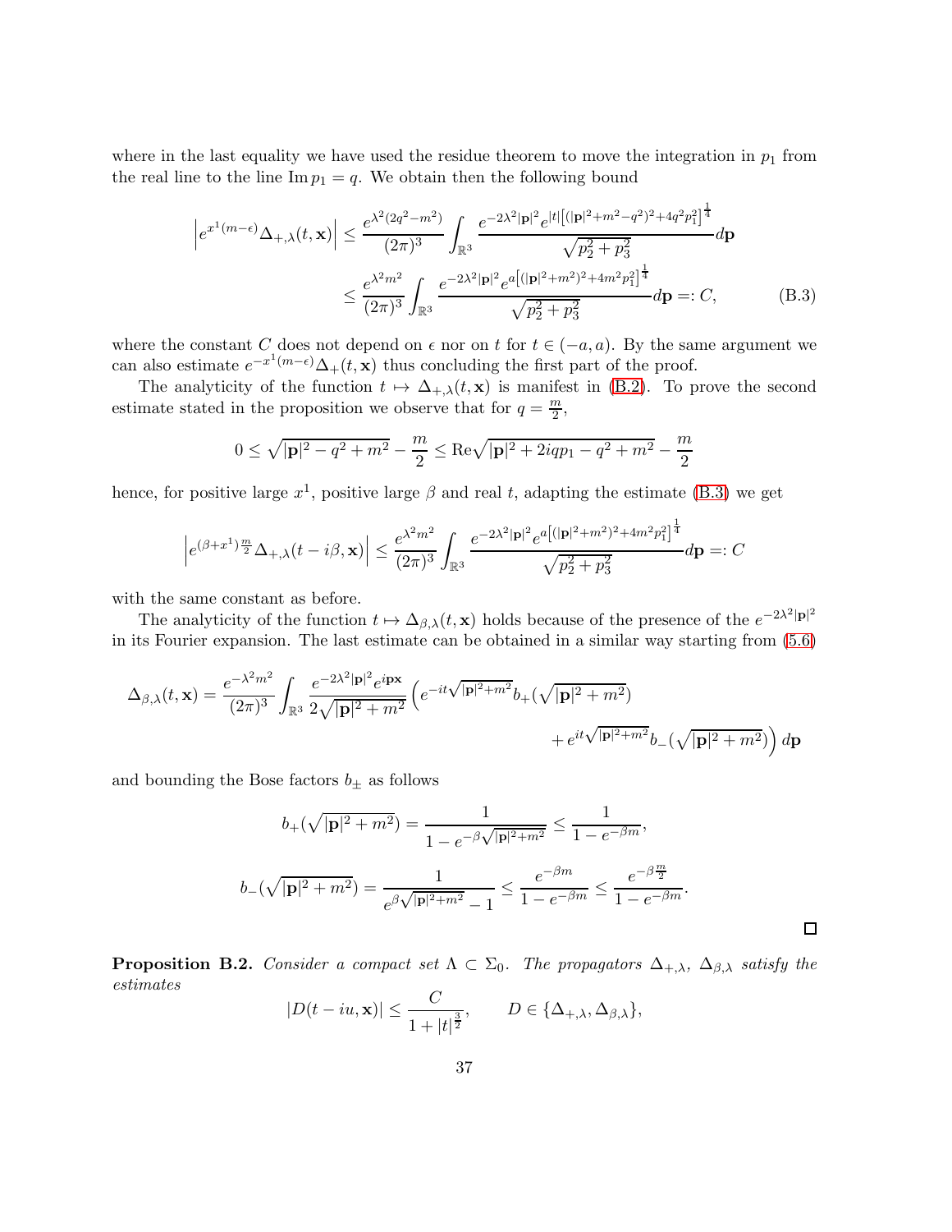where in the last equality we have used the residue theorem to move the integration in $p_1$ from the real line to the line $\mathrm{Im}\, p_1 = q$. We obtain then the following bound

$$
\begin{aligned}
\left| e^{x^1(m-\epsilon)} \Delta_{+,\lambda}(t,\mathbf{x}) \right| &\leq \frac{e^{\lambda^2(2q^2-m^2)}}{(2\pi)^3} \int_{\mathbb{R}^3} \frac{e^{-2\lambda^2|\mathbf{p}|^2} e^{|t|\left[(|\mathbf{p}|^2+m^2-q^2)^2+4q^2p_1^2\right]^{\frac{1}{4}}}}{\sqrt{p_2^2+p_3^2}} d\mathbf{p} \\
&\leq \frac{e^{\lambda^2 m^2}}{(2\pi)^3} \int_{\mathbb{R}^3} \frac{e^{-2\lambda^2|\mathbf{p}|^2} e^{a\left[(|\mathbf{p}|^2+m^2)^2+4m^2p_1^2\right]^{\frac{1}{4}}}}{\sqrt{p_2^2+p_3^2}} d\mathbf{p} =: C,
\end{aligned}
\tag{B.3}
$$

where the constant $C$ does not depend on $\epsilon$ nor on $t$ for $t \in (-a, a)$. By the same argument we can also estimate $e^{-x^1(m-\epsilon)}\Delta_+(t,\mathbf{x})$ thus concluding the first part of the proof.

The analyticity of the function $t \mapsto \Delta_{+,\lambda}(t,\mathbf{x})$ is manifest in (B.2). To prove the second estimate stated in the proposition we observe that for $q = \frac{m}{2}$,

$$
0 \leq \sqrt{|\mathbf{p}|^2 - q^2 + m^2} - \frac{m}{2} \leq \mathrm{Re}\sqrt{|\mathbf{p}|^2 + 2iqp_1 - q^2 + m^2} - \frac{m}{2}
$$

hence, for positive large $x^1$, positive large $\beta$ and real $t$, adapting the estimate (B.3) we get

$$
\left| e^{(\beta + x^1)\frac{m}{2}} \Delta_{+,\lambda}(t - i\beta, \mathbf{x}) \right| \leq \frac{e^{\lambda^2 m^2}}{(2\pi)^3} \int_{\mathbb{R}^3} \frac{e^{-2\lambda^2|\mathbf{p}|^2} e^{a\left[(|\mathbf{p}|^2+m^2)^2+4m^2p_1^2\right]^{\frac{1}{4}}}}{\sqrt{p_2^2+p_3^2}} d\mathbf{p} =: C
$$

with the same constant as before.

The analyticity of the function $t \mapsto \Delta_{\beta,\lambda}(t,\mathbf{x})$ holds because of the presence of the $e^{-2\lambda^2|\mathbf{p}|^2}$ in its Fourier expansion. The last estimate can be obtained in a similar way starting from (5.6)

$$
\begin{aligned}
\Delta_{\beta,\lambda}(t,\mathbf{x}) = \frac{e^{-\lambda^2 m^2}}{(2\pi)^3} \int_{\mathbb{R}^3} \frac{e^{-2\lambda^2|\mathbf{p}|^2} e^{i\mathbf{p}\mathbf{x}}}{2\sqrt{|\mathbf{p}|^2+m^2}} \Big( & e^{-it\sqrt{|\mathbf{p}|^2+m^2}} b_+(\sqrt{|\mathbf{p}|^2+m^2}) \\
& + e^{it\sqrt{|\mathbf{p}|^2+m^2}} b_-(\sqrt{|\mathbf{p}|^2+m^2}) \Big) d\mathbf{p}
\end{aligned}
$$

and bounding the Bose factors $b_\pm$ as follows

$$
b_+(\sqrt{|\mathbf{p}|^2+m^2}) = \frac{1}{1 - e^{-\beta\sqrt{|\mathbf{p}|^2+m^2}}} \leq \frac{1}{1-e^{-\beta m}},
$$

$$
b_-(\sqrt{|\mathbf{p}|^2+m^2}) = \frac{1}{e^{\beta\sqrt{|\mathbf{p}|^2+m^2}} - 1} \leq \frac{e^{-\beta m}}{1-e^{-\beta m}} \leq \frac{e^{-\beta\frac{m}{2}}}{1-e^{-\beta m}}.
$$

□

**Proposition B.2.** *Consider a compact set $\Lambda \subset \Sigma_0$. The propagators $\Delta_{+,\lambda}$, $\Delta_{\beta,\lambda}$ satisfy the estimates*

$$
|D(t - iu, \mathbf{x})| \leq \frac{C}{1 + |t|^{\frac{3}{2}}}, \qquad D \in \{\Delta_{+,\lambda}, \Delta_{\beta,\lambda}\},
$$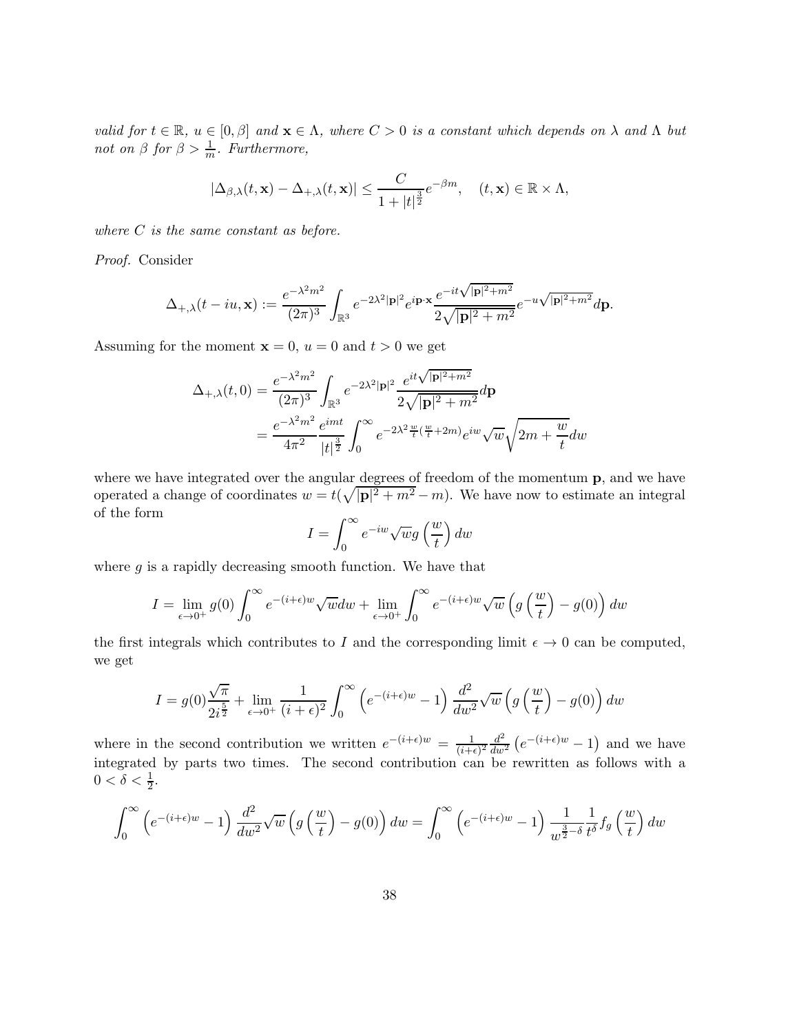*valid for $t \in \mathbb{R}$, $u \in [0, \beta]$ and $\mathbf{x} \in \Lambda$, where $C > 0$ is a constant which depends on $\lambda$ and $\Lambda$ but not on $\beta$ for $\beta > \frac{1}{m}$. Furthermore,*

$$|\Delta_{\beta,\lambda}(t, \mathbf{x}) - \Delta_{+,\lambda}(t, \mathbf{x})| \leq \frac{C}{1 + |t|^{\frac{3}{2}}} e^{-\beta m}, \quad (t, \mathbf{x}) \in \mathbb{R} \times \Lambda,$$

*where $C$ is the same constant as before.*

*Proof.* Consider

$$\Delta_{+,\lambda}(t - iu, \mathbf{x}) := \frac{e^{-\lambda^2 m^2}}{(2\pi)^3} \int_{\mathbb{R}^3} e^{-2\lambda^2 |\mathbf{p}|^2} e^{i\mathbf{p}\cdot\mathbf{x}} \frac{e^{-it\sqrt{|\mathbf{p}|^2+m^2}}}{2\sqrt{|\mathbf{p}|^2 + m^2}} e^{-u\sqrt{|\mathbf{p}|^2+m^2}} d\mathbf{p}.$$

Assuming for the moment $\mathbf{x} = 0$, $u = 0$ and $t > 0$ we get

$$\begin{aligned}
\Delta_{+,\lambda}(t, 0) &= \frac{e^{-\lambda^2 m^2}}{(2\pi)^3} \int_{\mathbb{R}^3} e^{-2\lambda^2 |\mathbf{p}|^2} \frac{e^{it\sqrt{|\mathbf{p}|^2+m^2}}}{2\sqrt{|\mathbf{p}|^2 + m^2}} d\mathbf{p} \\
&= \frac{e^{-\lambda^2 m^2}}{4\pi^2} \frac{e^{imt}}{|t|^{\frac{3}{2}}} \int_0^\infty e^{-2\lambda^2 \frac{w}{t}(\frac{w}{t} + 2m)} e^{iw} \sqrt{w} \sqrt{2m + \frac{w}{t}} dw
\end{aligned}$$

where we have integrated over the angular degrees of freedom of the momentum $\mathbf{p}$, and we have operated a change of coordinates $w = t(\sqrt{|\mathbf{p}|^2 + m^2} - m)$. We have now to estimate an integral of the form

$$I = \int_0^\infty e^{-iw} \sqrt{w} g\left(\frac{w}{t}\right) dw$$

where $g$ is a rapidly decreasing smooth function. We have that

$$I = \lim_{\epsilon \to 0^+} g(0) \int_0^\infty e^{-(i+\epsilon)w} \sqrt{w} dw + \lim_{\epsilon \to 0^+} \int_0^\infty e^{-(i+\epsilon)w} \sqrt{w} \left(g\left(\frac{w}{t}\right) - g(0)\right) dw$$

the first integrals which contributes to $I$ and the corresponding limit $\epsilon \to 0$ can be computed, we get

$$I = g(0) \frac{\sqrt{\pi}}{2i^{\frac{5}{2}}} + \lim_{\epsilon \to 0^+} \frac{1}{(i + \epsilon)^2} \int_0^\infty \left(e^{-(i+\epsilon)w} - 1\right) \frac{d^2}{dw^2} \sqrt{w} \left(g\left(\frac{w}{t}\right) - g(0)\right) dw$$

where in the second contribution we written $e^{-(i+\epsilon)w} = \frac{1}{(i+\epsilon)^2} \frac{d^2}{dw^2}\left(e^{-(i+\epsilon)w} - 1\right)$ and we have integrated by parts two times. The second contribution can be rewritten as follows with a $0 < \delta < \frac{1}{2}$.

$$\int_0^\infty \left(e^{-(i+\epsilon)w} - 1\right) \frac{d^2}{dw^2} \sqrt{w} \left(g\left(\frac{w}{t}\right) - g(0)\right) dw = \int_0^\infty \left(e^{-(i+\epsilon)w} - 1\right) \frac{1}{w^{\frac{3}{2}-\delta}} \frac{1}{t^\delta} f_g\left(\frac{w}{t}\right) dw$$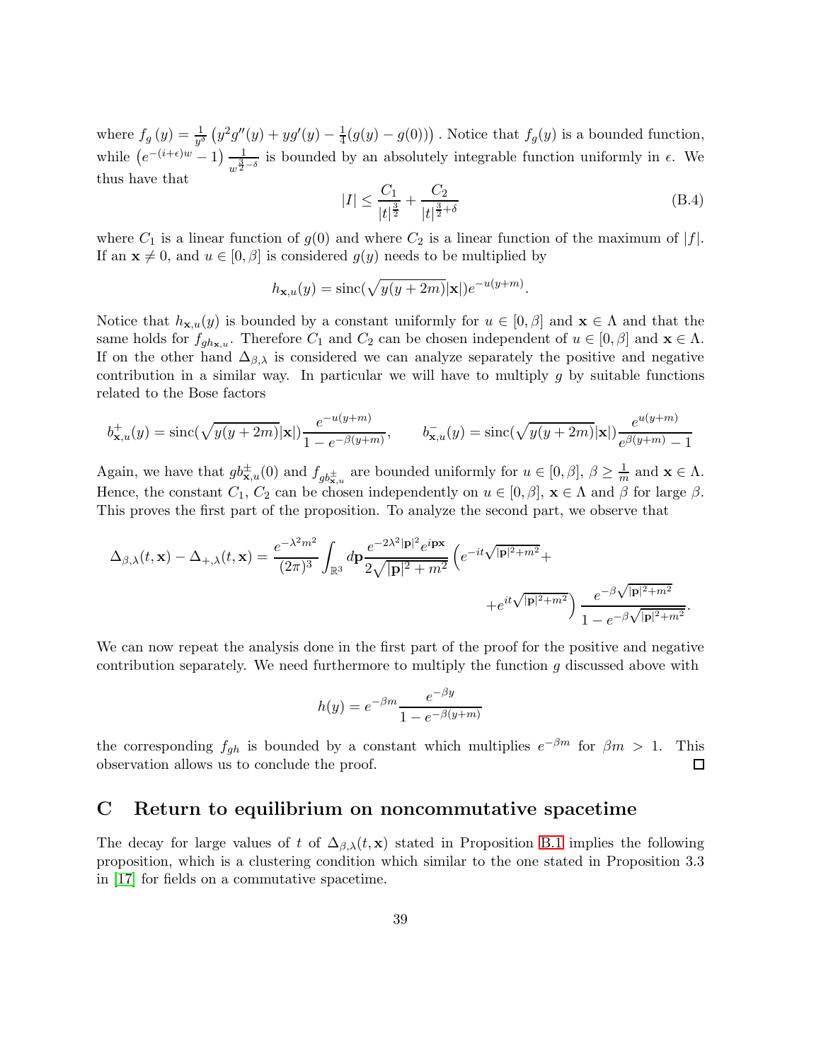where $f_g(y) = \frac{1}{y^\delta}\left(y^2 g''(y) + y g'(y) - \frac{1}{4}(g(y) - g(0))\right)$. Notice that $f_g(y)$ is a bounded function, while $\left(e^{-(i+\epsilon)w} - 1\right)\frac{1}{w^{\frac{3}{2}-\delta}}$ is bounded by an absolutely integrable function uniformly in $\epsilon$. We thus have that

$$|I| \leq \frac{C_1}{|t|^{\frac{3}{2}}} + \frac{C_2}{|t|^{\frac{3}{2}+\delta}} \tag{B.4}$$

where $C_1$ is a linear function of $g(0)$ and where $C_2$ is a linear function of the maximum of $|f|$. If an $\mathbf{x} \neq 0$, and $u \in [0, \beta]$ is considered $g(y)$ needs to be multiplied by

$$h_{\mathbf{x},u}(y) = \operatorname{sinc}(\sqrt{y(y+2m)}|\mathbf{x}|)e^{-u(y+m)}.$$

Notice that $h_{\mathbf{x},u}(y)$ is bounded by a constant uniformly for $u \in [0, \beta]$ and $\mathbf{x} \in \Lambda$ and that the same holds for $f_{gh_{\mathbf{x},u}}$. Therefore $C_1$ and $C_2$ can be chosen independent of $u \in [0, \beta]$ and $\mathbf{x} \in \Lambda$. If on the other hand $\Delta_{\beta,\lambda}$ is considered we can analyze separately the positive and negative contribution in a similar way. In particular we will have to multiply $g$ by suitable functions related to the Bose factors

$$b^+_{\mathbf{x},u}(y) = \operatorname{sinc}(\sqrt{y(y+2m)}|\mathbf{x}|)\frac{e^{-u(y+m)}}{1 - e^{-\beta(y+m)}}, \qquad b^-_{\mathbf{x},u}(y) = \operatorname{sinc}(\sqrt{y(y+2m)}|\mathbf{x}|)\frac{e^{u(y+m)}}{e^{\beta(y+m)} - 1}$$

Again, we have that $gb^{\pm}_{\mathbf{x},u}(0)$ and $f_{gb^{\pm}_{\mathbf{x},u}}$ are bounded uniformly for $u \in [0, \beta]$, $\beta \geq \frac{1}{m}$ and $\mathbf{x} \in \Lambda$. Hence, the constant $C_1$, $C_2$ can be chosen independently on $u \in [0, \beta]$, $\mathbf{x} \in \Lambda$ and $\beta$ for large $\beta$. This proves the first part of the proposition. To analyze the second part, we observe that

$$\Delta_{\beta,\lambda}(t, \mathbf{x}) - \Delta_{+,\lambda}(t, \mathbf{x}) = \frac{e^{-\lambda^2 m^2}}{(2\pi)^3}\int_{\mathbb{R}^3} d\mathbf{p} \frac{e^{-2\lambda^2|\mathbf{p}|^2}e^{i\mathbf{p}\mathbf{x}}}{2\sqrt{|\mathbf{p}|^2 + m^2}}\left(e^{-it\sqrt{|\mathbf{p}|^2+m^2}} + \right.$$
$$\left. + e^{it\sqrt{|\mathbf{p}|^2+m^2}}\right)\frac{e^{-\beta\sqrt{|\mathbf{p}|^2+m^2}}}{1 - e^{-\beta\sqrt{|\mathbf{p}|^2+m^2}}}.$$

We can now repeat the analysis done in the first part of the proof for the positive and negative contribution separately. We need furthermore to multiply the function $g$ discussed above with

$$h(y) = e^{-\beta m}\frac{e^{-\beta y}}{1 - e^{-\beta(y+m)}}$$

the corresponding $f_{gh}$ is bounded by a constant which multiplies $e^{-\beta m}$ for $\beta m > 1$. This observation allows us to conclude the proof. □

# C Return to equilibrium on noncommutative spacetime

The decay for large values of $t$ of $\Delta_{\beta,\lambda}(t, \mathbf{x})$ stated in Proposition B.1 implies the following proposition, which is a clustering condition which similar to the one stated in Proposition 3.3 in [17] for fields on a commutative spacetime.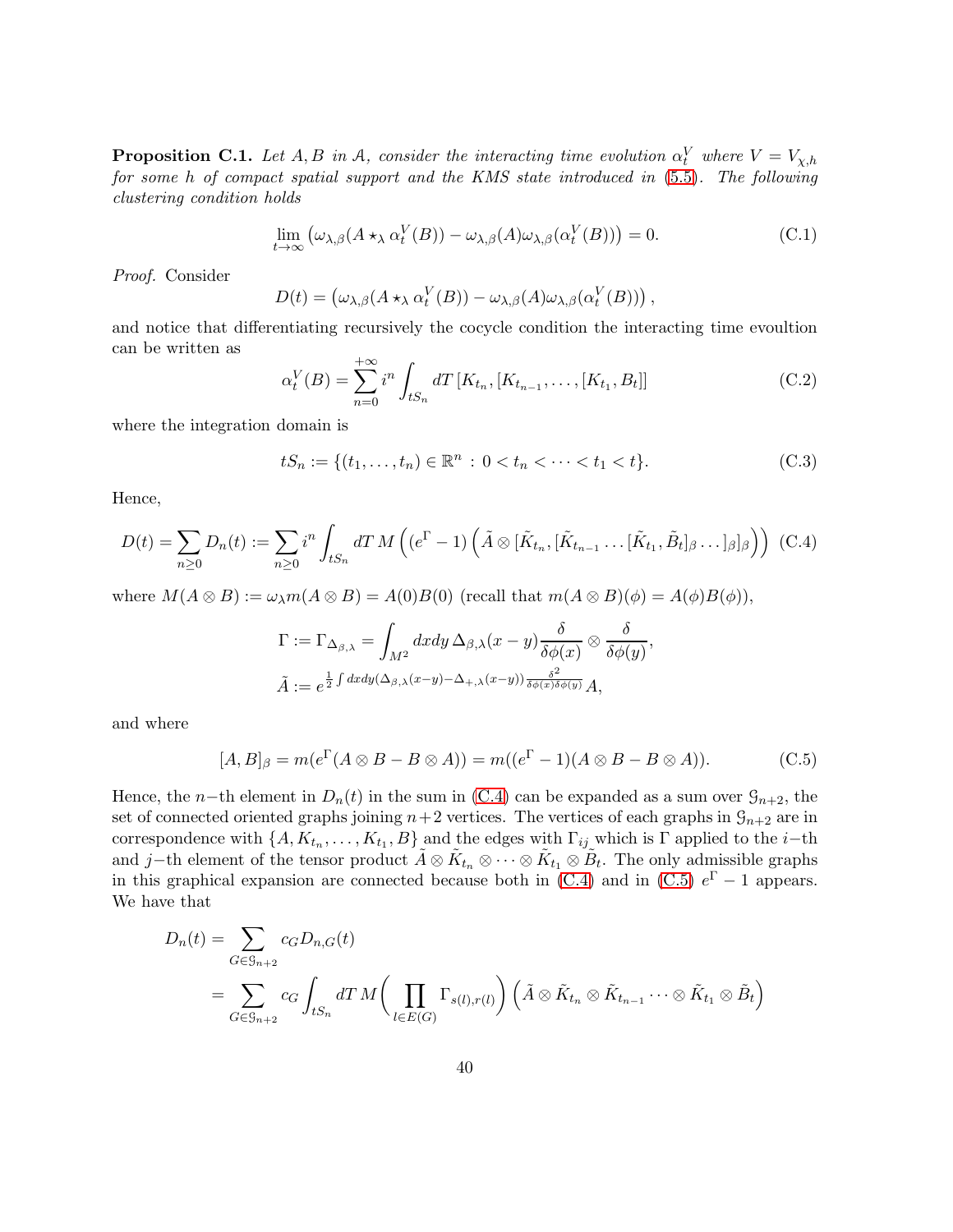**Proposition C.1.** *Let $A, B$ in $\mathcal{A}$, consider the interacting time evolution $\alpha_t^V$ where $V = V_{\chi,h}$ for some $h$ of compact spatial support and the KMS state introduced in (5.5). The following clustering condition holds*

$$\lim_{t\to\infty} \left(\omega_{\lambda,\beta}(A \star_\lambda \alpha_t^V(B)) - \omega_{\lambda,\beta}(A)\omega_{\lambda,\beta}(\alpha_t^V(B))\right) = 0. \tag{C.1}$$

*Proof.* Consider

$$D(t) = \left(\omega_{\lambda,\beta}(A \star_\lambda \alpha_t^V(B)) - \omega_{\lambda,\beta}(A)\omega_{\lambda,\beta}(\alpha_t^V(B))\right),$$

and notice that differentiating recursively the cocycle condition the interacting time evoultion can be written as

$$\alpha_t^V(B) = \sum_{n=0}^{+\infty} i^n \int_{tS_n} dT\, [K_{t_n}, [K_{t_{n-1}}, \ldots, [K_{t_1}, B_t]] \tag{C.2}$$

where the integration domain is

$$tS_n := \{(t_1, \ldots, t_n) \in \mathbb{R}^n \,:\, 0 < t_n < \cdots < t_1 < t\}. \tag{C.3}$$

Hence,

$$D(t) = \sum_{n\geq 0} D_n(t) := \sum_{n\geq 0} i^n \int_{tS_n} dT\, M\left((e^\Gamma - 1)\left(\tilde{A} \otimes [\tilde{K}_{t_n}, [\tilde{K}_{t_{n-1}} \ldots [\tilde{K}_{t_1}, \tilde{B}_t]_\beta \ldots]_\beta]\right)\right) \tag{C.4}$$

where $M(A \otimes B) := \omega_\lambda m(A \otimes B) = A(0)B(0)$ (recall that $m(A \otimes B)(\phi) = A(\phi)B(\phi)$),

$$\Gamma := \Gamma_{\Delta_{\beta,\lambda}} = \int_{M^2} dxdy\, \Delta_{\beta,\lambda}(x-y) \frac{\delta}{\delta\phi(x)} \otimes \frac{\delta}{\delta\phi(y)},$$
$$\tilde{A} := e^{\frac{1}{2}\int dxdy (\Delta_{\beta,\lambda}(x-y) - \Delta_{+,\lambda}(x-y)) \frac{\delta^2}{\delta\phi(x)\delta\phi(y)}} A,$$

and where

$$[A, B]_\beta = m(e^\Gamma(A \otimes B - B \otimes A)) = m((e^\Gamma - 1)(A \otimes B - B \otimes A)). \tag{C.5}$$

Hence, the $n-$th element in $D_n(t)$ in the sum in (C.4) can be expanded as a sum over $\mathcal{G}_{n+2}$, the set of connected oriented graphs joining $n+2$ vertices. The vertices of each graphs in $\mathcal{G}_{n+2}$ are in correspondence with $\{A, K_{t_n}, \ldots, K_{t_1}, B\}$ and the edges with $\Gamma_{ij}$ which is $\Gamma$ applied to the $i-$th and $j-$th element of the tensor product $\tilde{A} \otimes \tilde{K}_{t_n} \otimes \cdots \otimes \tilde{K}_{t_1} \otimes \tilde{B}_t$. The only admissible graphs in this graphical expansion are connected because both in (C.4) and in (C.5) $e^\Gamma - 1$ appears. We have that

$$\begin{aligned}
D_n(t) &= \sum_{G\in\mathcal{G}_{n+2}} c_G D_{n,G}(t) \\
&= \sum_{G\in\mathcal{G}_{n+2}} c_G \int_{tS_n} dT\, M\bigg(\prod_{l\in E(G)} \Gamma_{s(l),r(l)}\bigg)\left(\tilde{A} \otimes \tilde{K}_{t_n} \otimes \tilde{K}_{t_{n-1}} \cdots \otimes \tilde{K}_{t_1} \otimes \tilde{B}_t\right)
\end{aligned}$$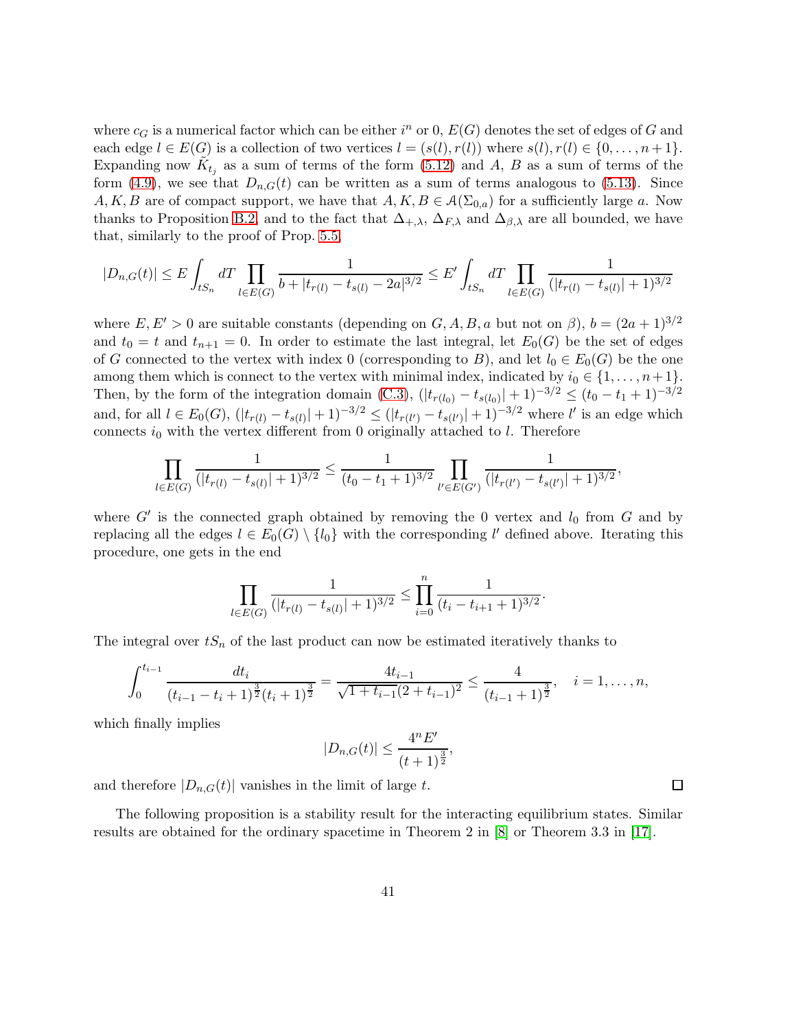where $c_G$ is a numerical factor which can be either $i^n$ or 0, $E(G)$ denotes the set of edges of $G$ and each edge $l \in E(G)$ is a collection of two vertices $l = (s(l), r(l))$ where $s(l), r(l) \in \{0, \ldots, n+1\}$. Expanding now $\tilde{K}_{t_j}$ as a sum of terms of the form (5.12) and $A$, $B$ as a sum of terms of the form (4.9), we see that $D_{n,G}(t)$ can be written as a sum of terms analogous to (5.13). Since $A, K, B$ are of compact support, we have that $A, K, B \in \mathcal{A}(\Sigma_{0,a})$ for a sufficiently large $a$. Now thanks to Proposition B.2 and to the fact that $\Delta_{+,\lambda}$, $\Delta_{F,\lambda}$ and $\Delta_{\beta,\lambda}$ are all bounded, we have that, similarly to the proof of Prop. 5.5,

$$|D_{n,G}(t)| \leq E \int_{tS_n} dT \prod_{l \in E(G)} \frac{1}{b + |t_{r(l)} - t_{s(l)} - 2a|^{3/2}} \leq E' \int_{tS_n} dT \prod_{l \in E(G)} \frac{1}{(|t_{r(l)} - t_{s(l)}| + 1)^{3/2}}$$

where $E, E' > 0$ are suitable constants (depending on $G, A, B, a$ but not on $\beta$), $b = (2a+1)^{3/2}$ and $t_0 = t$ and $t_{n+1} = 0$. In order to estimate the last integral, let $E_0(G)$ be the set of edges of $G$ connected to the vertex with index 0 (corresponding to $B$), and let $l_0 \in E_0(G)$ be the one among them which is connect to the vertex with minimal index, indicated by $i_0 \in \{1, \ldots, n+1\}$. Then, by the form of the integration domain (C.3), $(|t_{r(l_0)} - t_{s(l_0)}| + 1)^{-3/2} \leq (t_0 - t_1 + 1)^{-3/2}$ and, for all $l \in E_0(G)$, $(|t_{r(l)} - t_{s(l)}| + 1)^{-3/2} \leq (|t_{r(l')} - t_{s(l')}| + 1)^{-3/2}$ where $l'$ is an edge which connects $i_0$ with the vertex different from 0 originally attached to $l$. Therefore

$$\prod_{l \in E(G)} \frac{1}{(|t_{r(l)} - t_{s(l)}| + 1)^{3/2}} \leq \frac{1}{(t_0 - t_1 + 1)^{3/2}} \prod_{l' \in E(G')} \frac{1}{(|t_{r(l')} - t_{s(l')}| + 1)^{3/2}},$$

where $G'$ is the connected graph obtained by removing the 0 vertex and $l_0$ from $G$ and by replacing all the edges $l \in E_0(G) \setminus \{l_0\}$ with the corresponding $l'$ defined above. Iterating this procedure, one gets in the end

$$\prod_{l \in E(G)} \frac{1}{(|t_{r(l)} - t_{s(l)}| + 1)^{3/2}} \leq \prod_{i=0}^{n} \frac{1}{(t_i - t_{i+1} + 1)^{3/2}}.$$

The integral over $tS_n$ of the last product can now be estimated iteratively thanks to

$$\int_0^{t_{i-1}} \frac{dt_i}{(t_{i-1} - t_i + 1)^{\frac{3}{2}} (t_i + 1)^{\frac{3}{2}}} = \frac{4t_{i-1}}{\sqrt{1 + t_{i-1}} (2 + t_{i-1})^2} \leq \frac{4}{(t_{i-1} + 1)^{\frac{3}{2}}}, \quad i = 1, \ldots, n,$$

which finally implies

$$|D_{n,G}(t)| \leq \frac{4^n E'}{(t+1)^{\frac{3}{2}}},$$

and therefore $|D_{n,G}(t)|$ vanishes in the limit of large $t$. □

The following proposition is a stability result for the interacting equilibrium states. Similar results are obtained for the ordinary spacetime in Theorem 2 in [8] or Theorem 3.3 in [17].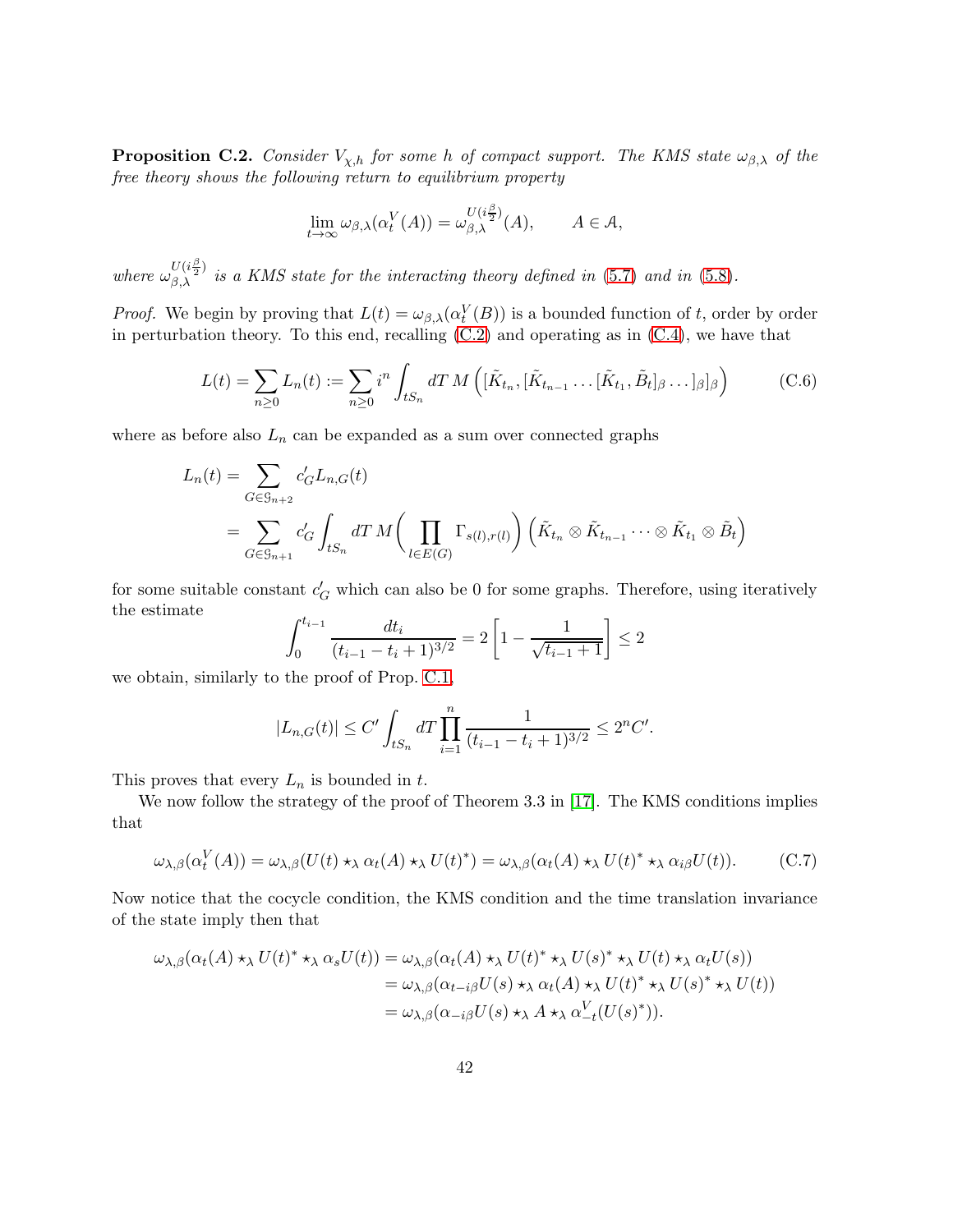**Proposition C.2.** *Consider $V_{\chi,h}$ for some $h$ of compact support. The KMS state $\omega_{\beta,\lambda}$ of the free theory shows the following return to equilibrium property*

$$\lim_{t\to\infty} \omega_{\beta,\lambda}(\alpha_t^V(A)) = \omega_{\beta,\lambda}^{U(i\frac{\beta}{2})}(A), \qquad A \in \mathcal{A},$$

*where $\omega_{\beta,\lambda}^{U(i\frac{\beta}{2})}$ is a KMS state for the interacting theory defined in (5.7) and in (5.8).*

*Proof.* We begin by proving that $L(t) = \omega_{\beta,\lambda}(\alpha_t^V(B))$ is a bounded function of $t$, order by order in perturbation theory. To this end, recalling (C.2) and operating as in (C.4), we have that

$$L(t) = \sum_{n\geq 0} L_n(t) := \sum_{n\geq 0} i^n \int_{tS_n} dT\, M\left([\tilde{K}_{t_n}, [\tilde{K}_{t_{n-1}} \dots [\tilde{K}_{t_1}, \tilde{B}_t]_\beta \dots]_\beta]_\beta\right) \tag{C.6}$$

where as before also $L_n$ can be expanded as a sum over connected graphs

$$\begin{aligned}
L_n(t) &= \sum_{G\in\mathcal{G}_{n+2}} c'_G L_{n,G}(t) \\
&= \sum_{G\in\mathcal{G}_{n+1}} c'_G \int_{tS_n} dT\, M\left(\prod_{l\in E(G)} \Gamma_{s(l),r(l)}\right)\left(\tilde{K}_{t_n} \otimes \tilde{K}_{t_{n-1}} \cdots \otimes \tilde{K}_{t_1} \otimes \tilde{B}_t\right)
\end{aligned}$$

for some suitable constant $c'_G$ which can also be 0 for some graphs. Therefore, using iteratively the estimate

$$\int_0^{t_{i-1}} \frac{dt_i}{(t_{i-1}-t_i+1)^{3/2}} = 2\left[1 - \frac{1}{\sqrt{t_{i-1}+1}}\right] \leq 2$$

we obtain, similarly to the proof of Prop. C.1,

$$|L_{n,G}(t)| \leq C' \int_{tS_n} dT \prod_{i=1}^{n} \frac{1}{(t_{i-1}-t_i+1)^{3/2}} \leq 2^n C'.$$

This proves that every $L_n$ is bounded in $t$.

We now follow the strategy of the proof of Theorem 3.3 in [17]. The KMS conditions implies that

$$\omega_{\lambda,\beta}(\alpha_t^V(A)) = \omega_{\lambda,\beta}(U(t) \star_\lambda \alpha_t(A) \star_\lambda U(t)^*) = \omega_{\lambda,\beta}(\alpha_t(A) \star_\lambda U(t)^* \star_\lambda \alpha_{i\beta} U(t)). \tag{C.7}$$

Now notice that the cocycle condition, the KMS condition and the time translation invariance of the state imply then that

$$\begin{aligned}
\omega_{\lambda,\beta}(\alpha_t(A) \star_\lambda U(t)^* \star_\lambda \alpha_s U(t)) &= \omega_{\lambda,\beta}(\alpha_t(A) \star_\lambda U(t)^* \star_\lambda U(s)^* \star_\lambda U(t) \star_\lambda \alpha_t U(s)) \\
&= \omega_{\lambda,\beta}(\alpha_{t-i\beta} U(s) \star_\lambda \alpha_t(A) \star_\lambda U(t)^* \star_\lambda U(s)^* \star_\lambda U(t)) \\
&= \omega_{\lambda,\beta}(\alpha_{-i\beta} U(s) \star_\lambda A \star_\lambda \alpha_{-t}^V(U(s)^*)).
\end{aligned}$$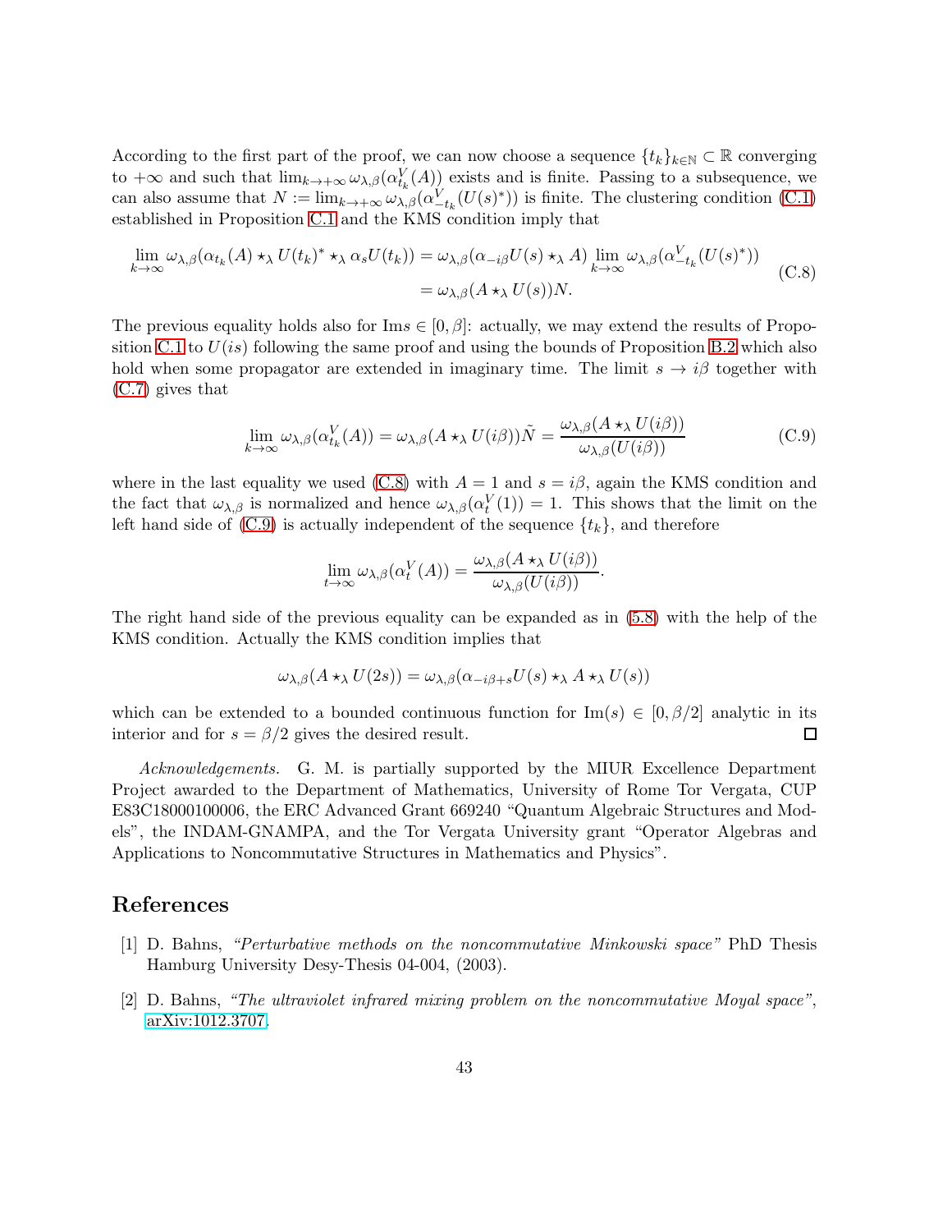According to the first part of the proof, we can now choose a sequence $\{t_k\}_{k\in\mathbb{N}} \subset \mathbb{R}$ converging to $+\infty$ and such that $\lim_{k\to+\infty} \omega_{\lambda,\beta}(\alpha^V_{t_k}(A))$ exists and is finite. Passing to a subsequence, we can also assume that $N := \lim_{k\to+\infty} \omega_{\lambda,\beta}(\alpha^V_{-t_k}(U(s)^*))$ is finite. The clustering condition (C.1) established in Proposition C.1 and the KMS condition imply that

$$
\begin{aligned}
\lim_{k\to\infty} \omega_{\lambda,\beta}(\alpha_{t_k}(A) \star_\lambda U(t_k)^* \star_\lambda \alpha_s U(t_k)) &= \omega_{\lambda,\beta}(\alpha_{-i\beta} U(s) \star_\lambda A) \lim_{k\to\infty} \omega_{\lambda,\beta}(\alpha^V_{-t_k}(U(s)^*)) \\
&= \omega_{\lambda,\beta}(A \star_\lambda U(s))N.
\end{aligned}
\tag{C.8}
$$

The previous equality holds also for $\mathrm{Im} s \in [0,\beta]$: actually, we may extend the results of Proposition C.1 to $U(is)$ following the same proof and using the bounds of Proposition B.2 which also hold when some propagator are extended in imaginary time. The limit $s \to i\beta$ together with (C.7) gives that

$$
\lim_{k\to\infty} \omega_{\lambda,\beta}(\alpha^V_{t_k}(A)) = \omega_{\lambda,\beta}(A \star_\lambda U(i\beta))\tilde{N} = \frac{\omega_{\lambda,\beta}(A \star_\lambda U(i\beta))}{\omega_{\lambda,\beta}(U(i\beta))}
\tag{C.9}
$$

where in the last equality we used (C.8) with $A = 1$ and $s = i\beta$, again the KMS condition and the fact that $\omega_{\lambda,\beta}$ is normalized and hence $\omega_{\lambda,\beta}(\alpha^V_t(1)) = 1$. This shows that the limit on the left hand side of (C.9) is actually independent of the sequence $\{t_k\}$, and therefore

$$
\lim_{t\to\infty} \omega_{\lambda,\beta}(\alpha^V_t(A)) = \frac{\omega_{\lambda,\beta}(A \star_\lambda U(i\beta))}{\omega_{\lambda,\beta}(U(i\beta))}.
$$

The right hand side of the previous equality can be expanded as in (5.8) with the help of the KMS condition. Actually the KMS condition implies that

$$
\omega_{\lambda,\beta}(A \star_\lambda U(2s)) = \omega_{\lambda,\beta}(\alpha_{-i\beta+s} U(s) \star_\lambda A \star_\lambda U(s))
$$

which can be extended to a bounded continuous function for $\mathrm{Im}(s) \in [0, \beta/2]$ analytic in its interior and for $s = \beta/2$ gives the desired result. □

*Acknowledgements.* G. M. is partially supported by the MIUR Excellence Department Project awarded to the Department of Mathematics, University of Rome Tor Vergata, CUP E83C18000100006, the ERC Advanced Grant 669240 "Quantum Algebraic Structures and Models", the INDAM-GNAMPA, and the Tor Vergata University grant "Operator Algebras and Applications to Noncommutative Structures in Mathematics and Physics".

## References

[1] D. Bahns, *"Perturbative methods on the noncommutative Minkowski space"* PhD Thesis Hamburg University Desy-Thesis 04-004, (2003).

[2] D. Bahns, *"The ultraviolet infrared mixing problem on the noncommutative Moyal space"*, arXiv:1012.3707.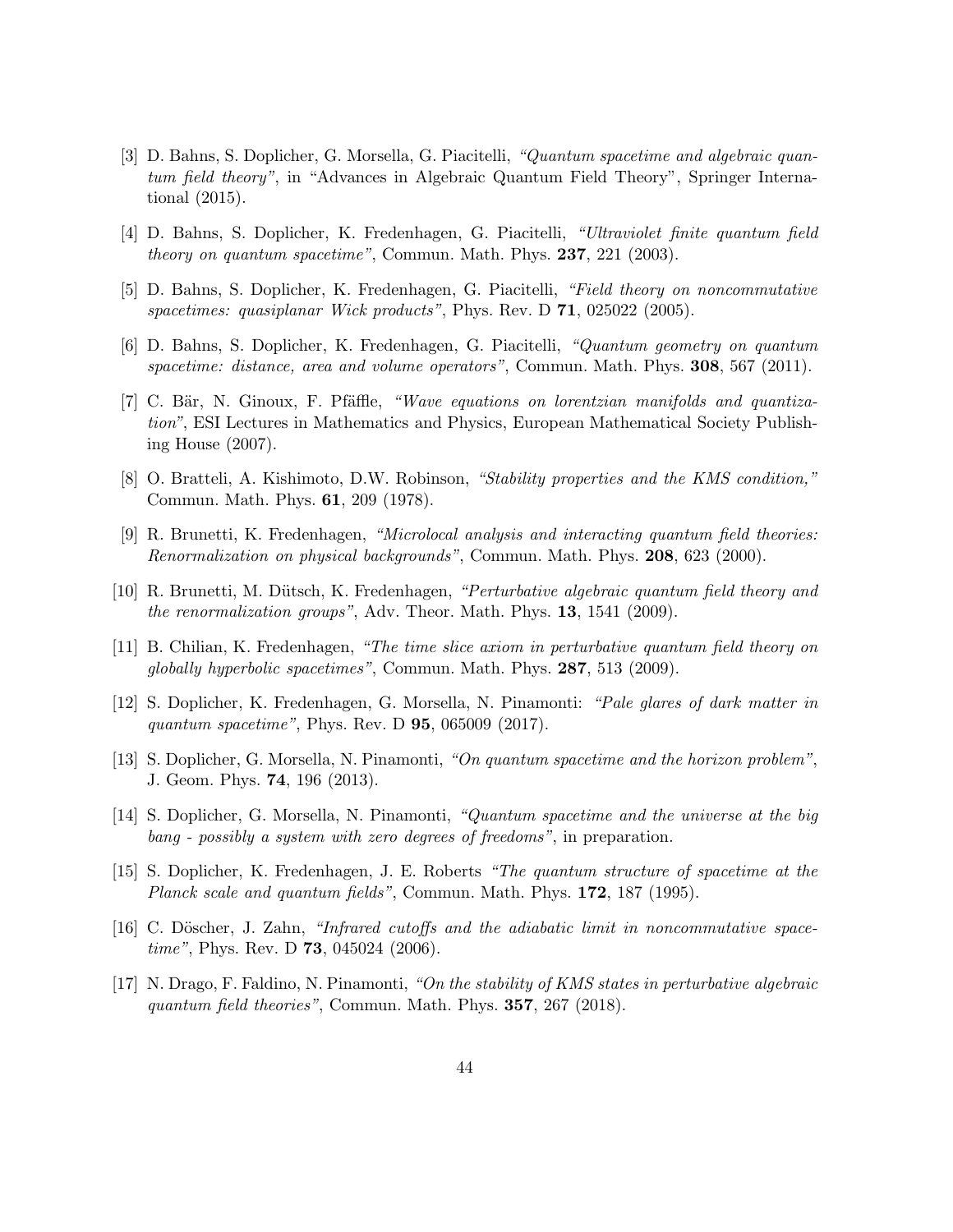[3] D. Bahns, S. Doplicher, G. Morsella, G. Piacitelli, *"Quantum spacetime and algebraic quantum field theory"*, in "Advances in Algebraic Quantum Field Theory", Springer International (2015).

[4] D. Bahns, S. Doplicher, K. Fredenhagen, G. Piacitelli, *"Ultraviolet finite quantum field theory on quantum spacetime"*, Commun. Math. Phys. **237**, 221 (2003).

[5] D. Bahns, S. Doplicher, K. Fredenhagen, G. Piacitelli, *"Field theory on noncommutative spacetimes: quasiplanar Wick products"*, Phys. Rev. D **71**, 025022 (2005).

[6] D. Bahns, S. Doplicher, K. Fredenhagen, G. Piacitelli, *"Quantum geometry on quantum spacetime: distance, area and volume operators"*, Commun. Math. Phys. **308**, 567 (2011).

[7] C. Bär, N. Ginoux, F. Pfäffle, *"Wave equations on lorentzian manifolds and quantization"*, ESI Lectures in Mathematics and Physics, European Mathematical Society Publishing House (2007).

[8] O. Bratteli, A. Kishimoto, D.W. Robinson, *"Stability properties and the KMS condition,"* Commun. Math. Phys. **61**, 209 (1978).

[9] R. Brunetti, K. Fredenhagen, *"Microlocal analysis and interacting quantum field theories: Renormalization on physical backgrounds"*, Commun. Math. Phys. **208**, 623 (2000).

[10] R. Brunetti, M. Dütsch, K. Fredenhagen, *"Perturbative algebraic quantum field theory and the renormalization groups"*, Adv. Theor. Math. Phys. **13**, 1541 (2009).

[11] B. Chilian, K. Fredenhagen, *"The time slice axiom in perturbative quantum field theory on globally hyperbolic spacetimes"*, Commun. Math. Phys. **287**, 513 (2009).

[12] S. Doplicher, K. Fredenhagen, G. Morsella, N. Pinamonti: *"Pale glares of dark matter in quantum spacetime"*, Phys. Rev. D **95**, 065009 (2017).

[13] S. Doplicher, G. Morsella, N. Pinamonti, *"On quantum spacetime and the horizon problem"*, J. Geom. Phys. **74**, 196 (2013).

[14] S. Doplicher, G. Morsella, N. Pinamonti, *"Quantum spacetime and the universe at the big bang - possibly a system with zero degrees of freedoms"*, in preparation.

[15] S. Doplicher, K. Fredenhagen, J. E. Roberts *"The quantum structure of spacetime at the Planck scale and quantum fields"*, Commun. Math. Phys. **172**, 187 (1995).

[16] C. Döscher, J. Zahn, *"Infrared cutoffs and the adiabatic limit in noncommutative spacetime"*, Phys. Rev. D **73**, 045024 (2006).

[17] N. Drago, F. Faldino, N. Pinamonti, *"On the stability of KMS states in perturbative algebraic quantum field theories"*, Commun. Math. Phys. **357**, 267 (2018).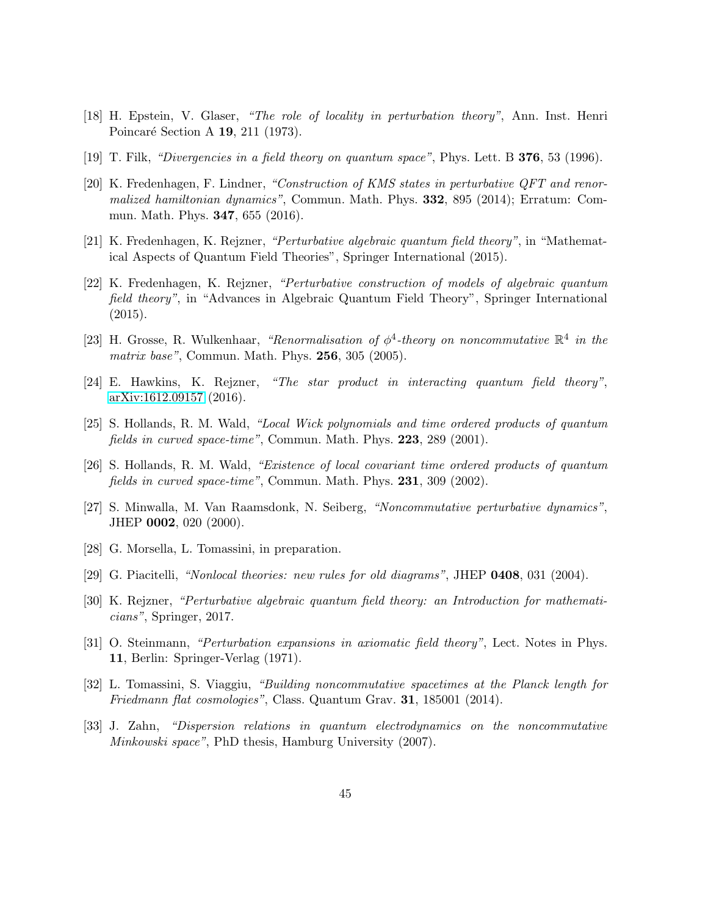[18] H. Epstein, V. Glaser, *"The role of locality in perturbation theory"*, Ann. Inst. Henri Poincaré Section A **19**, 211 (1973).

[19] T. Filk, *"Divergencies in a field theory on quantum space"*, Phys. Lett. B **376**, 53 (1996).

[20] K. Fredenhagen, F. Lindner, *"Construction of KMS states in perturbative QFT and renormalized hamiltonian dynamics"*, Commun. Math. Phys. **332**, 895 (2014); Erratum: Commun. Math. Phys. **347**, 655 (2016).

[21] K. Fredenhagen, K. Rejzner, *"Perturbative algebraic quantum field theory"*, in "Mathematical Aspects of Quantum Field Theories", Springer International (2015).

[22] K. Fredenhagen, K. Rejzner, *"Perturbative construction of models of algebraic quantum field theory"*, in "Advances in Algebraic Quantum Field Theory", Springer International (2015).

[23] H. Grosse, R. Wulkenhaar, *"Renormalisation of $\phi^4$-theory on noncommutative $\mathbb{R}^4$ in the matrix base"*, Commun. Math. Phys. **256**, 305 (2005).

[24] E. Hawkins, K. Rejzner, *"The star product in interacting quantum field theory"*, arXiv:1612.09157 (2016).

[25] S. Hollands, R. M. Wald, *"Local Wick polynomials and time ordered products of quantum fields in curved space-time"*, Commun. Math. Phys. **223**, 289 (2001).

[26] S. Hollands, R. M. Wald, *"Existence of local covariant time ordered products of quantum fields in curved space-time"*, Commun. Math. Phys. **231**, 309 (2002).

[27] S. Minwalla, M. Van Raamsdonk, N. Seiberg, *"Noncommutative perturbative dynamics"*, JHEP **0002**, 020 (2000).

[28] G. Morsella, L. Tomassini, in preparation.

[29] G. Piacitelli, *"Nonlocal theories: new rules for old diagrams"*, JHEP **0408**, 031 (2004).

[30] K. Rejzner, *"Perturbative algebraic quantum field theory: an Introduction for mathematicians"*, Springer, 2017.

[31] O. Steinmann, *"Perturbation expansions in axiomatic field theory"*, Lect. Notes in Phys. **11**, Berlin: Springer-Verlag (1971).

[32] L. Tomassini, S. Viaggiu, *"Building noncommutative spacetimes at the Planck length for Friedmann flat cosmologies"*, Class. Quantum Grav. **31**, 185001 (2014).

[33] J. Zahn, *"Dispersion relations in quantum electrodynamics on the noncommutative Minkowski space"*, PhD thesis, Hamburg University (2007).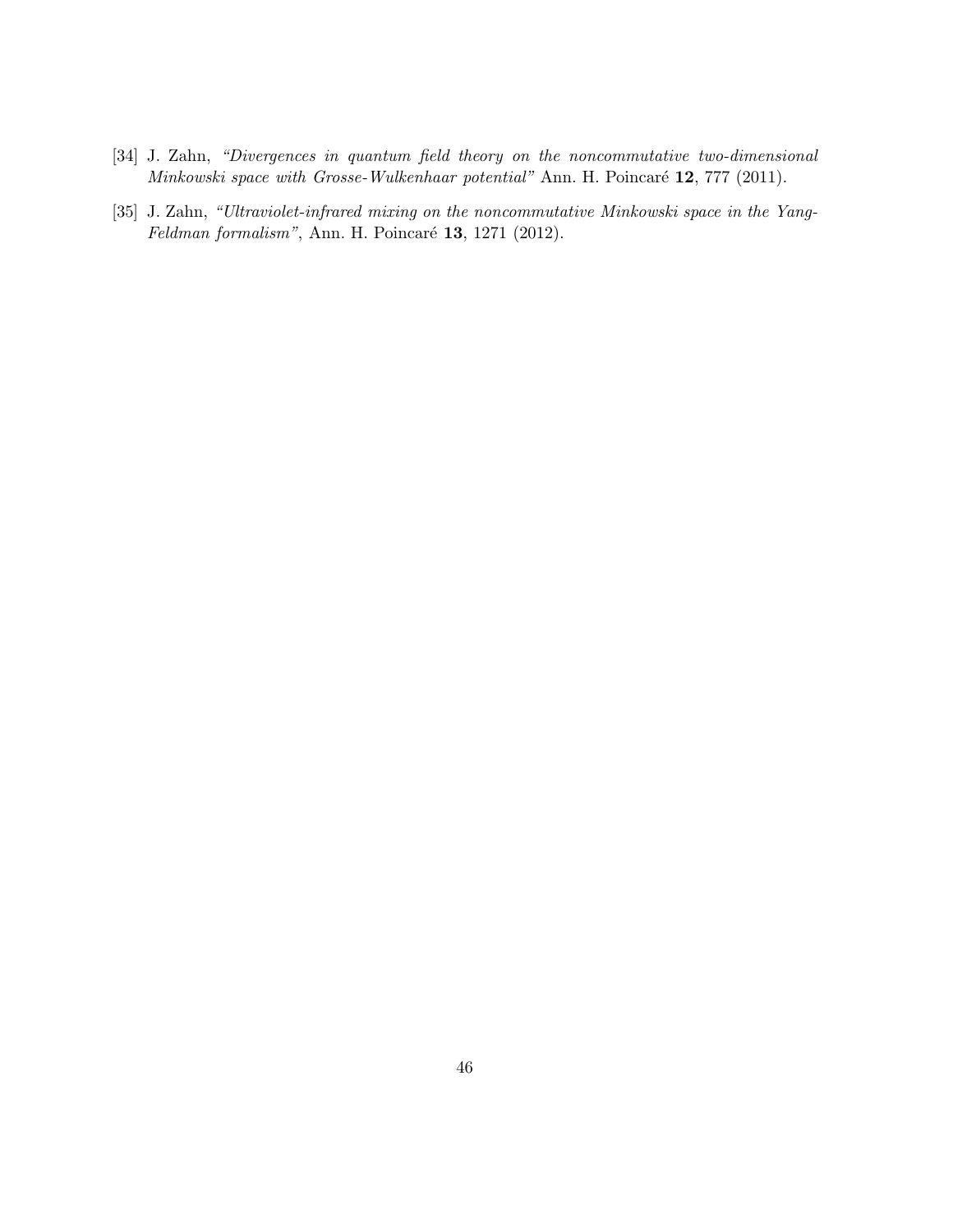[34] J. Zahn, *"Divergences in quantum field theory on the noncommutative two-dimensional Minkowski space with Grosse-Wulkenhaar potential"* Ann. H. Poincaré **12**, 777 (2011).

[35] J. Zahn, *"Ultraviolet-infrared mixing on the noncommutative Minkowski space in the Yang-Feldman formalism"*, Ann. H. Poincaré **13**, 1271 (2012).